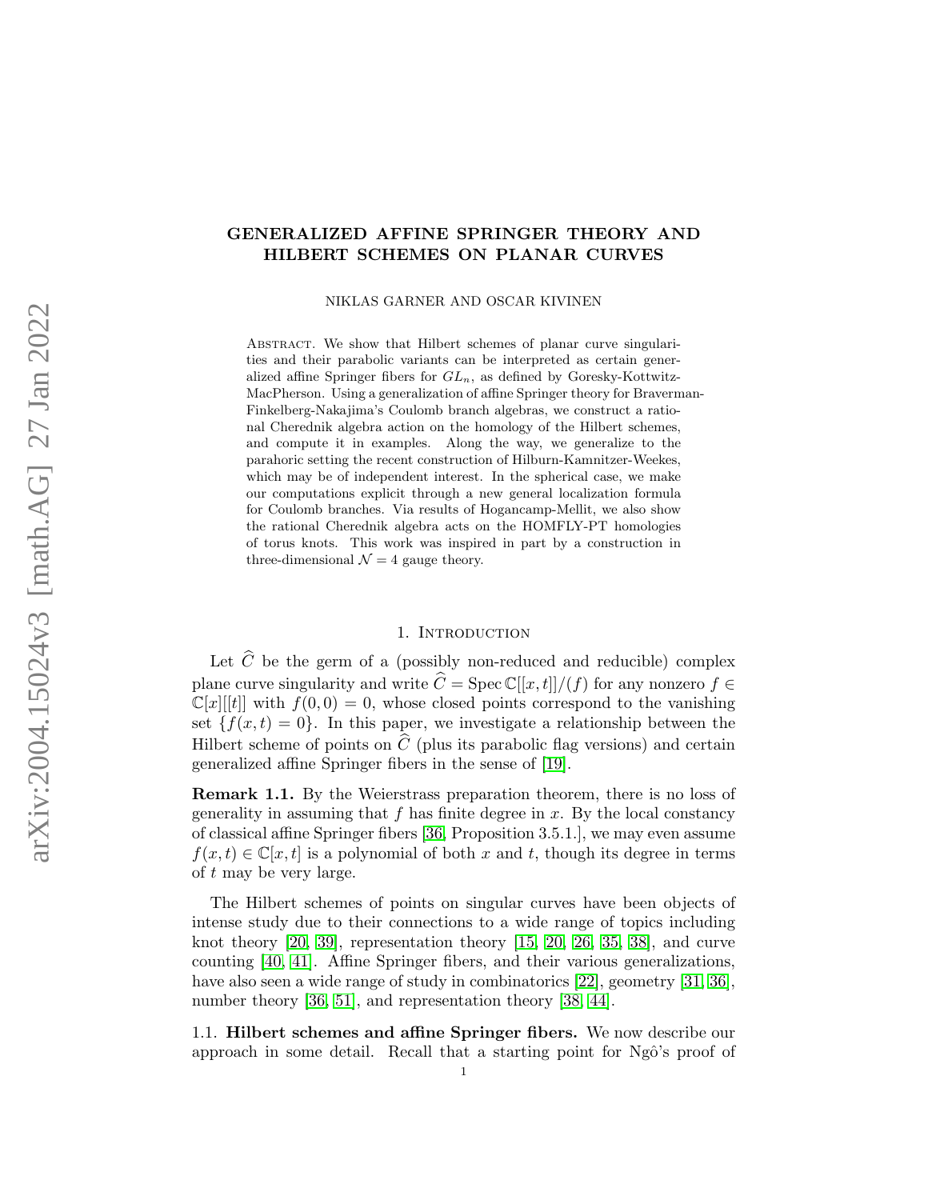# GENERALIZED AFFINE SPRINGER THEORY AND HILBERT SCHEMES ON PLANAR CURVES

NIKLAS GARNER AND OSCAR KIVINEN

Abstract. We show that Hilbert schemes of planar curve singularities and their parabolic variants can be interpreted as certain generalized affine Springer fibers for $GL_n$, as defined by Goresky-Kottwitz-MacPherson. Using a generalization of affine Springer theory for Braverman-Finkelberg-Nakajima's Coulomb branch algebras, we construct a rational Cherednik algebra action on the homology of the Hilbert schemes, and compute it in examples. Along the way, we generalize to the parahoric setting the recent construction of Hilburn-Kamnitzer-Weekes, which may be of independent interest. In the spherical case, we make our computations explicit through a new general localization formula for Coulomb branches. Via results of Hogancamp-Mellit, we also show the rational Cherednik algebra acts on the HOMFLY-PT homologies of torus knots. This work was inspired in part by a construction in three-dimensional $\mathcal{N} = 4$ gauge theory.

## 1. Introduction

Let $\widehat{C}$ be the germ of a (possibly non-reduced and reducible) complex plane curve singularity and write $\widehat{C} = \operatorname{Spec} \mathbb{C}[[x,t]]/(f)$ for any nonzero $f \in \mathbb{C}[x][[t]]$ with $f(0,0) = 0$, whose closed points correspond to the vanishing set $\{f(x,t) = 0\}$. In this paper, we investigate a relationship between the Hilbert scheme of points on $\widehat{C}$ (plus its parabolic flag versions) and certain generalized affine Springer fibers in the sense of [19].

**Remark 1.1.** By the Weierstrass preparation theorem, there is no loss of generality in assuming that $f$ has finite degree in $x$. By the local constancy of classical affine Springer fibers [36, Proposition 3.5.1.], we may even assume $f(x,t) \in \mathbb{C}[x,t]$ is a polynomial of both $x$ and $t$, though its degree in terms of $t$ may be very large.

The Hilbert schemes of points on singular curves have been objects of intense study due to their connections to a wide range of topics including knot theory [20, 39], representation theory [15, 20, 26, 35, 38], and curve counting [40, 41]. Affine Springer fibers, and their various generalizations, have also seen a wide range of study in combinatorics [22], geometry [31, 36], number theory [36, 51], and representation theory [38, 44].

1.1. **Hilbert schemes and affine Springer fibers.** We now describe our approach in some detail. Recall that a starting point for Ngô's proof of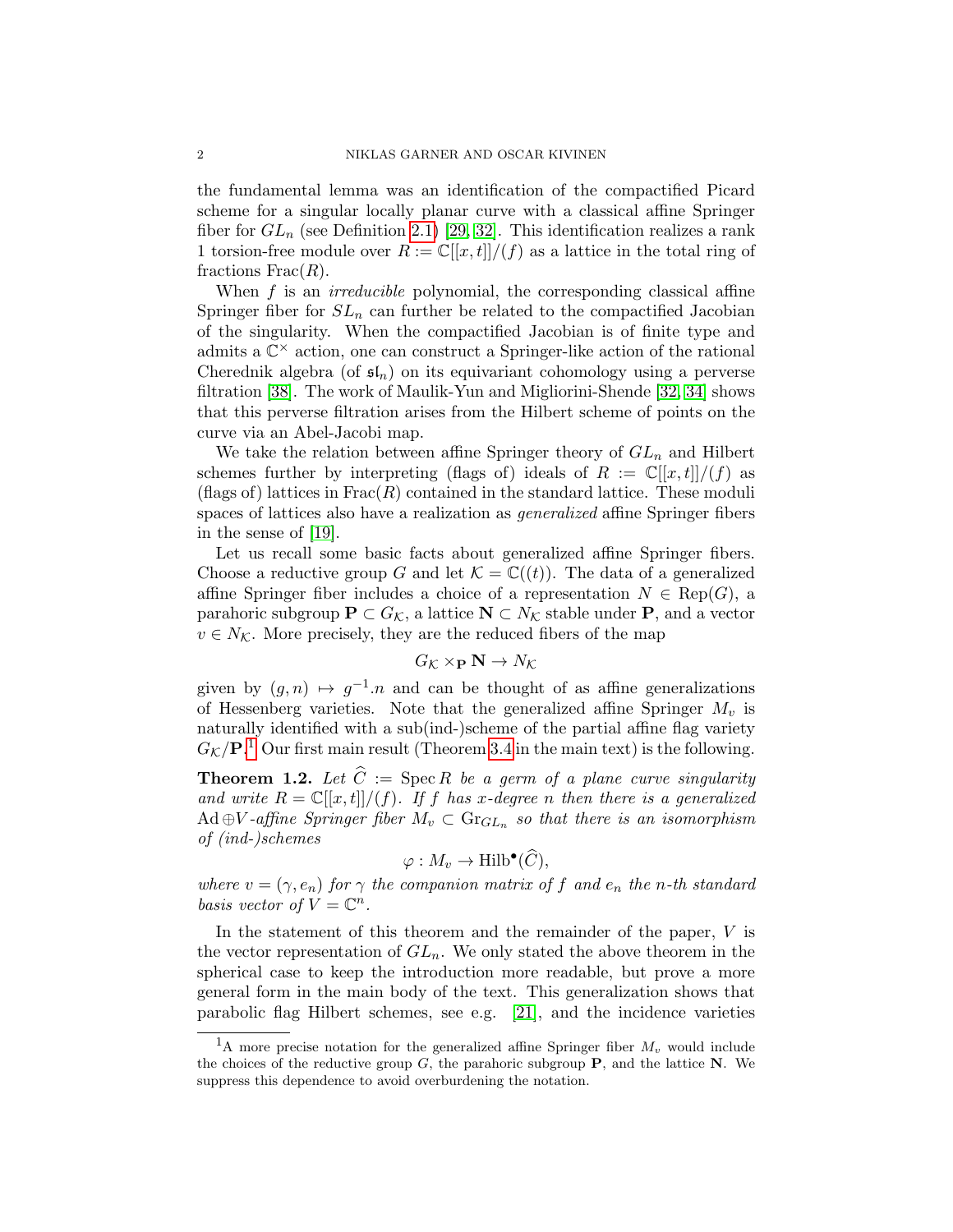the fundamental lemma was an identification of the compactified Picard scheme for a singular locally planar curve with a classical affine Springer fiber for $GL_n$ (see Definition 2.1) [29, 32]. This identification realizes a rank 1 torsion-free module over $R := \mathbb{C}[[x,t]]/(f)$ as a lattice in the total ring of fractions $\mathrm{Frac}(R)$.

When $f$ is an *irreducible* polynomial, the corresponding classical affine Springer fiber for $SL_n$ can further be related to the compactified Jacobian of the singularity. When the compactified Jacobian is of finite type and admits a $\mathbb{C}^\times$ action, one can construct a Springer-like action of the rational Cherednik algebra (of $\mathfrak{sl}_n$) on its equivariant cohomology using a perverse filtration [38]. The work of Maulik-Yun and Migliorini-Shende [32, 34] shows that this perverse filtration arises from the Hilbert scheme of points on the curve via an Abel-Jacobi map.

We take the relation between affine Springer theory of $GL_n$ and Hilbert schemes further by interpreting (flags of) ideals of $R := \mathbb{C}[[x,t]]/(f)$ as (flags of) lattices in $\mathrm{Frac}(R)$ contained in the standard lattice. These moduli spaces of lattices also have a realization as *generalized* affine Springer fibers in the sense of [19].

Let us recall some basic facts about generalized affine Springer fibers. Choose a reductive group $G$ and let $\mathcal{K} = \mathbb{C}((t))$. The data of a generalized affine Springer fiber includes a choice of a representation $N \in \mathrm{Rep}(G)$, a parahoric subgroup $\mathbf{P} \subset G_\mathcal{K}$, a lattice $\mathbf{N} \subset N_\mathcal{K}$ stable under $\mathbf{P}$, and a vector $v \in N_\mathcal{K}$. More precisely, they are the reduced fibers of the map

$$G_\mathcal{K} \times_\mathbf{P} \mathbf{N} \to N_\mathcal{K}$$

given by $(g, n) \mapsto g^{-1}.n$ and can be thought of as affine generalizations of Hessenberg varieties. Note that the generalized affine Springer $M_v$ is naturally identified with a sub(ind-)scheme of the partial affine flag variety $G_\mathcal{K}/\mathbf{P}$.[1] Our first main result (Theorem 3.4 in the main text) is the following.

**Theorem 1.2.** *Let $\widehat{C} := \mathrm{Spec}\, R$ be a germ of a plane curve singularity and write $R = \mathbb{C}[[x,t]]/(f)$. If $f$ has $x$-degree $n$ then there is a generalized $\mathrm{Ad} \oplus V$-affine Springer fiber $M_v \subset \mathrm{Gr}_{GL_n}$ so that there is an isomorphism of (ind-)schemes*

$$\varphi : M_v \to \mathrm{Hilb}^\bullet(\widehat{C}),$$

*where $v = (\gamma, e_n)$ for $\gamma$ the companion matrix of $f$ and $e_n$ the $n$-th standard basis vector of $V = \mathbb{C}^n$.*

In the statement of this theorem and the remainder of the paper, $V$ is the vector representation of $GL_n$. We only stated the above theorem in the spherical case to keep the introduction more readable, but prove a more general form in the main body of the text. This generalization shows that parabolic flag Hilbert schemes, see e.g. [21], and the incidence varieties

[1] A more precise notation for the generalized affine Springer fiber $M_v$ would include the choices of the reductive group $G$, the parahoric subgroup $\mathbf{P}$, and the lattice $\mathbf{N}$. We suppress this dependence to avoid overburdening the notation.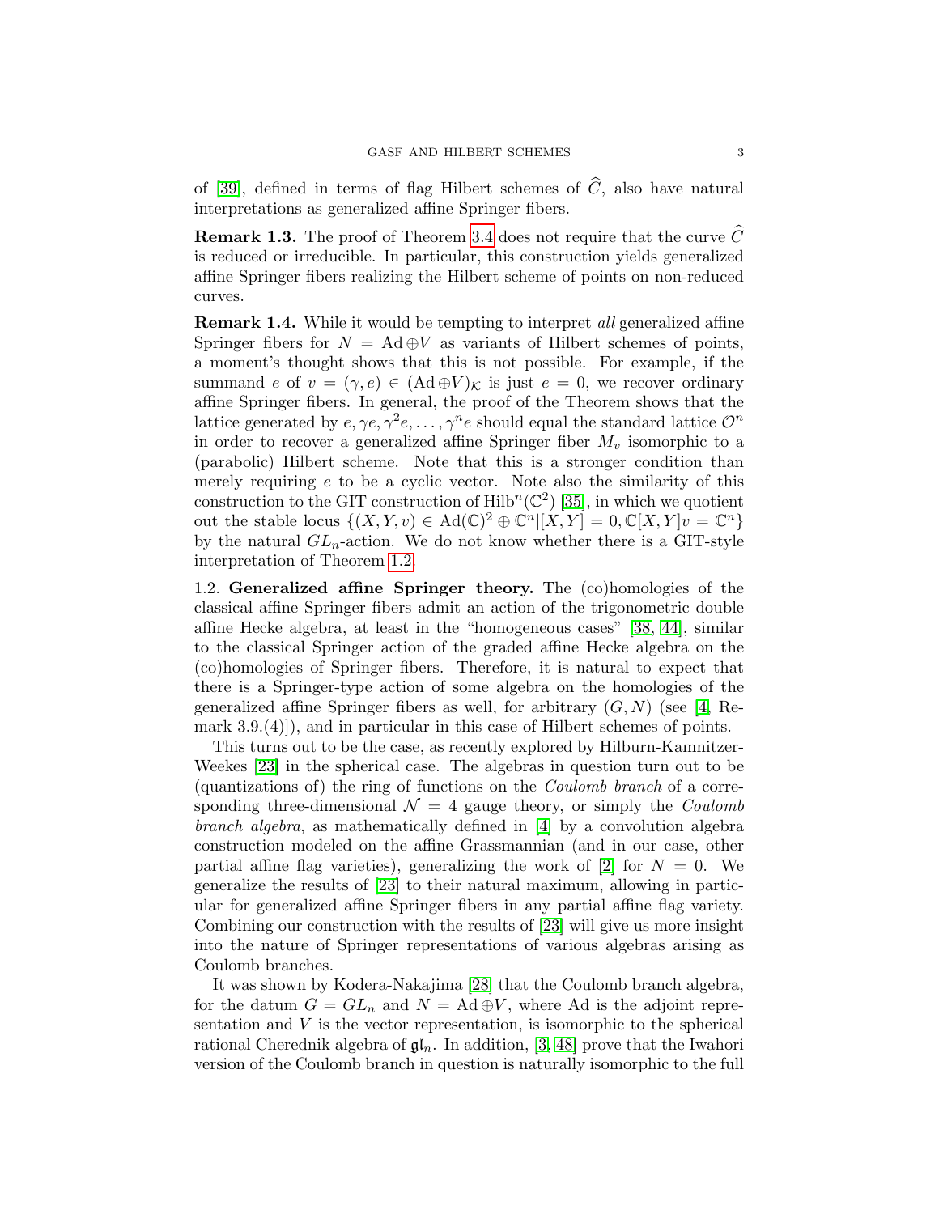of [39], defined in terms of flag Hilbert schemes of $\widehat{C}$, also have natural interpretations as generalized affine Springer fibers.

**Remark 1.3.** The proof of Theorem 3.4 does not require that the curve $\widehat{C}$ is reduced or irreducible. In particular, this construction yields generalized affine Springer fibers realizing the Hilbert scheme of points on non-reduced curves.

**Remark 1.4.** While it would be tempting to interpret *all* generalized affine Springer fibers for $N = \mathrm{Ad} \oplus V$ as variants of Hilbert schemes of points, a moment's thought shows that this is not possible. For example, if the summand $e$ of $v = (\gamma, e) \in (\mathrm{Ad} \oplus V)_{\mathcal{K}}$ is just $e = 0$, we recover ordinary affine Springer fibers. In general, the proof of the Theorem shows that the lattice generated by $e, \gamma e, \gamma^2 e, \ldots, \gamma^n e$ should equal the standard lattice $\mathcal{O}^n$ in order to recover a generalized affine Springer fiber $M_v$ isomorphic to a (parabolic) Hilbert scheme. Note that this is a stronger condition than merely requiring $e$ to be a cyclic vector. Note also the similarity of this construction to the GIT construction of $\mathrm{Hilb}^n(\mathbb{C}^2)$ [35], in which we quotient out the stable locus $\{(X, Y, v) \in \mathrm{Ad}(\mathbb{C})^2 \oplus \mathbb{C}^n | [X, Y] = 0, \mathbb{C}[X, Y]v = \mathbb{C}^n\}$ by the natural $GL_n$-action. We do not know whether there is a GIT-style interpretation of Theorem 1.2.

1.2. **Generalized affine Springer theory.** The (co)homologies of the classical affine Springer fibers admit an action of the trigonometric double affine Hecke algebra, at least in the "homogeneous cases" [38, 44], similar to the classical Springer action of the graded affine Hecke algebra on the (co)homologies of Springer fibers. Therefore, it is natural to expect that there is a Springer-type action of some algebra on the homologies of the generalized affine Springer fibers as well, for arbitrary $(G, N)$ (see [4, Remark 3.9.(4)]), and in particular in this case of Hilbert schemes of points.

This turns out to be the case, as recently explored by Hilburn-Kamnitzer-Weekes [23] in the spherical case. The algebras in question turn out to be (quantizations of) the ring of functions on the *Coulomb branch* of a corresponding three-dimensional $\mathcal{N} = 4$ gauge theory, or simply the *Coulomb branch algebra*, as mathematically defined in [4] by a convolution algebra construction modeled on the affine Grassmannian (and in our case, other partial affine flag varieties), generalizing the work of [2] for $N = 0$. We generalize the results of [23] to their natural maximum, allowing in particular for generalized affine Springer fibers in any partial affine flag variety. Combining our construction with the results of [23] will give us more insight into the nature of Springer representations of various algebras arising as Coulomb branches.

It was shown by Kodera-Nakajima [28] that the Coulomb branch algebra, for the datum $G = GL_n$ and $N = \mathrm{Ad} \oplus V$, where Ad is the adjoint representation and $V$ is the vector representation, is isomorphic to the spherical rational Cherednik algebra of $\mathfrak{gl}_n$. In addition, [3, 48] prove that the Iwahori version of the Coulomb branch in question is naturally isomorphic to the full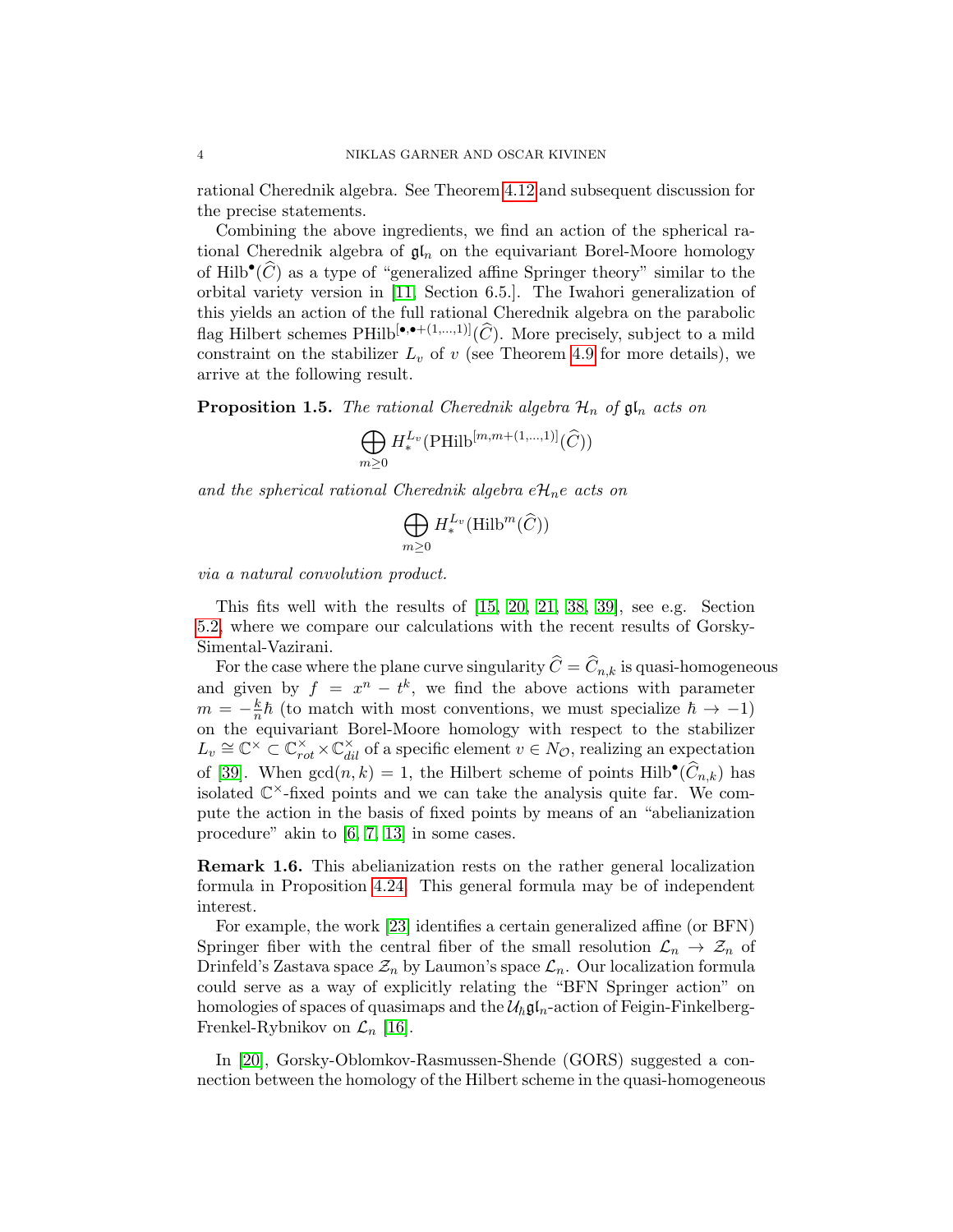rational Cherednik algebra. See Theorem 4.12 and subsequent discussion for the precise statements.

Combining the above ingredients, we find an action of the spherical rational Cherednik algebra of $\mathfrak{gl}_n$ on the equivariant Borel-Moore homology of $\mathrm{Hilb}^\bullet(\widehat{C})$ as a type of "generalized affine Springer theory" similar to the orbital variety version in [11, Section 6.5.]. The Iwahori generalization of this yields an action of the full rational Cherednik algebra on the parabolic flag Hilbert schemes $\mathrm{PHilb}^{[\bullet,\bullet+(1,\dots,1)]}(\widehat{C})$. More precisely, subject to a mild constraint on the stabilizer $L_v$ of $v$ (see Theorem 4.9 for more details), we arrive at the following result.

**Proposition 1.5.** *The rational Cherednik algebra $\mathcal{H}_n$ of $\mathfrak{gl}_n$ acts on*

$$\bigoplus_{m\geq 0} H_*^{L_v}(\mathrm{PHilb}^{[m,m+(1,\dots,1)]}(\widehat{C}))$$

*and the spherical rational Cherednik algebra $e\mathcal{H}_n e$ acts on*

$$\bigoplus_{m\geq 0} H_*^{L_v}(\mathrm{Hilb}^m(\widehat{C}))$$

*via a natural convolution product.*

This fits well with the results of [15, 20, 21, 38, 39], see e.g. Section 5.2, where we compare our calculations with the recent results of Gorsky-Simental-Vazirani.

For the case where the plane curve singularity $\widehat{C} = \widehat{C}_{n,k}$ is quasi-homogeneous and given by $f = x^n - t^k$, we find the above actions with parameter $m = -\frac{k}{n}\hbar$ (to match with most conventions, we must specialize $\hbar \to -1$) on the equivariant Borel-Moore homology with respect to the stabilizer $L_v \cong \mathbb{C}^\times \subset \mathbb{C}^\times_{rot} \times \mathbb{C}^\times_{dil}$ of a specific element $v \in N_{\mathcal{O}}$, realizing an expectation of [39]. When $\gcd(n,k) = 1$, the Hilbert scheme of points $\mathrm{Hilb}^\bullet(\widehat{C}_{n,k})$ has isolated $\mathbb{C}^\times$-fixed points and we can take the analysis quite far. We compute the action in the basis of fixed points by means of an "abelianization procedure" akin to [6, 7, 13] in some cases.

**Remark 1.6.** This abelianization rests on the rather general localization formula in Proposition 4.24. This general formula may be of independent interest.

For example, the work [23] identifies a certain generalized affine (or BFN) Springer fiber with the central fiber of the small resolution $\mathcal{L}_n \to \mathcal{Z}_n$ of Drinfeld's Zastava space $\mathcal{Z}_n$ by Laumon's space $\mathcal{L}_n$. Our localization formula could serve as a way of explicitly relating the "BFN Springer action" on homologies of spaces of quasimaps and the $\mathcal{U}_\hbar\mathfrak{gl}_n$-action of Feigin-Finkelberg-Frenkel-Rybnikov on $\mathcal{L}_n$ [16].

In [20], Gorsky-Oblomkov-Rasmussen-Shende (GORS) suggested a connection between the homology of the Hilbert scheme in the quasi-homogeneous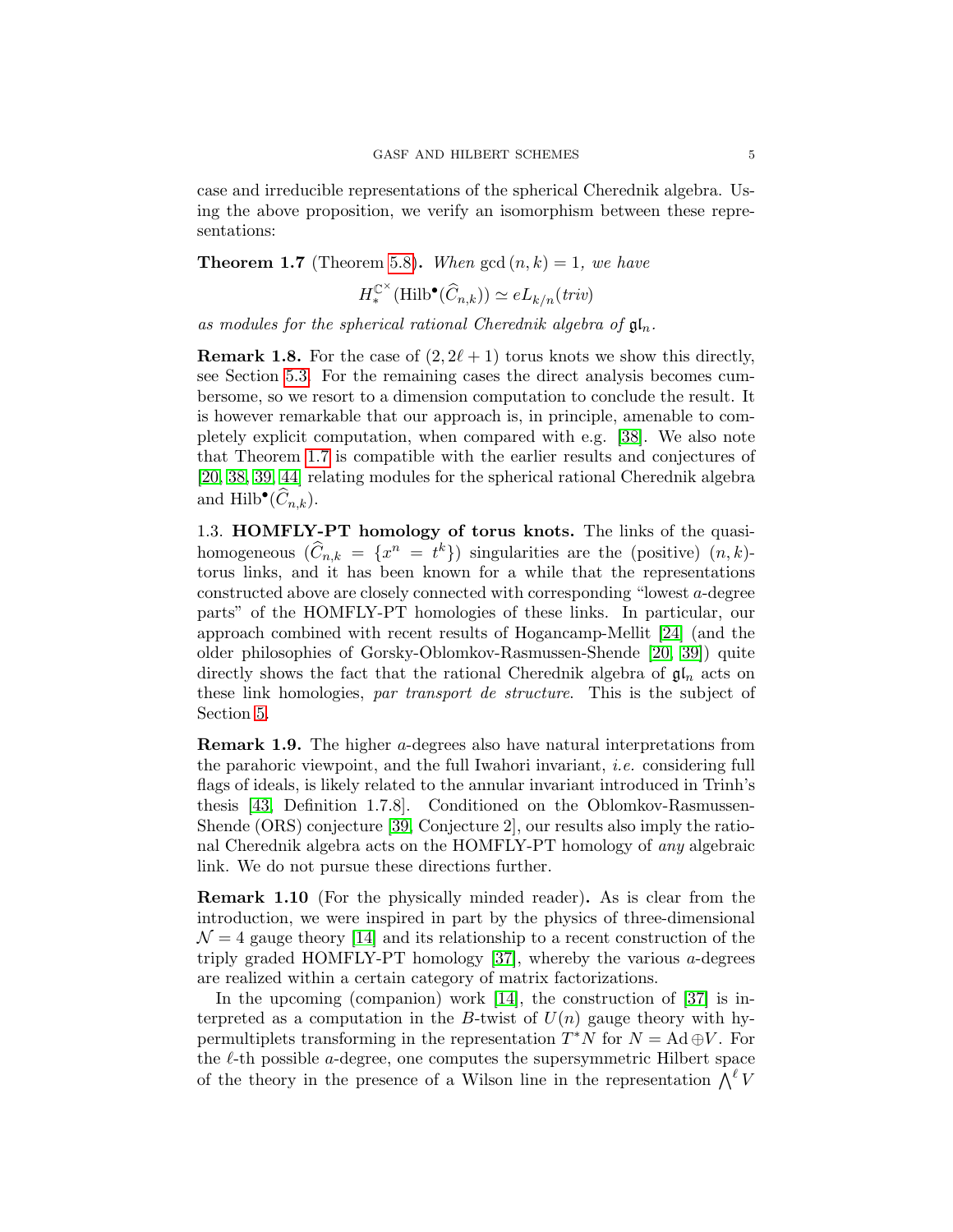case and irreducible representations of the spherical Cherednik algebra. Using the above proposition, we verify an isomorphism between these representations:

**Theorem 1.7** (Theorem 5.8)**.** *When* $\gcd(n,k) = 1$*, we have*

$$H_*^{\mathbb{C}^\times}(\mathrm{Hilb}^\bullet(\widehat{C}_{n,k})) \simeq eL_{k/n}(triv)$$

*as modules for the spherical rational Cherednik algebra of* $\mathfrak{gl}_n$*.*

**Remark 1.8.** For the case of $(2, 2\ell+1)$ torus knots we show this directly, see Section 5.3. For the remaining cases the direct analysis becomes cumbersome, so we resort to a dimension computation to conclude the result. It is however remarkable that our approach is, in principle, amenable to completely explicit computation, when compared with e.g. [38]. We also note that Theorem 1.7 is compatible with the earlier results and conjectures of [20, 38, 39, 44] relating modules for the spherical rational Cherednik algebra and $\mathrm{Hilb}^\bullet(\widehat{C}_{n,k})$.

1.3. **HOMFLY-PT homology of torus knots.** The links of the quasi-homogeneous ($\widehat{C}_{n,k} = \{x^n = t^k\}$) singularities are the (positive) $(n,k)$-torus links, and it has been known for a while that the representations constructed above are closely connected with corresponding "lowest $a$-degree parts" of the HOMFLY-PT homologies of these links. In particular, our approach combined with recent results of Hogancamp-Mellit [24] (and the older philosophies of Gorsky-Oblomkov-Rasmussen-Shende [20, 39]) quite directly shows the fact that the rational Cherednik algebra of $\mathfrak{gl}_n$ acts on these link homologies, *par transport de structure*. This is the subject of Section 5.

**Remark 1.9.** The higher $a$-degrees also have natural interpretations from the parahoric viewpoint, and the full Iwahori invariant, *i.e.* considering full flags of ideals, is likely related to the annular invariant introduced in Trinh's thesis [43, Definition 1.7.8]. Conditioned on the Oblomkov-Rasmussen-Shende (ORS) conjecture [39, Conjecture 2], our results also imply the rational Cherednik algebra acts on the HOMFLY-PT homology of *any* algebraic link. We do not pursue these directions further.

**Remark 1.10** (For the physically minded reader)**.** As is clear from the introduction, we were inspired in part by the physics of three-dimensional $\mathcal{N} = 4$ gauge theory [14] and its relationship to a recent construction of the triply graded HOMFLY-PT homology [37], whereby the various $a$-degrees are realized within a certain category of matrix factorizations.

In the upcoming (companion) work [14], the construction of [37] is interpreted as a computation in the $B$-twist of $U(n)$ gauge theory with hypermultiplets transforming in the representation $T^*N$ for $N = \mathrm{Ad} \oplus V$. For the $\ell$-th possible $a$-degree, one computes the supersymmetric Hilbert space of the theory in the presence of a Wilson line in the representation $\bigwedge^\ell V$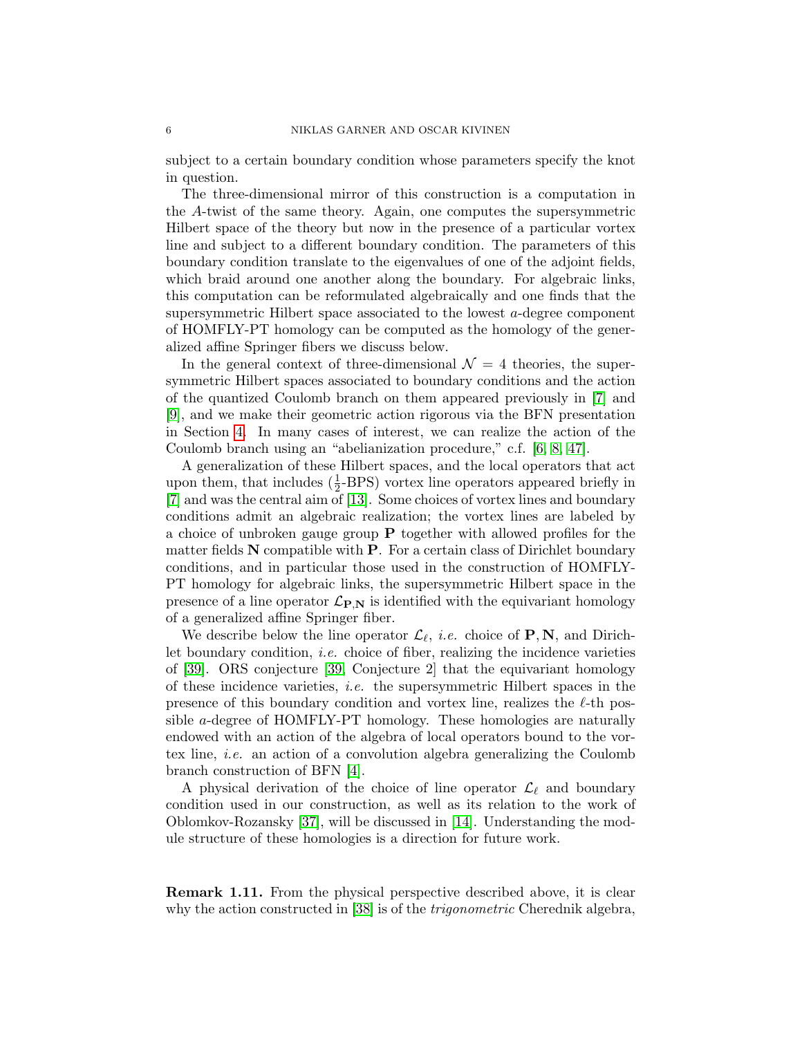subject to a certain boundary condition whose parameters specify the knot in question.

The three-dimensional mirror of this construction is a computation in the $A$-twist of the same theory. Again, one computes the supersymmetric Hilbert space of the theory but now in the presence of a particular vortex line and subject to a different boundary condition. The parameters of this boundary condition translate to the eigenvalues of one of the adjoint fields, which braid around one another along the boundary. For algebraic links, this computation can be reformulated algebraically and one finds that the supersymmetric Hilbert space associated to the lowest $a$-degree component of HOMFLY-PT homology can be computed as the homology of the generalized affine Springer fibers we discuss below.

In the general context of three-dimensional $\mathcal{N} = 4$ theories, the supersymmetric Hilbert spaces associated to boundary conditions and the action of the quantized Coulomb branch on them appeared previously in [7] and [9], and we make their geometric action rigorous via the BFN presentation in Section 4. In many cases of interest, we can realize the action of the Coulomb branch using an "abelianization procedure," c.f. [6, 8, 47].

A generalization of these Hilbert spaces, and the local operators that act upon them, that includes ($\frac{1}{2}$-BPS) vortex line operators appeared briefly in [7] and was the central aim of [13]. Some choices of vortex lines and boundary conditions admit an algebraic realization; the vortex lines are labeled by a choice of unbroken gauge group $\mathbf{P}$ together with allowed profiles for the matter fields $\mathbf{N}$ compatible with $\mathbf{P}$. For a certain class of Dirichlet boundary conditions, and in particular those used in the construction of HOMFLY-PT homology for algebraic links, the supersymmetric Hilbert space in the presence of a line operator $\mathcal{L}_{\mathbf{P},\mathbf{N}}$ is identified with the equivariant homology of a generalized affine Springer fiber.

We describe below the line operator $\mathcal{L}_\ell$, *i.e.* choice of $\mathbf{P}, \mathbf{N}$, and Dirichlet boundary condition, *i.e.* choice of fiber, realizing the incidence varieties of [39]. ORS conjecture [39, Conjecture 2] that the equivariant homology of these incidence varieties, *i.e.* the supersymmetric Hilbert spaces in the presence of this boundary condition and vortex line, realizes the $\ell$-th possible $a$-degree of HOMFLY-PT homology. These homologies are naturally endowed with an action of the algebra of local operators bound to the vortex line, *i.e.* an action of a convolution algebra generalizing the Coulomb branch construction of BFN [4].

A physical derivation of the choice of line operator $\mathcal{L}_\ell$ and boundary condition used in our construction, as well as its relation to the work of Oblomkov-Rozansky [37], will be discussed in [14]. Understanding the module structure of these homologies is a direction for future work.

**Remark 1.11.** From the physical perspective described above, it is clear why the action constructed in [38] is of the *trigonometric* Cherednik algebra,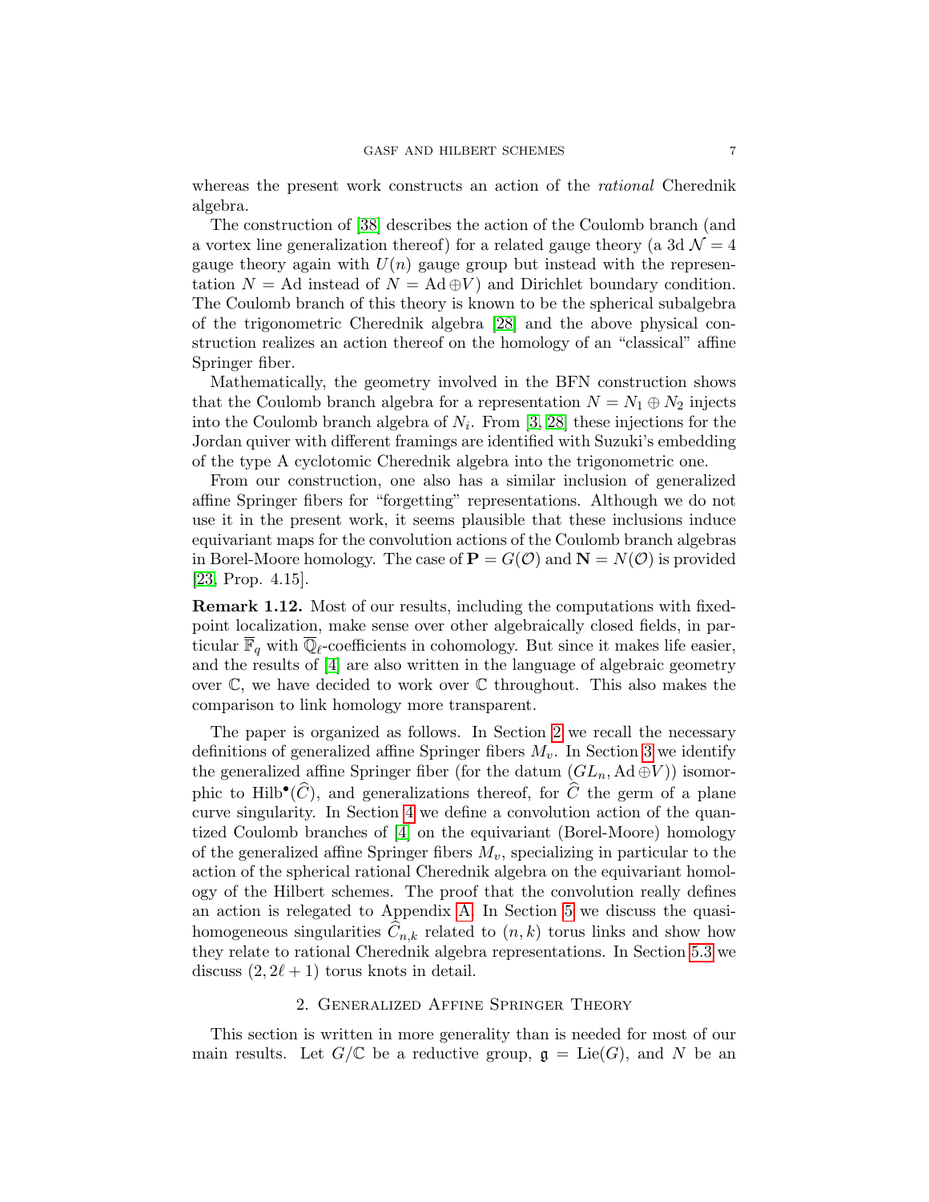whereas the present work constructs an action of the *rational* Cherednik algebra.

The construction of [38] describes the action of the Coulomb branch (and a vortex line generalization thereof) for a related gauge theory (a 3d $\mathcal{N}=4$ gauge theory again with $U(n)$ gauge group but instead with the representation $N = \mathrm{Ad}$ instead of $N = \mathrm{Ad} \oplus V$) and Dirichlet boundary condition. The Coulomb branch of this theory is known to be the spherical subalgebra of the trigonometric Cherednik algebra [28] and the above physical construction realizes an action thereof on the homology of an "classical" affine Springer fiber.

Mathematically, the geometry involved in the BFN construction shows that the Coulomb branch algebra for a representation $N = N_1 \oplus N_2$ injects into the Coulomb branch algebra of $N_i$. From [3, 28] these injections for the Jordan quiver with different framings are identified with Suzuki's embedding of the type A cyclotomic Cherednik algebra into the trigonometric one.

From our construction, one also has a similar inclusion of generalized affine Springer fibers for "forgetting" representations. Although we do not use it in the present work, it seems plausible that these inclusions induce equivariant maps for the convolution actions of the Coulomb branch algebras in Borel-Moore homology. The case of $\mathbf{P} = G(\mathcal{O})$ and $\mathbf{N} = N(\mathcal{O})$ is provided [23, Prop. 4.15].

**Remark 1.12.** Most of our results, including the computations with fixed-point localization, make sense over other algebraically closed fields, in particular $\overline{\mathbb{F}}_q$ with $\overline{\mathbb{Q}}_\ell$-coefficients in cohomology. But since it makes life easier, and the results of [4] are also written in the language of algebraic geometry over $\mathbb{C}$, we have decided to work over $\mathbb{C}$ throughout. This also makes the comparison to link homology more transparent.

The paper is organized as follows. In Section 2 we recall the necessary definitions of generalized affine Springer fibers $M_v$. In Section 3 we identify the generalized affine Springer fiber (for the datum $(GL_n, \mathrm{Ad} \oplus V)$) isomorphic to $\mathrm{Hilb}^\bullet(\widehat{C})$, and generalizations thereof, for $\widehat{C}$ the germ of a plane curve singularity. In Section 4 we define a convolution action of the quantized Coulomb branches of [4] on the equivariant (Borel-Moore) homology of the generalized affine Springer fibers $M_v$, specializing in particular to the action of the spherical rational Cherednik algebra on the equivariant homology of the Hilbert schemes. The proof that the convolution really defines an action is relegated to Appendix A. In Section 5 we discuss the quasi-homogeneous singularities $\widehat{C}_{n,k}$ related to $(n,k)$ torus links and show how they relate to rational Cherednik algebra representations. In Section 5.3 we discuss $(2, 2\ell+1)$ torus knots in detail.

## 2. Generalized Affine Springer Theory

This section is written in more generality than is needed for most of our main results. Let $G/\mathbb{C}$ be a reductive group, $\mathfrak{g} = \mathrm{Lie}(G)$, and $N$ be an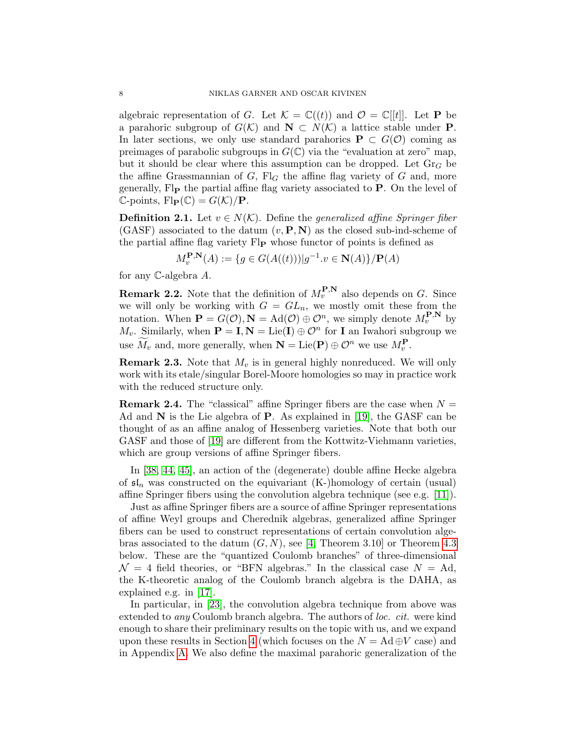algebraic representation of $G$. Let $\mathcal{K} = \mathbb{C}((t))$ and $\mathcal{O} = \mathbb{C}[[t]]$. Let $\mathbf{P}$ be a parahoric subgroup of $G(\mathcal{K})$ and $\mathbf{N} \subset N(\mathcal{K})$ a lattice stable under $\mathbf{P}$. In later sections, we only use standard parahorics $\mathbf{P} \subset G(\mathcal{O})$ coming as preimages of parabolic subgroups in $G(\mathbb{C})$ via the "evaluation at zero" map, but it should be clear where this assumption can be dropped. Let $\mathrm{Gr}_G$ be the affine Grassmannian of $G$, $\mathrm{Fl}_G$ the affine flag variety of $G$ and, more generally, $\mathrm{Fl}_{\mathbf{P}}$ the partial affine flag variety associated to $\mathbf{P}$. On the level of $\mathbb{C}$-points, $\mathrm{Fl}_{\mathbf{P}}(\mathbb{C}) = G(\mathcal{K})/\mathbf{P}$.

**Definition 2.1.** Let $v \in N(\mathcal{K})$. Define the *generalized affine Springer fiber* (GASF) associated to the datum $(v, \mathbf{P}, \mathbf{N})$ as the closed sub-ind-scheme of the partial affine flag variety $\mathrm{Fl}_{\mathbf{P}}$ whose functor of points is defined as

$$M_v^{\mathbf{P},\mathbf{N}}(A) := \{g \in G(A((t))) | g^{-1}.v \in \mathbf{N}(A)\}/\mathbf{P}(A)$$

for any $\mathbb{C}$-algebra $A$.

**Remark 2.2.** Note that the definition of $M_v^{\mathbf{P},\mathbf{N}}$ also depends on $G$. Since we will only be working with $G = GL_n$, we mostly omit these from the notation. When $\mathbf{P} = G(\mathcal{O}), \mathbf{N} = \mathrm{Ad}(\mathcal{O}) \oplus \mathcal{O}^n$, we simply denote $M_v^{\mathbf{P},\mathbf{N}}$ by $M_v$. Similarly, when $\mathbf{P} = \mathbf{I}, \mathbf{N} = \mathrm{Lie}(\mathbf{I}) \oplus \mathcal{O}^n$ for $\mathbf{I}$ an Iwahori subgroup we use $\widetilde{M}_v$ and, more generally, when $\mathbf{N} = \mathrm{Lie}(\mathbf{P}) \oplus \mathcal{O}^n$ we use $M_v^{\mathbf{P}}$.

**Remark 2.3.** Note that $M_v$ is in general highly nonreduced. We will only work with its etale/singular Borel-Moore homologies so may in practice work with the reduced structure only.

**Remark 2.4.** The "classical" affine Springer fibers are the case when $N = \mathrm{Ad}$ and $\mathbf{N}$ is the Lie algebra of $\mathbf{P}$. As explained in [19], the GASF can be thought of as an affine analog of Hessenberg varieties. Note that both our GASF and those of [19] are different from the Kottwitz-Viehmann varieties, which are group versions of affine Springer fibers.

In [38, 44, 45], an action of the (degenerate) double affine Hecke algebra of $\mathfrak{sl}_n$ was constructed on the equivariant (K-)homology of certain (usual) affine Springer fibers using the convolution algebra technique (see e.g. [11]).

Just as affine Springer fibers are a source of affine Springer representations of affine Weyl groups and Cherednik algebras, generalized affine Springer fibers can be used to construct representations of certain convolution algebras associated to the datum $(G, N)$, see [4, Theorem 3.10] or Theorem 4.3 below. These are the "quantized Coulomb branches" of three-dimensional $\mathcal{N} = 4$ field theories, or "BFN algebras." In the classical case $N = \mathrm{Ad}$, the K-theoretic analog of the Coulomb branch algebra is the DAHA, as explained e.g. in [17].

In particular, in [23], the convolution algebra technique from above was extended to *any* Coulomb branch algebra. The authors of *loc. cit.* were kind enough to share their preliminary results on the topic with us, and we expand upon these results in Section 4 (which focuses on the $N = \mathrm{Ad} \oplus V$ case) and in Appendix A. We also define the maximal parahoric generalization of the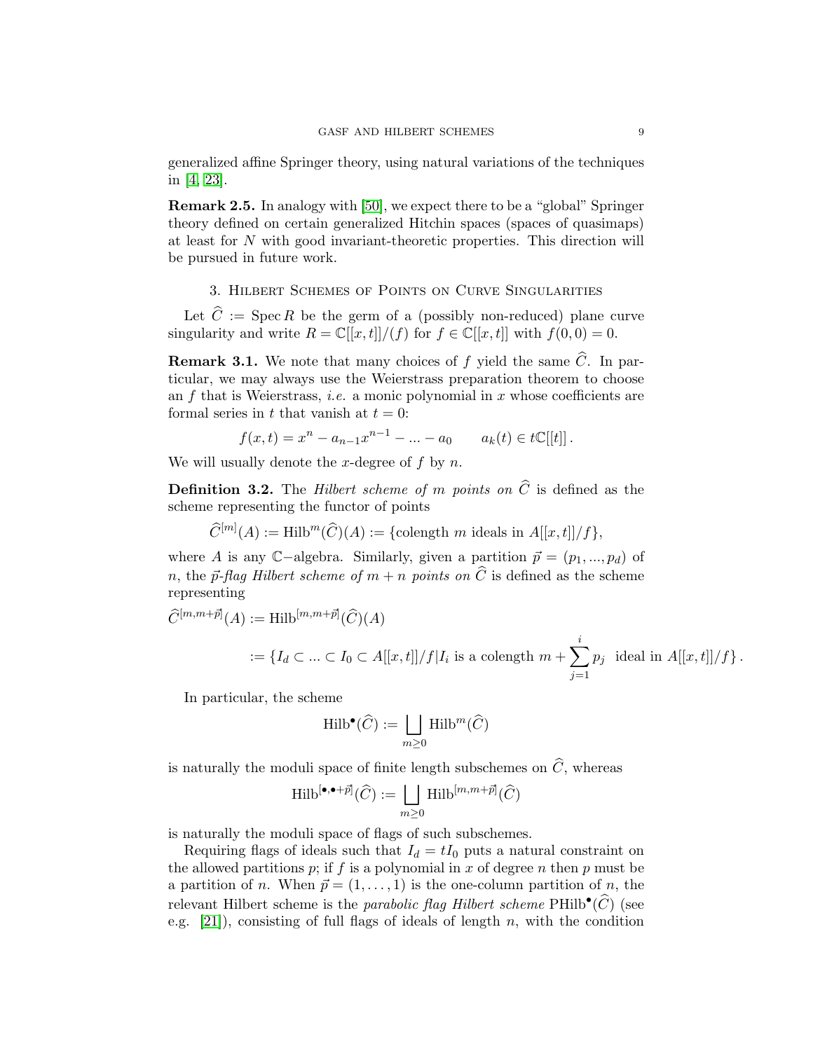generalized affine Springer theory, using natural variations of the techniques in [4, 23].

**Remark 2.5.** In analogy with [50], we expect there to be a "global" Springer theory defined on certain generalized Hitchin spaces (spaces of quasimaps) at least for $N$ with good invariant-theoretic properties. This direction will be pursued in future work.

## 3. Hilbert Schemes of Points on Curve Singularities

Let $\widehat{C} := \operatorname{Spec} R$ be the germ of a (possibly non-reduced) plane curve singularity and write $R = \mathbb{C}[[x,t]]/(f)$ for $f \in \mathbb{C}[[x,t]]$ with $f(0,0) = 0$.

**Remark 3.1.** We note that many choices of $f$ yield the same $\widehat{C}$. In particular, we may always use the Weierstrass preparation theorem to choose an $f$ that is Weierstrass, *i.e.* a monic polynomial in $x$ whose coefficients are formal series in $t$ that vanish at $t = 0$:

$$f(x,t) = x^n - a_{n-1}x^{n-1} - \dots - a_0 \qquad a_k(t) \in t\mathbb{C}[[t]]\,.$$

We will usually denote the $x$-degree of $f$ by $n$.

**Definition 3.2.** The *Hilbert scheme of $m$ points on $\widehat{C}$* is defined as the scheme representing the functor of points

$$\widehat{C}^{[m]}(A) := \operatorname{Hilb}^m(\widehat{C})(A) := \{\text{colength } m \text{ ideals in } A[[x,t]]/f\},$$

where $A$ is any $\mathbb{C}-$algebra. Similarly, given a partition $\vec{p} = (p_1, ..., p_d)$ of $n$, the *$\vec{p}$-flag Hilbert scheme of $m+n$ points on $\widehat{C}$* is defined as the scheme representing

$$\widehat{C}^{[m,m+\vec{p}]}(A) := \operatorname{Hilb}^{[m,m+\vec{p}]}(\widehat{C})(A)$$

$$:= \{I_d \subset \dots \subset I_0 \subset A[[x,t]]/f \,|\, I_i \text{ is a colength } m + \sum_{j=1}^{i} p_j \text{ ideal in } A[[x,t]]/f\}\,.$$

In particular, the scheme

$$\operatorname{Hilb}^\bullet(\widehat{C}) := \bigsqcup_{m \geq 0} \operatorname{Hilb}^m(\widehat{C})$$

is naturally the moduli space of finite length subschemes on $\widehat{C}$, whereas

$$\operatorname{Hilb}^{[\bullet,\bullet+\vec{p}]}(\widehat{C}) := \bigsqcup_{m \geq 0} \operatorname{Hilb}^{[m,m+\vec{p}]}(\widehat{C})$$

is naturally the moduli space of flags of such subschemes.

Requiring flags of ideals such that $I_d = tI_0$ puts a natural constraint on the allowed partitions $p$; if $f$ is a polynomial in $x$ of degree $n$ then $p$ must be a partition of $n$. When $\vec{p} = (1, \dots, 1)$ is the one-column partition of $n$, the relevant Hilbert scheme is the *parabolic flag Hilbert scheme* $\operatorname{PHilb}^\bullet(\widehat{C})$ (see e.g. [21]), consisting of full flags of ideals of length $n$, with the condition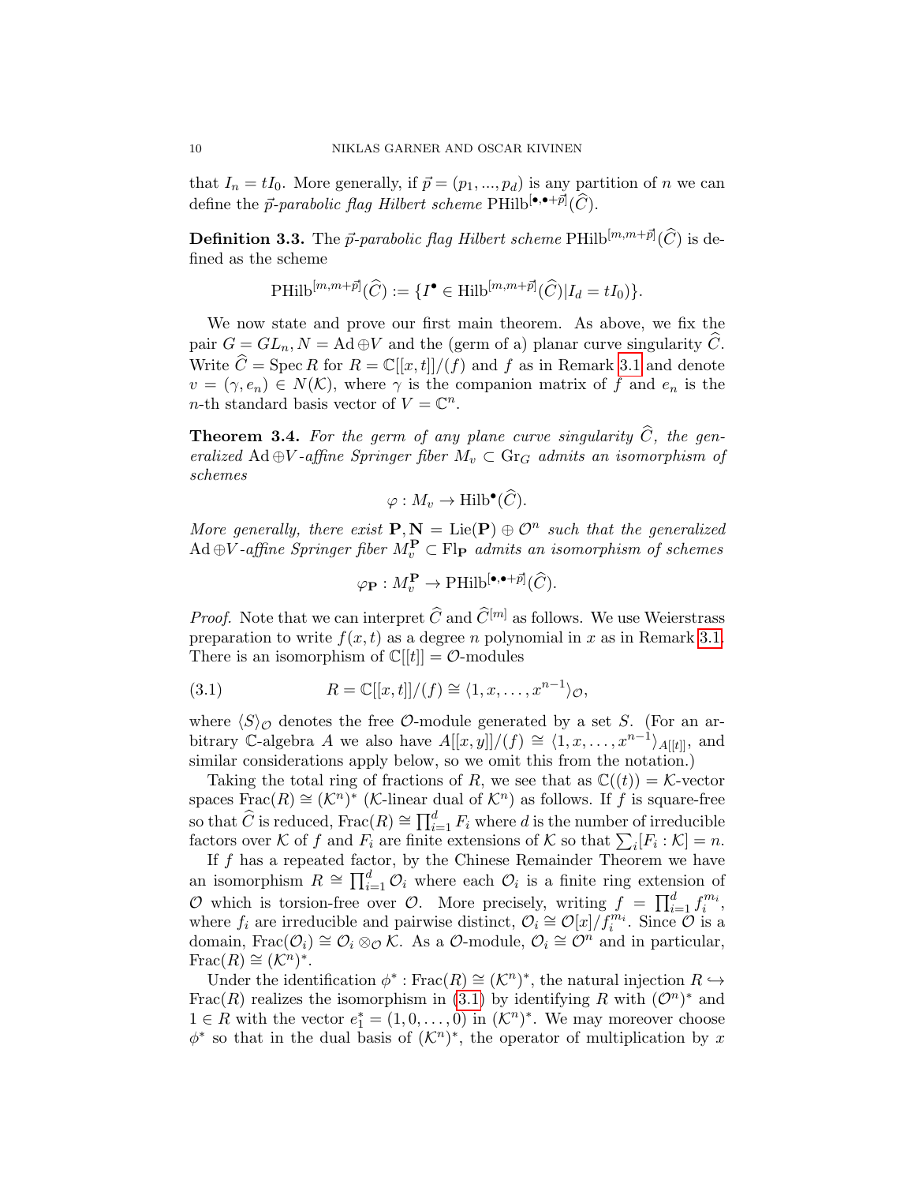that $I_n = tI_0$. More generally, if $\vec{p} = (p_1, ..., p_d)$ is any partition of $n$ we can define the *$\vec{p}$-parabolic flag Hilbert scheme* $\mathrm{PHilb}^{[\bullet,\bullet+\vec{p}]}(\widehat{C})$.

**Definition 3.3.** The *$\vec{p}$-parabolic flag Hilbert scheme* $\mathrm{PHilb}^{[m,m+\vec{p}]}(\widehat{C})$ is defined as the scheme

$$\mathrm{PHilb}^{[m,m+\vec{p}]}(\widehat{C}) := \{I^\bullet \in \mathrm{Hilb}^{[m,m+\vec{p}]}(\widehat{C}) | I_d = tI_0)\}.$$

We now state and prove our first main theorem. As above, we fix the pair $G = GL_n, N = \mathrm{Ad} \oplus V$ and the (germ of a) planar curve singularity $\widehat{C}$. Write $\widehat{C} = \mathrm{Spec}\, R$ for $R = \mathbb{C}[[x,t]]/(f)$ and $f$ as in Remark 3.1 and denote $v = (\gamma, e_n) \in N(\mathcal{K})$, where $\gamma$ is the companion matrix of $f$ and $e_n$ is the $n$-th standard basis vector of $V = \mathbb{C}^n$.

**Theorem 3.4.** *For the germ of any plane curve singularity $\widehat{C}$, the generalized $\mathrm{Ad} \oplus V$-affine Springer fiber $M_v \subset \mathrm{Gr}_G$ admits an isomorphism of schemes*

$$\varphi : M_v \to \mathrm{Hilb}^\bullet(\widehat{C}).$$

*More generally, there exist $\mathbf{P}, \mathbf{N} = \mathrm{Lie}(\mathbf{P}) \oplus \mathcal{O}^n$ such that the generalized $\mathrm{Ad} \oplus V$-affine Springer fiber $M_v^{\mathbf{P}} \subset \mathrm{Fl}_{\mathbf{P}}$ admits an isomorphism of schemes*

$$\varphi_{\mathbf{P}} : M_v^{\mathbf{P}} \to \mathrm{PHilb}^{[\bullet,\bullet+\vec{p}]}(\widehat{C}).$$

*Proof.* Note that we can interpret $\widehat{C}$ and $\widehat{C}^{[m]}$ as follows. We use Weierstrass preparation to write $f(x,t)$ as a degree $n$ polynomial in $x$ as in Remark 3.1. There is an isomorphism of $\mathbb{C}[[t]] = \mathcal{O}$-modules

$$R = \mathbb{C}[[x,t]]/(f) \cong \langle 1, x, \ldots, x^{n-1} \rangle_{\mathcal{O}}, \tag{3.1}$$

where $\langle S \rangle_{\mathcal{O}}$ denotes the free $\mathcal{O}$-module generated by a set $S$. (For an arbitrary $\mathbb{C}$-algebra $A$ we also have $A[[x,y]]/(f) \cong \langle 1, x, \ldots, x^{n-1} \rangle_{A[[t]]}$, and similar considerations apply below, so we omit this from the notation.)

Taking the total ring of fractions of $R$, we see that as $\mathbb{C}((t)) = \mathcal{K}$-vector spaces $\mathrm{Frac}(R) \cong (\mathcal{K}^n)^*$ ($\mathcal{K}$-linear dual of $\mathcal{K}^n$) as follows. If $f$ is square-free so that $\widehat{C}$ is reduced, $\mathrm{Frac}(R) \cong \prod_{i=1}^d F_i$ where $d$ is the number of irreducible factors over $\mathcal{K}$ of $f$ and $F_i$ are finite extensions of $\mathcal{K}$ so that $\sum_i [F_i : \mathcal{K}] = n$.

If $f$ has a repeated factor, by the Chinese Remainder Theorem we have an isomorphism $R \cong \prod_{i=1}^d \mathcal{O}_i$ where each $\mathcal{O}_i$ is a finite ring extension of $\mathcal{O}$ which is torsion-free over $\mathcal{O}$. More precisely, writing $f = \prod_{i=1}^d f_i^{m_i}$, where $f_i$ are irreducible and pairwise distinct, $\mathcal{O}_i \cong \mathcal{O}[x]/f_i^{m_i}$. Since $\mathcal{O}$ is a domain, $\mathrm{Frac}(\mathcal{O}_i) \cong \mathcal{O}_i \otimes_{\mathcal{O}} \mathcal{K}$. As a $\mathcal{O}$-module, $\mathcal{O}_i \cong \mathcal{O}^n$ and in particular, $\mathrm{Frac}(R) \cong (\mathcal{K}^n)^*$.

Under the identification $\phi^* : \mathrm{Frac}(R) \cong (\mathcal{K}^n)^*$, the natural injection $R \hookrightarrow \mathrm{Frac}(R)$ realizes the isomorphism in (3.1) by identifying $R$ with $(\mathcal{O}^n)^*$ and $1 \in R$ with the vector $e_1^* = (1, 0, \ldots, 0)$ in $(\mathcal{K}^n)^*$. We may moreover choose $\phi^*$ so that in the dual basis of $(\mathcal{K}^n)^*$, the operator of multiplication by $x$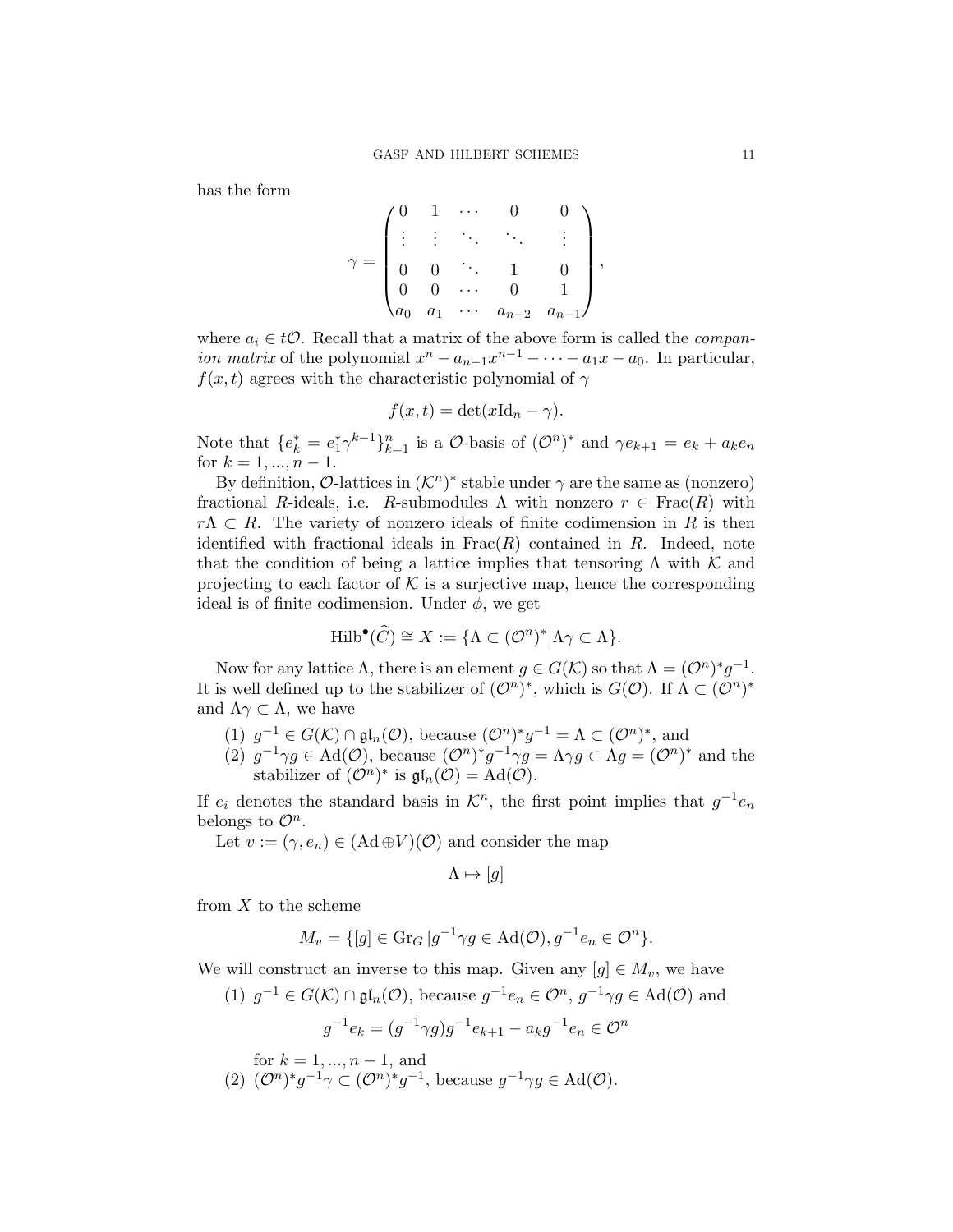has the form

$$
\gamma = \begin{pmatrix} 0 & 1 & \cdots & 0 & 0 \\ \vdots & \vdots & \ddots & \ddots & \vdots \\ 0 & 0 & \ddots & 1 & 0 \\ 0 & 0 & \cdots & 0 & 1 \\ a_0 & a_1 & \cdots & a_{n-2} & a_{n-1} \end{pmatrix},
$$

where $a_i \in t\mathcal{O}$. Recall that a matrix of the above form is called the *companion matrix* of the polynomial $x^n - a_{n-1}x^{n-1} - \cdots - a_1 x - a_0$. In particular, $f(x,t)$ agrees with the characteristic polynomial of $\gamma$

$$
f(x,t) = \det(x\mathrm{Id}_n - \gamma).
$$

Note that $\{e_k^* = e_1^* \gamma^{k-1}\}_{k=1}^n$ is a $\mathcal{O}$-basis of $(\mathcal{O}^n)^*$ and $\gamma e_{k+1} = e_k + a_k e_n$ for $k = 1, ..., n-1$.

By definition, $\mathcal{O}$-lattices in $(\mathcal{K}^n)^*$ stable under $\gamma$ are the same as (nonzero) fractional $R$-ideals, i.e. $R$-submodules $\Lambda$ with nonzero $r \in \mathrm{Frac}(R)$ with $r\Lambda \subset R$. The variety of nonzero ideals of finite codimension in $R$ is then identified with fractional ideals in $\mathrm{Frac}(R)$ contained in $R$. Indeed, note that the condition of being a lattice implies that tensoring $\Lambda$ with $\mathcal{K}$ and projecting to each factor of $\mathcal{K}$ is a surjective map, hence the corresponding ideal is of finite codimension. Under $\phi$, we get

$$
\mathrm{Hilb}^\bullet(\widehat{C}) \cong X := \{\Lambda \subset (\mathcal{O}^n)^* | \Lambda\gamma \subset \Lambda\}.
$$

Now for any lattice $\Lambda$, there is an element $g \in G(\mathcal{K})$ so that $\Lambda = (\mathcal{O}^n)^* g^{-1}$. It is well defined up to the stabilizer of $(\mathcal{O}^n)^*$, which is $G(\mathcal{O})$. If $\Lambda \subset (\mathcal{O}^n)^*$ and $\Lambda\gamma \subset \Lambda$, we have

1. $g^{-1} \in G(\mathcal{K}) \cap \mathfrak{gl}_n(\mathcal{O})$, because $(\mathcal{O}^n)^* g^{-1} = \Lambda \subset (\mathcal{O}^n)^*$, and
2. $g^{-1}\gamma g \in \mathrm{Ad}(\mathcal{O})$, because $(\mathcal{O}^n)^* g^{-1}\gamma g = \Lambda\gamma g \subset \Lambda g = (\mathcal{O}^n)^*$ and the stabilizer of $(\mathcal{O}^n)^*$ is $\mathfrak{gl}_n(\mathcal{O}) = \mathrm{Ad}(\mathcal{O})$.

If $e_i$ denotes the standard basis in $\mathcal{K}^n$, the first point implies that $g^{-1}e_n$ belongs to $\mathcal{O}^n$.

Let $v := (\gamma, e_n) \in (\mathrm{Ad} \oplus V)(\mathcal{O})$ and consider the map

$$
\Lambda \mapsto [g]
$$

from $X$ to the scheme

$$
M_v = \{[g] \in \mathrm{Gr}_G \,| g^{-1}\gamma g \in \mathrm{Ad}(\mathcal{O}), g^{-1}e_n \in \mathcal{O}^n\}.
$$

We will construct an inverse to this map. Given any $[g] \in M_v$, we have

1. $g^{-1} \in G(\mathcal{K}) \cap \mathfrak{gl}_n(\mathcal{O})$, because $g^{-1}e_n \in \mathcal{O}^n$, $g^{-1}\gamma g \in \mathrm{Ad}(\mathcal{O})$ and
$$
g^{-1}e_k = (g^{-1}\gamma g)g^{-1}e_{k+1} - a_k g^{-1}e_n \in \mathcal{O}^n
$$
for $k = 1, ..., n-1$, and
2. $(\mathcal{O}^n)^* g^{-1}\gamma \subset (\mathcal{O}^n)^* g^{-1}$, because $g^{-1}\gamma g \in \mathrm{Ad}(\mathcal{O})$.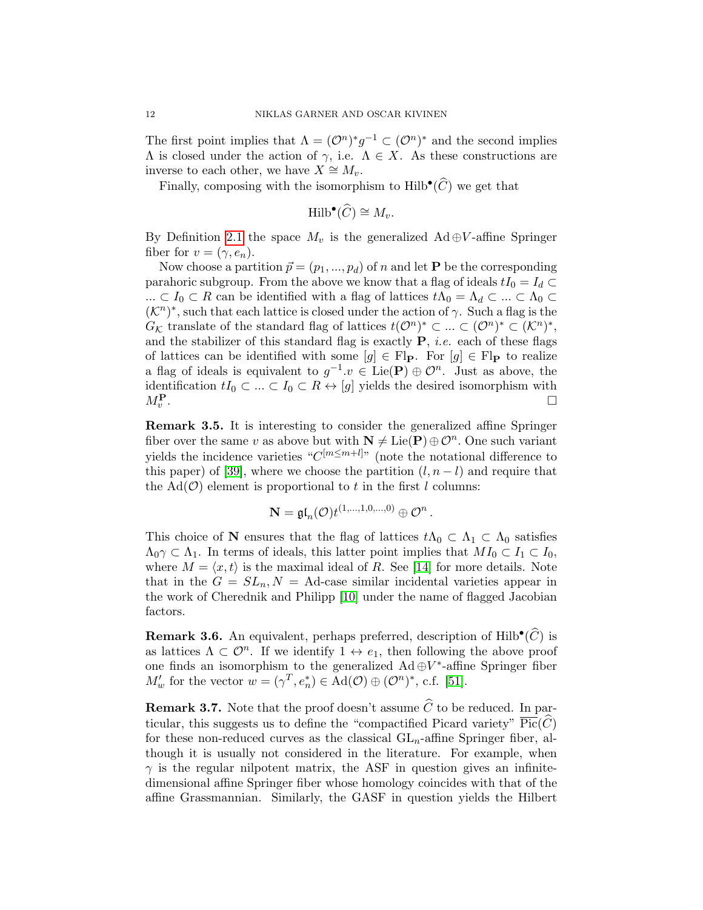The first point implies that $\Lambda = (\mathcal{O}^n)^* g^{-1} \subset (\mathcal{O}^n)^*$ and the second implies $\Lambda$ is closed under the action of $\gamma$, i.e. $\Lambda \in X$. As these constructions are inverse to each other, we have $X \cong M_v$.

Finally, composing with the isomorphism to $\mathrm{Hilb}^\bullet(\widehat{C})$ we get that

$$\mathrm{Hilb}^\bullet(\widehat{C}) \cong M_v.$$

By Definition 2.1 the space $M_v$ is the generalized $\mathrm{Ad} \oplus V$-affine Springer fiber for $v = (\gamma, e_n)$.

Now choose a partition $\vec{p} = (p_1, ..., p_d)$ of $n$ and let $\mathbf{P}$ be the corresponding parahoric subgroup. From the above we know that a flag of ideals $tI_0 = I_d \subset ... \subset I_0 \subset R$ can be identified with a flag of lattices $t\Lambda_0 = \Lambda_d \subset ... \subset \Lambda_0 \subset (\mathcal{K}^n)^*$, such that each lattice is closed under the action of $\gamma$. Such a flag is the $G_\mathcal{K}$ translate of the standard flag of lattices $t(\mathcal{O}^n)^* \subset ... \subset (\mathcal{O}^n)^* \subset (\mathcal{K}^n)^*$, and the stabilizer of this standard flag is exactly $\mathbf{P}$, *i.e.* each of these flags of lattices can be identified with some $[g] \in \mathrm{Fl}_\mathbf{P}$. For $[g] \in \mathrm{Fl}_\mathbf{P}$ to realize a flag of ideals is equivalent to $g^{-1}.v \in \mathrm{Lie}(\mathbf{P}) \oplus \mathcal{O}^n$. Just as above, the identification $tI_0 \subset ... \subset I_0 \subset R \leftrightarrow [g]$ yields the desired isomorphism with $M_v^\mathbf{P}$. □

**Remark 3.5.** It is interesting to consider the generalized affine Springer fiber over the same $v$ as above but with $\mathbf{N} \neq \mathrm{Lie}(\mathbf{P}) \oplus \mathcal{O}^n$. One such variant yields the incidence varieties "$C^{[m \leq m+l]}$" (note the notational difference to this paper) of [39], where we choose the partition $(l, n-l)$ and require that the $\mathrm{Ad}(\mathcal{O})$ element is proportional to $t$ in the first $l$ columns:

$$\mathbf{N} = \mathfrak{gl}_n(\mathcal{O}) t^{(1,...,1,0,...,0)} \oplus \mathcal{O}^n.$$

This choice of $\mathbf{N}$ ensures that the flag of lattices $t\Lambda_0 \subset \Lambda_1 \subset \Lambda_0$ satisfies $\Lambda_0 \gamma \subset \Lambda_1$. In terms of ideals, this latter point implies that $MI_0 \subset I_1 \subset I_0$, where $M = \langle x, t \rangle$ is the maximal ideal of $R$. See [14] for more details. Note that in the $G = SL_n, N = \mathrm{Ad}$-case similar incidental varieties appear in the work of Cherednik and Philipp [10] under the name of flagged Jacobian factors.

**Remark 3.6.** An equivalent, perhaps preferred, description of $\mathrm{Hilb}^\bullet(\widehat{C})$ is as lattices $\Lambda \subset \mathcal{O}^n$. If we identify $1 \leftrightarrow e_1$, then following the above proof one finds an isomorphism to the generalized $\mathrm{Ad} \oplus V^*$-affine Springer fiber $M'_w$ for the vector $w = (\gamma^T, e_n^*) \in \mathrm{Ad}(\mathcal{O}) \oplus (\mathcal{O}^n)^*$, c.f. [51].

**Remark 3.7.** Note that the proof doesn't assume $\widehat{C}$ to be reduced. In particular, this suggests us to define the "compactified Picard variety" $\overline{\mathrm{Pic}}(\widehat{C})$ for these non-reduced curves as the classical $\mathrm{GL}_n$-affine Springer fiber, although it is usually not considered in the literature. For example, when $\gamma$ is the regular nilpotent matrix, the ASF in question gives an infinite-dimensional affine Springer fiber whose homology coincides with that of the affine Grassmannian. Similarly, the GASF in question yields the Hilbert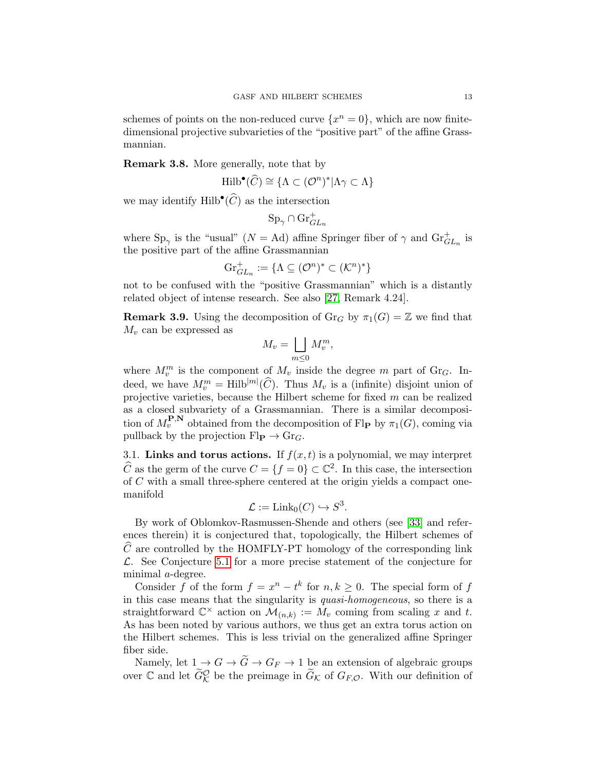schemes of points on the non-reduced curve $\{x^n = 0\}$, which are now finite-dimensional projective subvarieties of the "positive part" of the affine Grassmannian.

**Remark 3.8.** More generally, note that by

$$\mathrm{Hilb}^\bullet(\widehat{C}) \cong \{\Lambda \subset (\mathcal{O}^n)^* | \Lambda\gamma \subset \Lambda\}$$

we may identify $\mathrm{Hilb}^\bullet(\widehat{C})$ as the intersection

$$\mathrm{Sp}_\gamma \cap \mathrm{Gr}^+_{GL_n}$$

where $\mathrm{Sp}_\gamma$ is the "usual" ($N = \mathrm{Ad}$) affine Springer fiber of $\gamma$ and $\mathrm{Gr}^+_{GL_n}$ is the positive part of the affine Grassmannian

$$\mathrm{Gr}^+_{GL_n} := \{\Lambda \subseteq (\mathcal{O}^n)^* \subset (\mathcal{K}^n)^*\}$$

not to be confused with the "positive Grassmannian" which is a distantly related object of intense research. See also [27, Remark 4.24].

**Remark 3.9.** Using the decomposition of $\mathrm{Gr}_G$ by $\pi_1(G) = \mathbb{Z}$ we find that $M_v$ can be expressed as

$$M_v = \bigsqcup_{m \leq 0} M_v^m,$$

where $M_v^m$ is the component of $M_v$ inside the degree $m$ part of $\mathrm{Gr}_G$. Indeed, we have $M_v^m = \mathrm{Hilb}^{|m|}(\widehat{C})$. Thus $M_v$ is a (infinite) disjoint union of projective varieties, because the Hilbert scheme for fixed $m$ can be realized as a closed subvariety of a Grassmannian. There is a similar decomposition of $M_v^{\mathbf{P},\mathbf{N}}$ obtained from the decomposition of $\mathrm{Fl}_{\mathbf{P}}$ by $\pi_1(G)$, coming via pullback by the projection $\mathrm{Fl}_{\mathbf{P}} \to \mathrm{Gr}_G$.

## 3.1. Links and torus actions.

If $f(x, t)$ is a polynomial, we may interpret $\widehat{C}$ as the germ of the curve $C = \{f = 0\} \subset \mathbb{C}^2$. In this case, the intersection of $C$ with a small three-sphere centered at the origin yields a compact one-manifold

$$\mathcal{L} := \mathrm{Link}_0(C) \hookrightarrow S^3.$$

By work of Oblomkov-Rasmussen-Shende and others (see [33] and references therein) it is conjectured that, topologically, the Hilbert schemes of $\widehat{C}$ are controlled by the HOMFLY-PT homology of the corresponding link $\mathcal{L}$. See Conjecture 5.1 for a more precise statement of the conjecture for minimal $a$-degree.

Consider $f$ of the form $f = x^n - t^k$ for $n, k \geq 0$. The special form of $f$ in this case means that the singularity is *quasi-homogeneous*, so there is a straightforward $\mathbb{C}^\times$ action on $\mathcal{M}_{(n,k)} := M_v$ coming from scaling $x$ and $t$. As has been noted by various authors, we thus get an extra torus action on the Hilbert schemes. This is less trivial on the generalized affine Springer fiber side.

Namely, let $1 \to G \to \widetilde{G} \to G_F \to 1$ be an extension of algebraic groups over $\mathbb{C}$ and let $\widetilde{G}^{\mathcal{O}}_{\mathcal{K}}$ be the preimage in $\widetilde{G}_{\mathcal{K}}$ of $G_{F,\mathcal{O}}$. With our definition of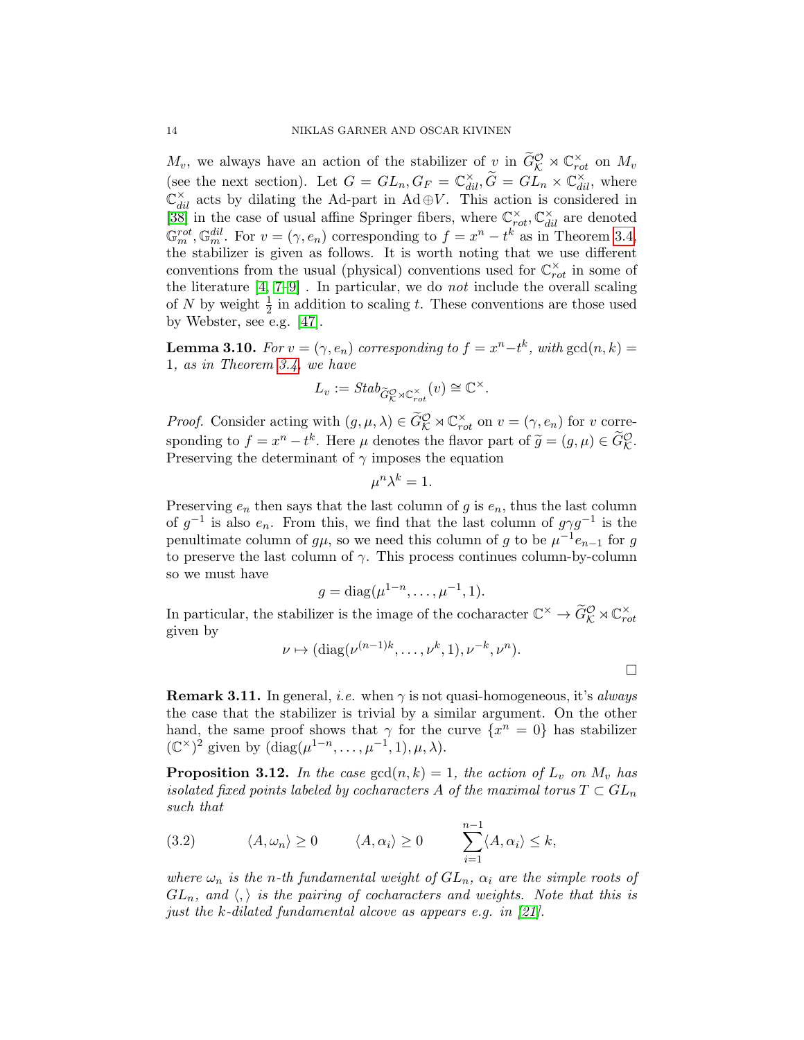$M_v$, we always have an action of the stabilizer of $v$ in $\widetilde{G}^{\mathcal{O}}_{\mathcal{K}} \rtimes \mathbb{C}^\times_{rot}$ on $M_v$ (see the next section). Let $G = GL_n, G_F = \mathbb{C}^\times_{dil}, \widetilde{G} = GL_n \times \mathbb{C}^\times_{dil}$, where $\mathbb{C}^\times_{dil}$ acts by dilating the Ad-part in $\mathrm{Ad} \oplus V$. This action is considered in [38] in the case of usual affine Springer fibers, where $\mathbb{C}^\times_{rot}, \mathbb{C}^\times_{dil}$ are denoted $\mathbb{G}_m^{rot}, \mathbb{G}_m^{dil}$. For $v = (\gamma, e_n)$ corresponding to $f = x^n - t^k$ as in Theorem 3.4, the stabilizer is given as follows. It is worth noting that we use different conventions from the usual (physical) conventions used for $\mathbb{C}^\times_{rot}$ in some of the literature [4, 7–9] . In particular, we do *not* include the overall scaling of $N$ by weight $\frac{1}{2}$ in addition to scaling $t$. These conventions are those used by Webster, see e.g. [47].

**Lemma 3.10.** *For $v = (\gamma, e_n)$ corresponding to $f = x^n - t^k$, with $\gcd(n, k) = 1$, as in Theorem 3.4, we have*

$$L_v := Stab_{\widetilde{G}^{\mathcal{O}}_{\mathcal{K}} \rtimes \mathbb{C}^\times_{rot}}(v) \cong \mathbb{C}^\times.$$

*Proof.* Consider acting with $(g, \mu, \lambda) \in \widetilde{G}^{\mathcal{O}}_{\mathcal{K}} \rtimes \mathbb{C}^\times_{rot}$ on $v = (\gamma, e_n)$ for $v$ corresponding to $f = x^n - t^k$. Here $\mu$ denotes the flavor part of $\widetilde{g} = (g, \mu) \in \widetilde{G}^{\mathcal{O}}_{\mathcal{K}}$. Preserving the determinant of $\gamma$ imposes the equation

$$\mu^n \lambda^k = 1.$$

Preserving $e_n$ then says that the last column of $g$ is $e_n$, thus the last column of $g^{-1}$ is also $e_n$. From this, we find that the last column of $g\gamma g^{-1}$ is the penultimate column of $g\mu$, so we need this column of $g$ to be $\mu^{-1} e_{n-1}$ for $g$ to preserve the last column of $\gamma$. This process continues column-by-column so we must have

$$g = \mathrm{diag}(\mu^{1-n}, \ldots, \mu^{-1}, 1).$$

In particular, the stabilizer is the image of the cocharacter $\mathbb{C}^\times \to \widetilde{G}^{\mathcal{O}}_{\mathcal{K}} \rtimes \mathbb{C}^\times_{rot}$ given by

$$\nu \mapsto (\mathrm{diag}(\nu^{(n-1)k}, \ldots, \nu^k, 1), \nu^{-k}, \nu^n).$$

$\square$

**Remark 3.11.** In general, *i.e.* when $\gamma$ is not quasi-homogeneous, it's *always* the case that the stabilizer is trivial by a similar argument. On the other hand, the same proof shows that $\gamma$ for the curve $\{x^n = 0\}$ has stabilizer $(\mathbb{C}^\times)^2$ given by $(\mathrm{diag}(\mu^{1-n}, \ldots, \mu^{-1}, 1), \mu, \lambda)$.

**Proposition 3.12.** *In the case $\gcd(n, k) = 1$, the action of $L_v$ on $M_v$ has isolated fixed points labeled by cocharacters $A$ of the maximal torus $T \subset GL_n$ such that*

$$\langle A, \omega_n \rangle \geq 0 \qquad \langle A, \alpha_i \rangle \geq 0 \qquad \sum_{i=1}^{n-1} \langle A, \alpha_i \rangle \leq k, \tag{3.2}$$

*where $\omega_n$ is the $n$-th fundamental weight of $GL_n$, $\alpha_i$ are the simple roots of $GL_n$, and $\langle , \rangle$ is the pairing of cocharacters and weights. Note that this is just the $k$-dilated fundamental alcove as appears e.g. in [21].*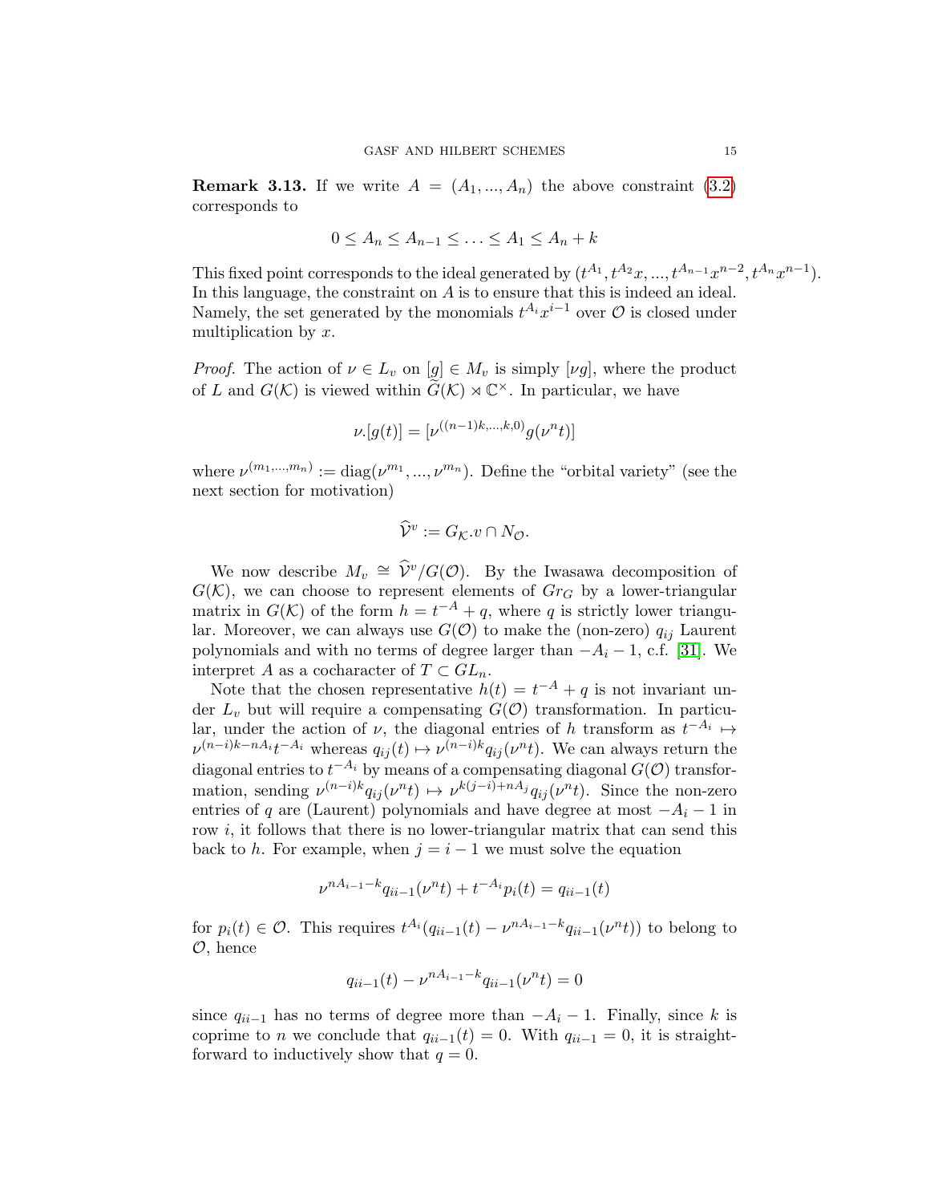**Remark 3.13.** If we write $A = (A_1, ..., A_n)$ the above constraint (3.2) corresponds to

$$0 \leq A_n \leq A_{n-1} \leq \ldots \leq A_1 \leq A_n + k$$

This fixed point corresponds to the ideal generated by $(t^{A_1}, t^{A_2}x, ..., t^{A_{n-1}}x^{n-2}, t^{A_n}x^{n-1})$. In this language, the constraint on $A$ is to ensure that this is indeed an ideal. Namely, the set generated by the monomials $t^{A_i}x^{i-1}$ over $\mathcal{O}$ is closed under multiplication by $x$.

*Proof.* The action of $\nu \in L_v$ on $[g] \in M_v$ is simply $[\nu g]$, where the product of $L$ and $G(\mathcal{K})$ is viewed within $\widehat{G}(\mathcal{K}) \rtimes \mathbb{C}^\times$. In particular, we have

$$\nu.[g(t)] = [\nu^{((n-1)k, ..., k, 0)} g(\nu^n t)]$$

where $\nu^{(m_1, ..., m_n)} := \mathrm{diag}(\nu^{m_1}, ..., \nu^{m_n})$. Define the "orbital variety" (see the next section for motivation)

$$\widehat{\mathcal{V}}^v := G_{\mathcal{K}}.v \cap N_{\mathcal{O}}.$$

We now describe $M_v \cong \widehat{\mathcal{V}}^v / G(\mathcal{O})$. By the Iwasawa decomposition of $G(\mathcal{K})$, we can choose to represent elements of $Gr_G$ by a lower-triangular matrix in $G(\mathcal{K})$ of the form $h = t^{-A} + q$, where $q$ is strictly lower triangular. Moreover, we can always use $G(\mathcal{O})$ to make the (non-zero) $q_{ij}$ Laurent polynomials and with no terms of degree larger than $-A_i - 1$, c.f. [31]. We interpret $A$ as a cocharacter of $T \subset GL_n$.

Note that the chosen representative $h(t) = t^{-A} + q$ is not invariant under $L_v$ but will require a compensating $G(\mathcal{O})$ transformation. In particular, under the action of $\nu$, the diagonal entries of $h$ transform as $t^{-A_i} \mapsto \nu^{(n-i)k - nA_i} t^{-A_i}$ whereas $q_{ij}(t) \mapsto \nu^{(n-i)k} q_{ij}(\nu^n t)$. We can always return the diagonal entries to $t^{-A_i}$ by means of a compensating diagonal $G(\mathcal{O})$ transformation, sending $\nu^{(n-i)k} q_{ij}(\nu^n t) \mapsto \nu^{k(j-i) + nA_j} q_{ij}(\nu^n t)$. Since the non-zero entries of $q$ are (Laurent) polynomials and have degree at most $-A_i - 1$ in row $i$, it follows that there is no lower-triangular matrix that can send this back to $h$. For example, when $j = i-1$ we must solve the equation

$$\nu^{nA_{i-1} - k} q_{ii-1}(\nu^n t) + t^{-A_i} p_i(t) = q_{ii-1}(t)$$

for $p_i(t) \in \mathcal{O}$. This requires $t^{A_i}(q_{ii-1}(t) - \nu^{nA_{i-1} - k} q_{ii-1}(\nu^n t))$ to belong to $\mathcal{O}$, hence

$$q_{ii-1}(t) - \nu^{nA_{i-1} - k} q_{ii-1}(\nu^n t) = 0$$

since $q_{ii-1}$ has no terms of degree more than $-A_i - 1$. Finally, since $k$ is coprime to $n$ we conclude that $q_{ii-1}(t) = 0$. With $q_{ii-1} = 0$, it is straightforward to inductively show that $q = 0$.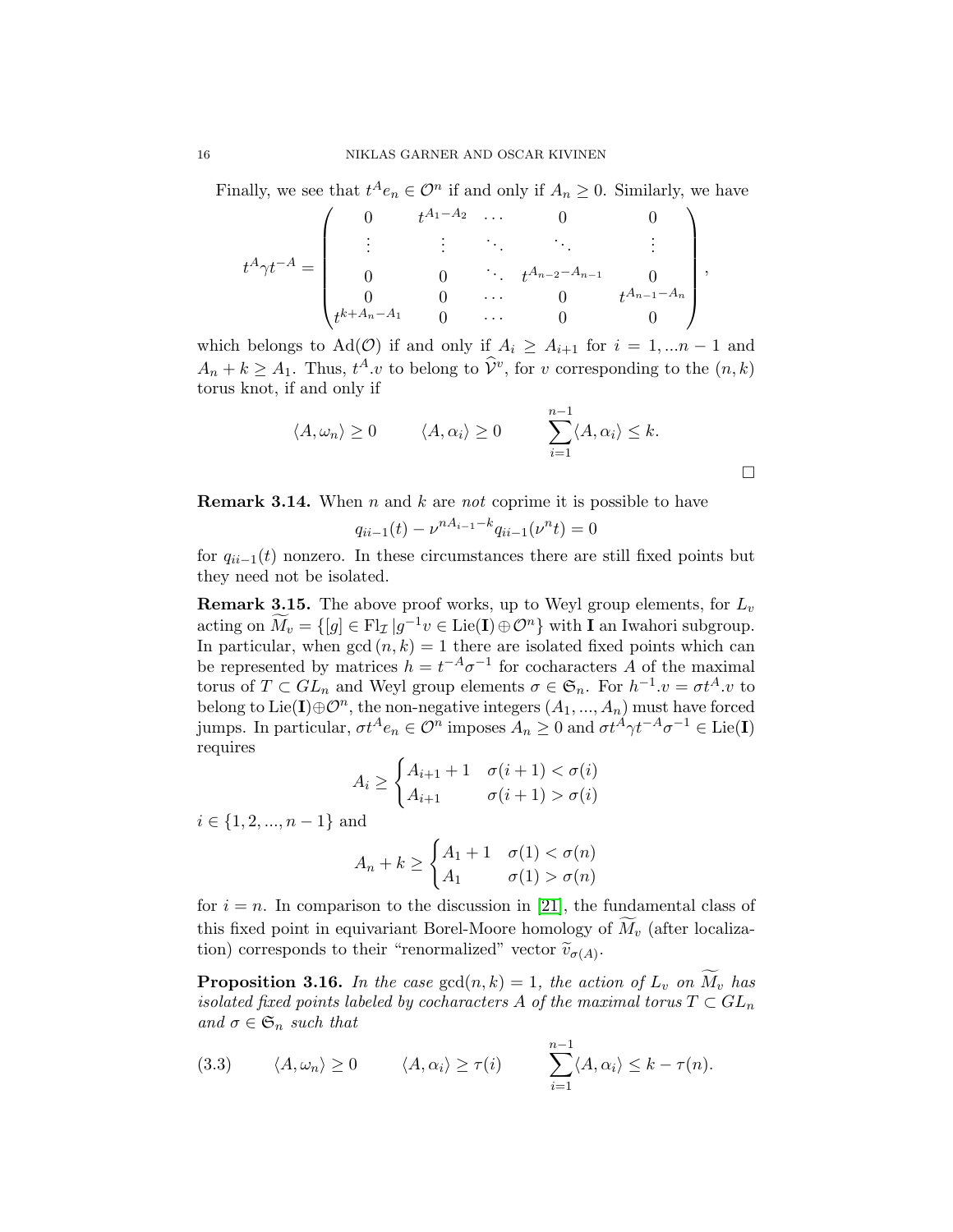Finally, we see that $t^A e_n \in \mathcal{O}^n$ if and only if $A_n \geq 0$. Similarly, we have

$$
t^A \gamma t^{-A} = \begin{pmatrix} 0 & t^{A_1 - A_2} & \cdots & 0 & 0 \\ \vdots & \vdots & \ddots & \ddots & \vdots \\ 0 & 0 & \ddots & t^{A_{n-2}-A_{n-1}} & 0 \\ 0 & 0 & \cdots & 0 & t^{A_{n-1}-A_n} \\ t^{k+A_n - A_1} & 0 & \cdots & 0 & 0 \end{pmatrix},
$$

which belongs to $\mathrm{Ad}(\mathcal{O})$ if and only if $A_i \geq A_{i+1}$ for $i = 1, ...n-1$ and $A_n + k \geq A_1$. Thus, $t^A.v$ to belong to $\widehat{\mathcal{V}}^v$, for $v$ corresponding to the $(n,k)$ torus knot, if and only if

$$
\langle A, \omega_n \rangle \geq 0 \qquad \langle A, \alpha_i \rangle \geq 0 \qquad \sum_{i=1}^{n-1} \langle A, \alpha_i \rangle \leq k.
$$

$\square$

**Remark 3.14.** When $n$ and $k$ are *not* coprime it is possible to have

$$
q_{ii-1}(t) - \nu^{nA_{i-1}-k} q_{ii-1}(\nu^n t) = 0
$$

for $q_{ii-1}(t)$ nonzero. In these circumstances there are still fixed points but they need not be isolated.

**Remark 3.15.** The above proof works, up to Weyl group elements, for $L_v$ acting on $\widetilde{M}_v = \{[g] \in \mathrm{Fl}_{\mathcal{I}} \,|g^{-1}v \in \mathrm{Lie}(\mathbf{I}) \oplus \mathcal{O}^n\}$ with $\mathbf{I}$ an Iwahori subgroup. In particular, when $\gcd(n,k) = 1$ there are isolated fixed points which can be represented by matrices $h = t^{-A}\sigma^{-1}$ for cocharacters $A$ of the maximal torus of $T \subset GL_n$ and Weyl group elements $\sigma \in \mathfrak{S}_n$. For $h^{-1}.v = \sigma t^A.v$ to belong to $\mathrm{Lie}(\mathbf{I}) \oplus \mathcal{O}^n$, the non-negative integers $(A_1, ..., A_n)$ must have forced jumps. In particular, $\sigma t^A e_n \in \mathcal{O}^n$ imposes $A_n \geq 0$ and $\sigma t^A \gamma t^{-A} \sigma^{-1} \in \mathrm{Lie}(\mathbf{I})$ requires

$$
A_i \geq \begin{cases} A_{i+1} + 1 & \sigma(i+1) < \sigma(i) \\ A_{i+1} & \sigma(i+1) > \sigma(i) \end{cases}
$$

$i \in \{1, 2, ..., n-1\}$ and

$$
A_n + k \geq \begin{cases} A_1 + 1 & \sigma(1) < \sigma(n) \\ A_1 & \sigma(1) > \sigma(n) \end{cases}
$$

for $i = n$. In comparison to the discussion in [21], the fundamental class of this fixed point in equivariant Borel-Moore homology of $\widetilde{M}_v$ (after localization) corresponds to their "renormalized" vector $\widetilde{v}_{\sigma(A)}$.

**Proposition 3.16.** *In the case* $\gcd(n,k) = 1$, *the action of* $L_v$ *on* $\widetilde{M}_v$ *has isolated fixed points labeled by cocharacters* $A$ *of the maximal torus* $T \subset GL_n$ *and* $\sigma \in \mathfrak{S}_n$ *such that*

$$
\langle A, \omega_n \rangle \geq 0 \qquad \langle A, \alpha_i \rangle \geq \tau(i) \qquad \sum_{i=1}^{n-1} \langle A, \alpha_i \rangle \leq k - \tau(n). \tag{3.3}
$$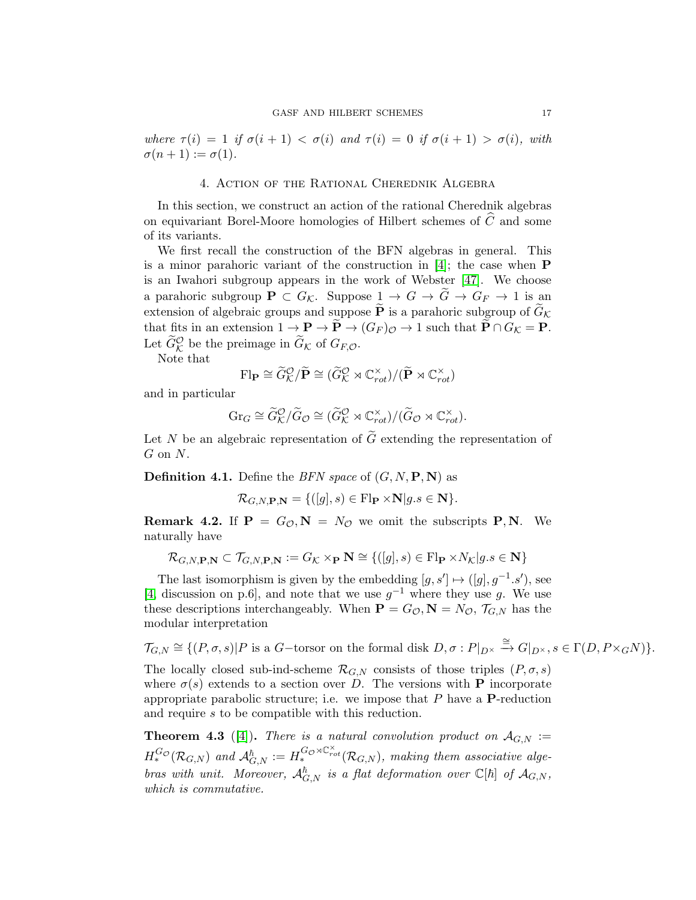*where $\tau(i) = 1$ if $\sigma(i+1) < \sigma(i)$ and $\tau(i) = 0$ if $\sigma(i+1) > \sigma(i)$, with $\sigma(n+1) := \sigma(1)$.*

## 4. Action of the Rational Cherednik Algebra

In this section, we construct an action of the rational Cherednik algebras on equivariant Borel-Moore homologies of Hilbert schemes of $\widehat{C}$ and some of its variants.

We first recall the construction of the BFN algebras in general. This is a minor parahoric variant of the construction in [4]; the case when $\mathbf{P}$ is an Iwahori subgroup appears in the work of Webster [47]. We choose a parahoric subgroup $\mathbf{P} \subset G_{\mathcal{K}}$. Suppose $1 \to G \to \widetilde{G} \to G_F \to 1$ is an extension of algebraic groups and suppose $\widetilde{\mathbf{P}}$ is a parahoric subgroup of $\widetilde{G}_{\mathcal{K}}$ that fits in an extension $1 \to \mathbf{P} \to \widetilde{\mathbf{P}} \to (G_F)_{\mathcal{O}} \to 1$ such that $\widetilde{\mathbf{P}} \cap G_{\mathcal{K}} = \mathbf{P}$. Let $\widetilde{G}^{\mathcal{O}}_{\mathcal{K}}$ be the preimage in $\widetilde{G}_{\mathcal{K}}$ of $G_{F,\mathcal{O}}$.

Note that

$$\mathrm{Fl}_{\mathbf{P}} \cong \widetilde{G}^{\mathcal{O}}_{\mathcal{K}}/\widetilde{\mathbf{P}} \cong (\widetilde{G}^{\mathcal{O}}_{\mathcal{K}} \rtimes \mathbb{C}^{\times}_{rot})/(\widetilde{\mathbf{P}} \rtimes \mathbb{C}^{\times}_{rot})$$

and in particular

$$\mathrm{Gr}_G \cong \widetilde{G}^{\mathcal{O}}_{\mathcal{K}}/\widetilde{G}_{\mathcal{O}} \cong (\widetilde{G}^{\mathcal{O}}_{\mathcal{K}} \rtimes \mathbb{C}^{\times}_{rot})/(\widetilde{G}_{\mathcal{O}} \rtimes \mathbb{C}^{\times}_{rot}).$$

Let $N$ be an algebraic representation of $\widetilde{G}$ extending the representation of $G$ on $N$.

**Definition 4.1.** Define the *BFN space* of $(G, N, \mathbf{P}, \mathbf{N})$ as

$$\mathcal{R}_{G,N,\mathbf{P},\mathbf{N}} = \{([g], s) \in \mathrm{Fl}_{\mathbf{P}} \times \mathbf{N} | g.s \in \mathbf{N}\}.$$

**Remark 4.2.** If $\mathbf{P} = G_{\mathcal{O}}, \mathbf{N} = N_{\mathcal{O}}$ we omit the subscripts $\mathbf{P}, \mathbf{N}$. We naturally have

$$\mathcal{R}_{G,N,\mathbf{P},\mathbf{N}} \subset \mathcal{T}_{G,N,\mathbf{P},\mathbf{N}} := G_{\mathcal{K}} \times_{\mathbf{P}} \mathbf{N} \cong \{([g], s) \in \mathrm{Fl}_{\mathbf{P}} \times N_{\mathcal{K}} | g.s \in \mathbf{N}\}$$

The last isomorphism is given by the embedding $[g, s'] \mapsto ([g], g^{-1}.s')$, see [4, discussion on p.6], and note that we use $g^{-1}$ where they use $g$. We use these descriptions interchangeably. When $\mathbf{P} = G_{\mathcal{O}}, \mathbf{N} = N_{\mathcal{O}}$, $\mathcal{T}_{G,N}$ has the modular interpretation

$$\mathcal{T}_{G,N} \cong \{(P, \sigma, s) | P \text{ is a } G\text{-torsor on the formal disk } D, \sigma : P|_{D^{\times}} \xrightarrow{\cong} G|_{D^{\times}}, s \in \Gamma(D, P \times_G N)\}.$$

The locally closed sub-ind-scheme $\mathcal{R}_{G,N}$ consists of those triples $(P, \sigma, s)$ where $\sigma(s)$ extends to a section over $D$. The versions with $\mathbf{P}$ incorporate appropriate parabolic structure; i.e. we impose that $P$ have a $\mathbf{P}$-reduction and require $s$ to be compatible with this reduction.

**Theorem 4.3** ([4]). *There is a natural convolution product on $\mathcal{A}_{G,N} := H^{G_{\mathcal{O}}}_*(\mathcal{R}_{G,N})$ and $\mathcal{A}^{\hbar}_{G,N} := H^{G_{\mathcal{O}} \rtimes \mathbb{C}^{\times}_{rot}}_*(\mathcal{R}_{G,N})$, making them associative algebras with unit. Moreover, $\mathcal{A}^{\hbar}_{G,N}$ is a flat deformation over $\mathbb{C}[\hbar]$ of $\mathcal{A}_{G,N}$, which is commutative.*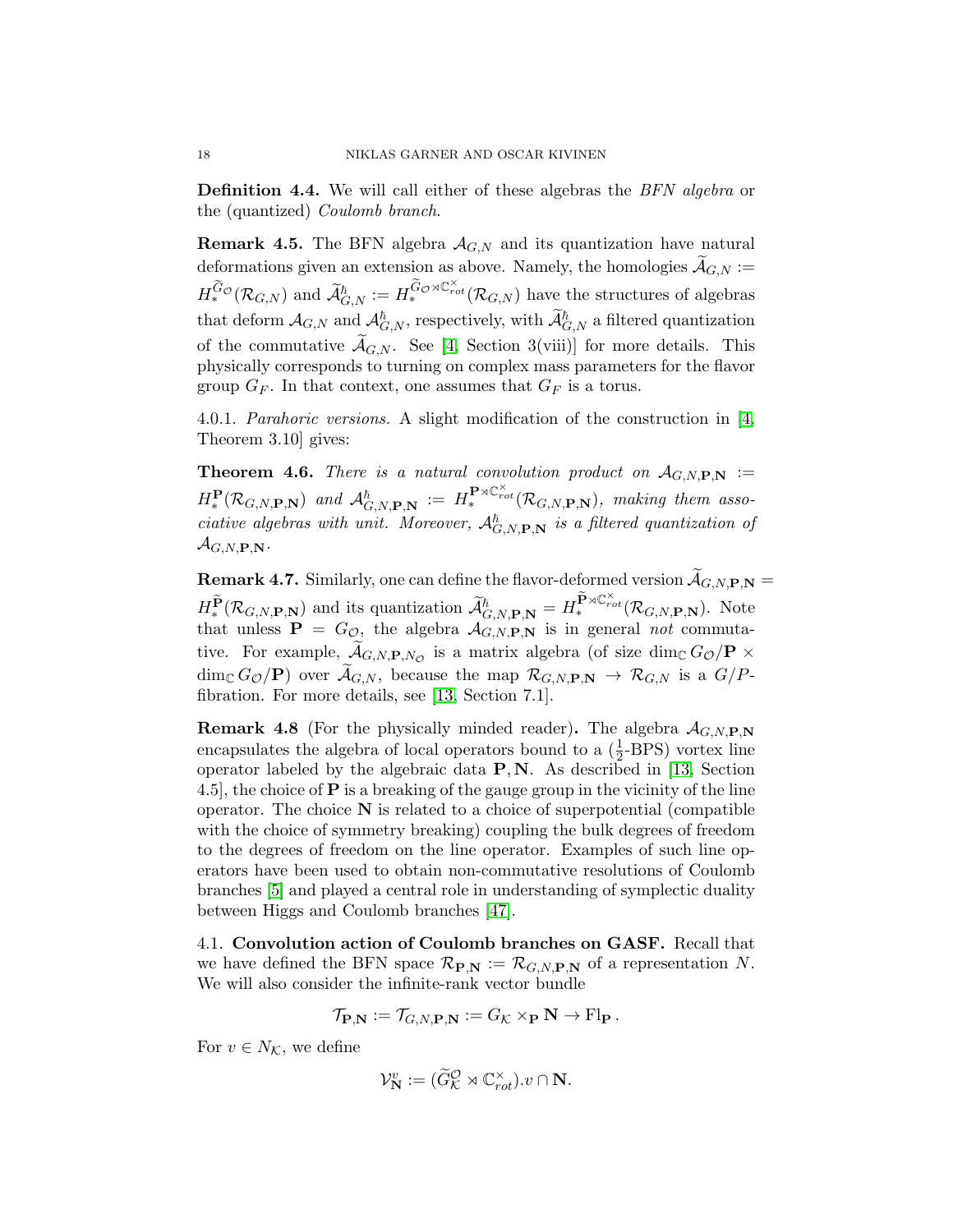**Definition 4.4.** We will call either of these algebras the *BFN algebra* or the (quantized) *Coulomb branch*.

**Remark 4.5.** The BFN algebra $\mathcal{A}_{G,N}$ and its quantization have natural deformations given an extension as above. Namely, the homologies $\widetilde{\mathcal{A}}_{G,N} := H_*^{\widetilde{G}_\mathcal{O}}(\mathcal{R}_{G,N})$ and $\widetilde{\mathcal{A}}^\hbar_{G,N} := H_*^{\widetilde{G}_\mathcal{O}\rtimes\mathbb{C}^\times_{rot}}(\mathcal{R}_{G,N})$ have the structures of algebras that deform $\mathcal{A}_{G,N}$ and $\mathcal{A}^\hbar_{G,N}$, respectively, with $\widetilde{\mathcal{A}}^\hbar_{G,N}$ a filtered quantization of the commutative $\widetilde{\mathcal{A}}_{G,N}$. See [4, Section 3(viii)] for more details. This physically corresponds to turning on complex mass parameters for the flavor group $G_F$. In that context, one assumes that $G_F$ is a torus.

4.0.1. *Parahoric versions.* A slight modification of the construction in [4, Theorem 3.10] gives:

**Theorem 4.6.** *There is a natural convolution product on* $\mathcal{A}_{G,N,\mathbf{P},\mathbf{N}} := H_*^{\mathbf{P}}(\mathcal{R}_{G,N,\mathbf{P},\mathbf{N}})$ *and* $\mathcal{A}^\hbar_{G,N,\mathbf{P},\mathbf{N}} := H_*^{\mathbf{P}\rtimes\mathbb{C}^\times_{rot}}(\mathcal{R}_{G,N,\mathbf{P},\mathbf{N}})$*, making them associative algebras with unit. Moreover,* $\mathcal{A}^\hbar_{G,N,\mathbf{P},\mathbf{N}}$ *is a filtered quantization of* $\mathcal{A}_{G,N,\mathbf{P},\mathbf{N}}$.

**Remark 4.7.** Similarly, one can define the flavor-deformed version $\widetilde{\mathcal{A}}_{G,N,\mathbf{P},\mathbf{N}} = H_*^{\widetilde{\mathbf{P}}}(\mathcal{R}_{G,N,\mathbf{P},\mathbf{N}})$ and its quantization $\widetilde{\mathcal{A}}^\hbar_{G,N,\mathbf{P},\mathbf{N}} = H_*^{\widetilde{\mathbf{P}}\rtimes\mathbb{C}^\times_{rot}}(\mathcal{R}_{G,N,\mathbf{P},\mathbf{N}})$. Note that unless $\mathbf{P} = G_\mathcal{O}$, the algebra $\mathcal{A}_{G,N,\mathbf{P},\mathbf{N}}$ is in general *not* commutative. For example, $\widetilde{\mathcal{A}}_{G,N,\mathbf{P},N_\mathcal{O}}$ is a matrix algebra (of size $\dim_\mathbb{C} G_\mathcal{O}/\mathbf{P} \times \dim_\mathbb{C} G_\mathcal{O}/\mathbf{P}$) over $\widetilde{\mathcal{A}}_{G,N}$, because the map $\mathcal{R}_{G,N,\mathbf{P},\mathbf{N}} \to \mathcal{R}_{G,N}$ is a $G/P$-fibration. For more details, see [13, Section 7.1].

**Remark 4.8** (For the physically minded reader)**.** The algebra $\mathcal{A}_{G,N,\mathbf{P},\mathbf{N}}$ encapsulates the algebra of local operators bound to a ($\frac{1}{2}$-BPS) vortex line operator labeled by the algebraic data $\mathbf{P},\mathbf{N}$. As described in [13, Section 4.5], the choice of $\mathbf{P}$ is a breaking of the gauge group in the vicinity of the line operator. The choice $\mathbf{N}$ is related to a choice of superpotential (compatible with the choice of symmetry breaking) coupling the bulk degrees of freedom to the degrees of freedom on the line operator. Examples of such line operators have been used to obtain non-commutative resolutions of Coulomb branches [5] and played a central role in understanding of symplectic duality between Higgs and Coulomb branches [47].

4.1. **Convolution action of Coulomb branches on GASF.** Recall that we have defined the BFN space $\mathcal{R}_{\mathbf{P},\mathbf{N}} := \mathcal{R}_{G,N,\mathbf{P},\mathbf{N}}$ of a representation $N$. We will also consider the infinite-rank vector bundle

$$\mathcal{T}_{\mathbf{P},\mathbf{N}} := \mathcal{T}_{G,N,\mathbf{P},\mathbf{N}} := G_\mathcal{K} \times_\mathbf{P} \mathbf{N} \to \mathrm{Fl}_\mathbf{P}\,.$$

For $v \in N_\mathcal{K}$, we define

$$\mathcal{V}^v_\mathbf{N} := (\widetilde{G}^\mathcal{O}_\mathcal{K} \rtimes \mathbb{C}^\times_{rot}).v \cap \mathbf{N}.$$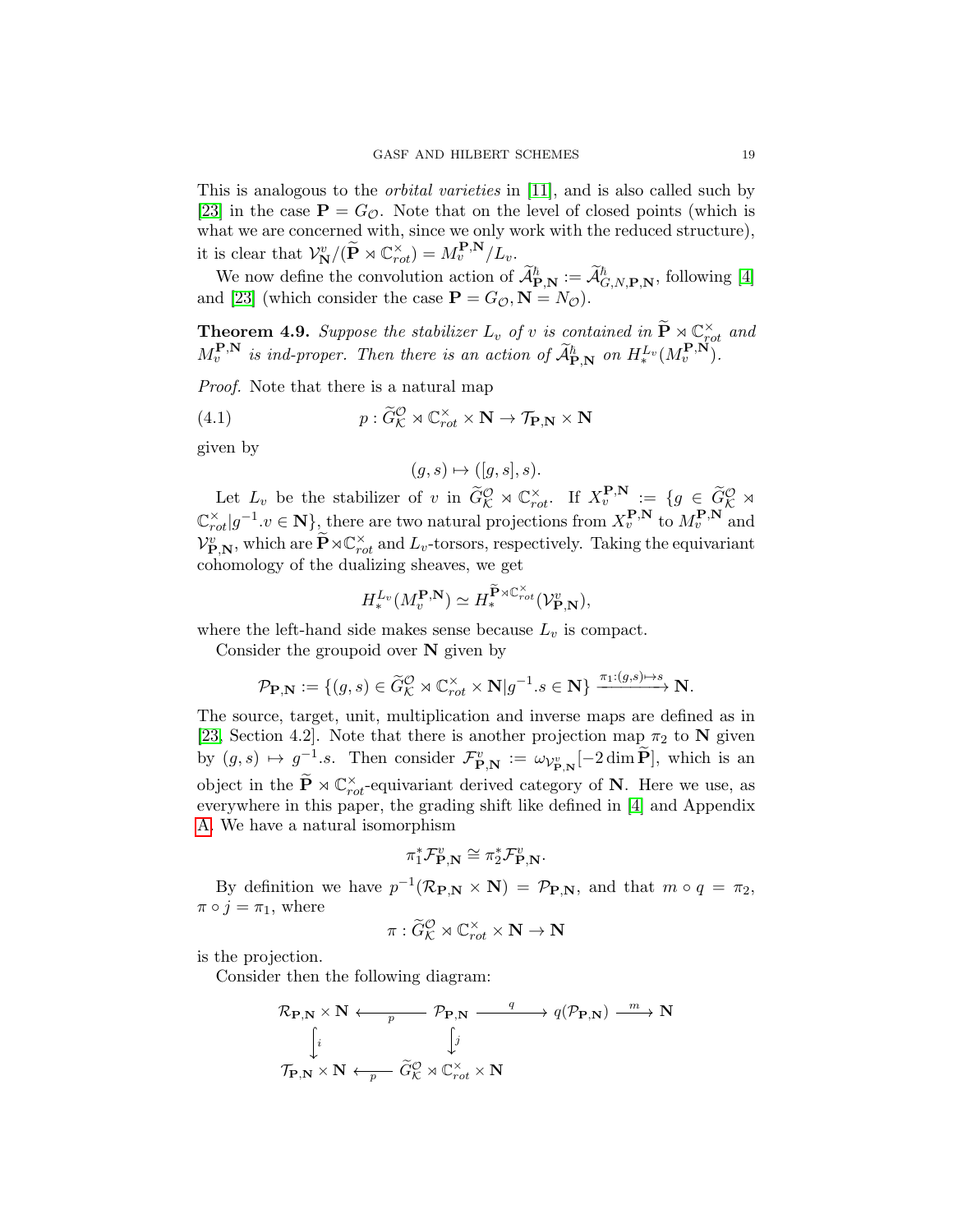This is analogous to the *orbital varieties* in [11], and is also called such by [23] in the case $\mathbf{P} = G_{\mathcal{O}}$. Note that on the level of closed points (which is what we are concerned with, since we only work with the reduced structure), it is clear that $\mathcal{V}^v_{\mathbf{N}}/(\widetilde{\mathbf{P}} \rtimes \mathbb{C}^\times_{rot}) = M^{\mathbf{P},\mathbf{N}}_v/L_v$.

We now define the convolution action of $\widetilde{\mathcal{A}}^\hbar_{\mathbf{P},\mathbf{N}} := \widetilde{\mathcal{A}}^\hbar_{G,N,\mathbf{P},\mathbf{N}}$, following [4] and [23] (which consider the case $\mathbf{P} = G_{\mathcal{O}}, \mathbf{N} = N_{\mathcal{O}}$).

**Theorem 4.9.** *Suppose the stabilizer $L_v$ of $v$ is contained in $\widetilde{\mathbf{P}} \rtimes \mathbb{C}^\times_{rot}$ and $M^{\mathbf{P},\mathbf{N}}_v$ is ind-proper. Then there is an action of $\widetilde{\mathcal{A}}^\hbar_{\mathbf{P},\mathbf{N}}$ on $H^{L_v}_*(M^{\mathbf{P},\mathbf{N}}_v)$.*

*Proof.* Note that there is a natural map

$$p : \widetilde{G}^{\mathcal{O}}_{\mathcal{K}} \rtimes \mathbb{C}^\times_{rot} \times \mathbf{N} \to \mathcal{T}_{\mathbf{P},\mathbf{N}} \times \mathbf{N} \tag{4.1}$$

given by

$$(g, s) \mapsto ([g, s], s).$$

Let $L_v$ be the stabilizer of $v$ in $\widetilde{G}^{\mathcal{O}}_{\mathcal{K}} \rtimes \mathbb{C}^\times_{rot}$. If $X^{\mathbf{P},\mathbf{N}}_v := \{g \in \widetilde{G}^{\mathcal{O}}_{\mathcal{K}} \rtimes \mathbb{C}^\times_{rot} | g^{-1}.v \in \mathbf{N}\}$, there are two natural projections from $X^{\mathbf{P},\mathbf{N}}_v$ to $M^{\mathbf{P},\mathbf{N}}_v$ and $\mathcal{V}^v_{\mathbf{P},\mathbf{N}}$, which are $\widetilde{\mathbf{P}} \rtimes \mathbb{C}^\times_{rot}$ and $L_v$-torsors, respectively. Taking the equivariant cohomology of the dualizing sheaves, we get

$$H^{L_v}_*(M^{\mathbf{P},\mathbf{N}}_v) \simeq H^{\widetilde{\mathbf{P}} \rtimes \mathbb{C}^\times_{rot}}_*(\mathcal{V}^v_{\mathbf{P},\mathbf{N}}),$$

where the left-hand side makes sense because $L_v$ is compact.

Consider the groupoid over $\mathbf{N}$ given by

$$\mathcal{P}_{\mathbf{P},\mathbf{N}} := \{(g, s) \in \widetilde{G}^{\mathcal{O}}_{\mathcal{K}} \rtimes \mathbb{C}^\times_{rot} \times \mathbf{N} | g^{-1}.s \in \mathbf{N}\} \xrightarrow{\pi_1 : (g,s) \mapsto s} \mathbf{N}.$$

The source, target, unit, multiplication and inverse maps are defined as in [23, Section 4.2]. Note that there is another projection map $\pi_2$ to $\mathbf{N}$ given by $(g, s) \mapsto g^{-1}.s$. Then consider $\mathcal{F}^v_{\mathbf{P},\mathbf{N}} := \omega_{\mathcal{V}^v_{\mathbf{P},\mathbf{N}}}[-2 \dim \widetilde{\mathbf{P}}]$, which is an object in the $\widetilde{\mathbf{P}} \rtimes \mathbb{C}^\times_{rot}$-equivariant derived category of $\mathbf{N}$. Here we use, as everywhere in this paper, the grading shift like defined in [4] and Appendix A. We have a natural isomorphism

$$\pi_1^* \mathcal{F}^v_{\mathbf{P},\mathbf{N}} \cong \pi_2^* \mathcal{F}^v_{\mathbf{P},\mathbf{N}}.$$

By definition we have $p^{-1}(\mathcal{R}_{\mathbf{P},\mathbf{N}} \times \mathbf{N}) = \mathcal{P}_{\mathbf{P},\mathbf{N}}$, and that $m \circ q = \pi_2$, $\pi \circ j = \pi_1$, where

$$\pi : \widetilde{G}^{\mathcal{O}}_{\mathcal{K}} \rtimes \mathbb{C}^\times_{rot} \times \mathbf{N} \to \mathbf{N}$$

is the projection.

Consider then the following diagram:

$$\begin{array}{ccccccc}
\mathcal{R}_{\mathbf{P},\mathbf{N}} \times \mathbf{N} & \xleftarrow{\;p\;} & \mathcal{P}_{\mathbf{P},\mathbf{N}} & \xrightarrow{\;q\;} & q(\mathcal{P}_{\mathbf{P},\mathbf{N}}) & \xrightarrow{\;m\;} & \mathbf{N} \\
\Big\downarrow{\scriptstyle i} & & \Big\downarrow{\scriptstyle j} & & & & \\
\mathcal{T}_{\mathbf{P},\mathbf{N}} \times \mathbf{N} & \xleftarrow{\;p\;} & \widetilde{G}^{\mathcal{O}}_{\mathcal{K}} \rtimes \mathbb{C}^\times_{rot} \times \mathbf{N} & & & &
\end{array}$$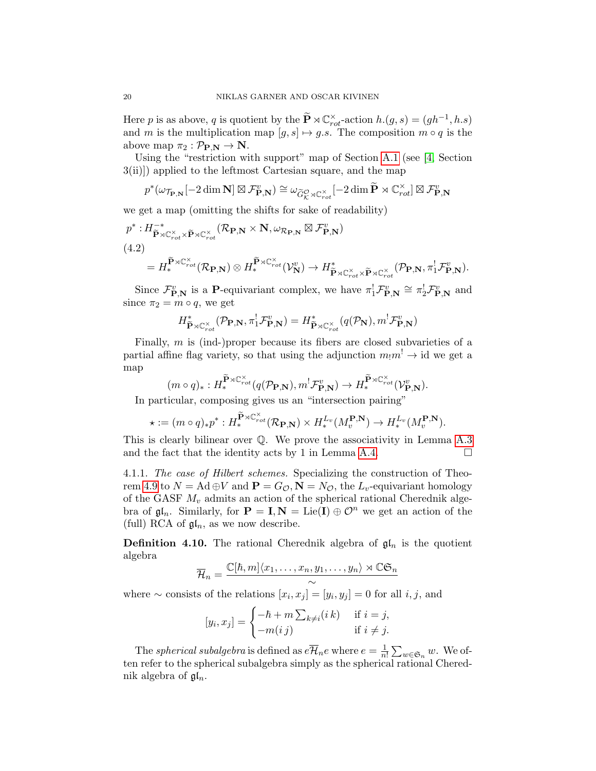Here $p$ is as above, $q$ is quotient by the $\widetilde{\mathbf{P}} \rtimes \mathbb{C}^\times_{rot}$-action $h.(g,s) = (gh^{-1}, h.s)$ and $m$ is the multiplication map $[g,s] \mapsto g.s$. The composition $m \circ q$ is the above map $\pi_2 : \mathcal{P}_{\mathbf{P},\mathbf{N}} \to \mathbf{N}$.

Using the "restriction with support" map of Section A.1 (see [4, Section 3(ii)]) applied to the leftmost Cartesian square, and the map

$$p^*(\omega_{\mathcal{T}_{\mathbf{P},\mathbf{N}}}[-2\dim \mathbf{N}] \boxtimes \mathcal{F}^v_{\mathbf{P},\mathbf{N}}) \cong \omega_{\widetilde{G}^{\mathcal{O}}_{\mathcal{K}} \rtimes \mathbb{C}^\times_{rot}}[-2\dim \widetilde{\mathbf{P}} \rtimes \mathbb{C}^\times_{rot}] \boxtimes \mathcal{F}^v_{\mathbf{P},\mathbf{N}}$$

we get a map (omitting the shifts for sake of readability)

$$\begin{aligned}
&p^* : H^{-*}_{\widetilde{\mathbf{P}} \rtimes \mathbb{C}^\times_{rot} \times \widetilde{\mathbf{P}} \rtimes \mathbb{C}^\times_{rot}}(\mathcal{R}_{\mathbf{P},\mathbf{N}} \times \mathbf{N}, \omega_{\mathcal{R}_{\mathbf{P},\mathbf{N}}} \boxtimes \mathcal{F}^v_{\mathbf{P},\mathbf{N}}) \\
&\quad = H^{\widetilde{\mathbf{P}} \rtimes \mathbb{C}^\times_{rot}}_*(\mathcal{R}_{\mathbf{P},\mathbf{N}}) \otimes H^{\widetilde{\mathbf{P}} \rtimes \mathbb{C}^\times_{rot}}_*(\mathcal{V}^v_{\mathbf{N}}) \to H^*_{\widetilde{\mathbf{P}} \rtimes \mathbb{C}^\times_{rot} \times \widetilde{\mathbf{P}} \rtimes \mathbb{C}^\times_{rot}}(\mathcal{P}_{\mathbf{P},\mathbf{N}}, \pi_1^! \mathcal{F}^v_{\mathbf{P},\mathbf{N}}).
\end{aligned} \tag{4.2}$$

Since $\mathcal{F}^v_{\mathbf{P},\mathbf{N}}$ is a $\mathbf{P}$-equivariant complex, we have $\pi_1^! \mathcal{F}^v_{\mathbf{P},\mathbf{N}} \cong \pi_2^! \mathcal{F}^v_{\mathbf{P},\mathbf{N}}$ and since $\pi_2 = m \circ q$, we get

$$H^*_{\widetilde{\mathbf{P}} \rtimes \mathbb{C}^\times_{rot}}(\mathcal{P}_{\mathbf{P},\mathbf{N}}, \pi_1^! \mathcal{F}^v_{\mathbf{P},\mathbf{N}}) = H^*_{\widetilde{\mathbf{P}} \rtimes \mathbb{C}^\times_{rot}}(q(\mathcal{P}_{\mathbf{N}}), m^! \mathcal{F}^v_{\mathbf{P},\mathbf{N}})$$

Finally, $m$ is (ind-)proper because its fibers are closed subvarieties of a partial affine flag variety, so that using the adjunction $m_! m^! \to \mathrm{id}$ we get a map

$$(m \circ q)_* : H^{\widetilde{\mathbf{P}} \rtimes \mathbb{C}^\times_{rot}}_*(q(\mathcal{P}_{\mathbf{P},\mathbf{N}}), m^! \mathcal{F}^v_{\mathbf{P},\mathbf{N}}) \to H^{\widetilde{\mathbf{P}} \rtimes \mathbb{C}^\times_{rot}}_*(\mathcal{V}^v_{\mathbf{P},\mathbf{N}}).$$

In particular, composing gives us an "intersection pairing"

$$\star := (m \circ q)_* p^* : H^{\widetilde{\mathbf{P}} \rtimes \mathbb{C}^\times_{rot}}_*(\mathcal{R}_{\mathbf{P},\mathbf{N}}) \times H^{L_v}_*(M^{\mathbf{P},\mathbf{N}}_v) \to H^{L_v}_*(M^{\mathbf{P},\mathbf{N}}_v).$$

This is clearly bilinear over $\mathbb{Q}$. We prove the associativity in Lemma A.3 and the fact that the identity acts by 1 in Lemma A.4. □

4.1.1. *The case of Hilbert schemes.* Specializing the construction of Theorem 4.9 to $N = \mathrm{Ad} \oplus V$ and $\mathbf{P} = G_{\mathcal{O}}, \mathbf{N} = N_{\mathcal{O}}$, the $L_v$-equivariant homology of the GASF $M_v$ admits an action of the spherical rational Cherednik algebra of $\mathfrak{gl}_n$. Similarly, for $\mathbf{P} = \mathbf{I}, \mathbf{N} = \mathrm{Lie}(\mathbf{I}) \oplus \mathcal{O}^n$ we get an action of the (full) RCA of $\mathfrak{gl}_n$, as we now describe.

**Definition 4.10.** The rational Cherednik algebra of $\mathfrak{gl}_n$ is the quotient algebra

$$\overline{\mathcal{H}}_n = \frac{\mathbb{C}[\hbar, m]\langle x_1, \ldots, x_n, y_1, \ldots, y_n \rangle \rtimes \mathbb{C}\mathfrak{S}_n}{\sim}$$

where $\sim$ consists of the relations $[x_i, x_j] = [y_i, y_j] = 0$ for all $i, j$, and

$$[y_i, x_j] = \begin{cases} -\hbar + m \sum_{k \neq i} (i\,k) & \text{if } i = j, \\ -m(i\,j) & \text{if } i \neq j. \end{cases}$$

The *spherical subalgebra* is defined as $e\overline{\mathcal{H}}_n e$ where $e = \frac{1}{n!} \sum_{w \in \mathfrak{S}_n} w$. We often refer to the spherical subalgebra simply as the spherical rational Cherednik algebra of $\mathfrak{gl}_n$.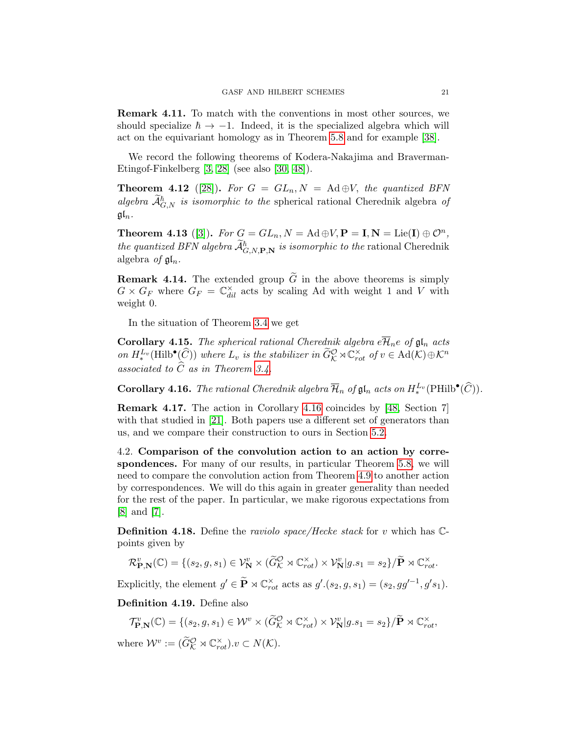**Remark 4.11.** To match with the conventions in most other sources, we should specialize $\hbar \to -1$. Indeed, it is the specialized algebra which will act on the equivariant homology as in Theorem 5.8 and for example [38].

We record the following theorems of Kodera-Nakajima and Braverman-Etingof-Finkelberg [3, 28] (see also [30, 48]).

**Theorem 4.12** ([28]). *For $G = GL_n, N = \mathrm{Ad} \oplus V$, the quantized BFN algebra $\widetilde{\mathcal{A}}^{\hbar}_{G,N}$ is isomorphic to the* spherical rational Cherednik algebra *of $\mathfrak{gl}_n$.*

**Theorem 4.13** ([3]). *For $G = GL_n, N = \mathrm{Ad} \oplus V, \mathbf{P} = \mathbf{I}, \mathbf{N} = \mathrm{Lie}(\mathbf{I}) \oplus \mathcal{O}^n$, the quantized BFN algebra $\widetilde{\mathcal{A}}^{\hbar}_{G,N,\mathbf{P},\mathbf{N}}$ is isomorphic to the* rational Cherednik algebra *of $\mathfrak{gl}_n$.*

**Remark 4.14.** The extended group $\widetilde{G}$ in the above theorems is simply $G \times G_F$ where $G_F = \mathbb{C}^\times_{dil}$ acts by scaling Ad with weight 1 and $V$ with weight 0.

In the situation of Theorem 3.4 we get

**Corollary 4.15.** *The spherical rational Cherednik algebra $e\overline{\mathcal{H}}_n e$ of $\mathfrak{gl}_n$ acts on $H^{L_v}_*(\mathrm{Hilb}^\bullet(\widehat{C}))$ where $L_v$ is the stabilizer in $\widetilde{G}^{\mathcal{O}}_{\mathcal{K}} \rtimes \mathbb{C}^\times_{rot}$ of $v \in \mathrm{Ad}(\mathcal{K}) \oplus \mathcal{K}^n$ associated to $\widehat{C}$ as in Theorem 3.4.*

**Corollary 4.16.** *The rational Cherednik algebra $\overline{\mathcal{H}}_n$ of $\mathfrak{gl}_n$ acts on $H^{L_v}_*(\mathrm{PHilb}^\bullet(\widehat{C}))$.*

**Remark 4.17.** The action in Corollary 4.16 coincides by [48, Section 7] with that studied in [21]. Both papers use a different set of generators than us, and we compare their construction to ours in Section 5.2.

## 4.2. Comparison of the convolution action to an action by correspondences.

For many of our results, in particular Theorem 5.8, we will need to compare the convolution action from Theorem 4.9 to another action by correspondences. We will do this again in greater generality than needed for the rest of the paper. In particular, we make rigorous expectations from [8] and [7].

**Definition 4.18.** Define the *raviolo space/Hecke stack* for $v$ which has $\mathbb{C}$-points given by

$$\mathcal{R}^v_{\mathbf{P},\mathbf{N}}(\mathbb{C}) = \{(s_2, g, s_1) \in \mathcal{V}^v_{\mathbf{N}} \times (\widetilde{G}^{\mathcal{O}}_{\mathcal{K}} \rtimes \mathbb{C}^\times_{rot}) \times \mathcal{V}^v_{\mathbf{N}} | g.s_1 = s_2\}/\widetilde{\mathbf{P}} \rtimes \mathbb{C}^\times_{rot}.$$

Explicitly, the element $g' \in \widetilde{\mathbf{P}} \rtimes \mathbb{C}^\times_{rot}$ acts as $g'.(s_2, g, s_1) = (s_2, gg'^{-1}, g's_1)$.

**Definition 4.19.** Define also

$$\mathcal{T}^v_{\mathbf{P},\mathbf{N}}(\mathbb{C}) = \{(s_2, g, s_1) \in \mathcal{W}^v \times (\widetilde{G}^{\mathcal{O}}_{\mathcal{K}} \rtimes \mathbb{C}^\times_{rot}) \times \mathcal{V}^v_{\mathbf{N}} | g.s_1 = s_2\}/\widetilde{\mathbf{P}} \rtimes \mathbb{C}^\times_{rot},$$

where $\mathcal{W}^v := (\widetilde{G}^{\mathcal{O}}_{\mathcal{K}} \rtimes \mathbb{C}^\times_{rot}).v \subset N(\mathcal{K})$.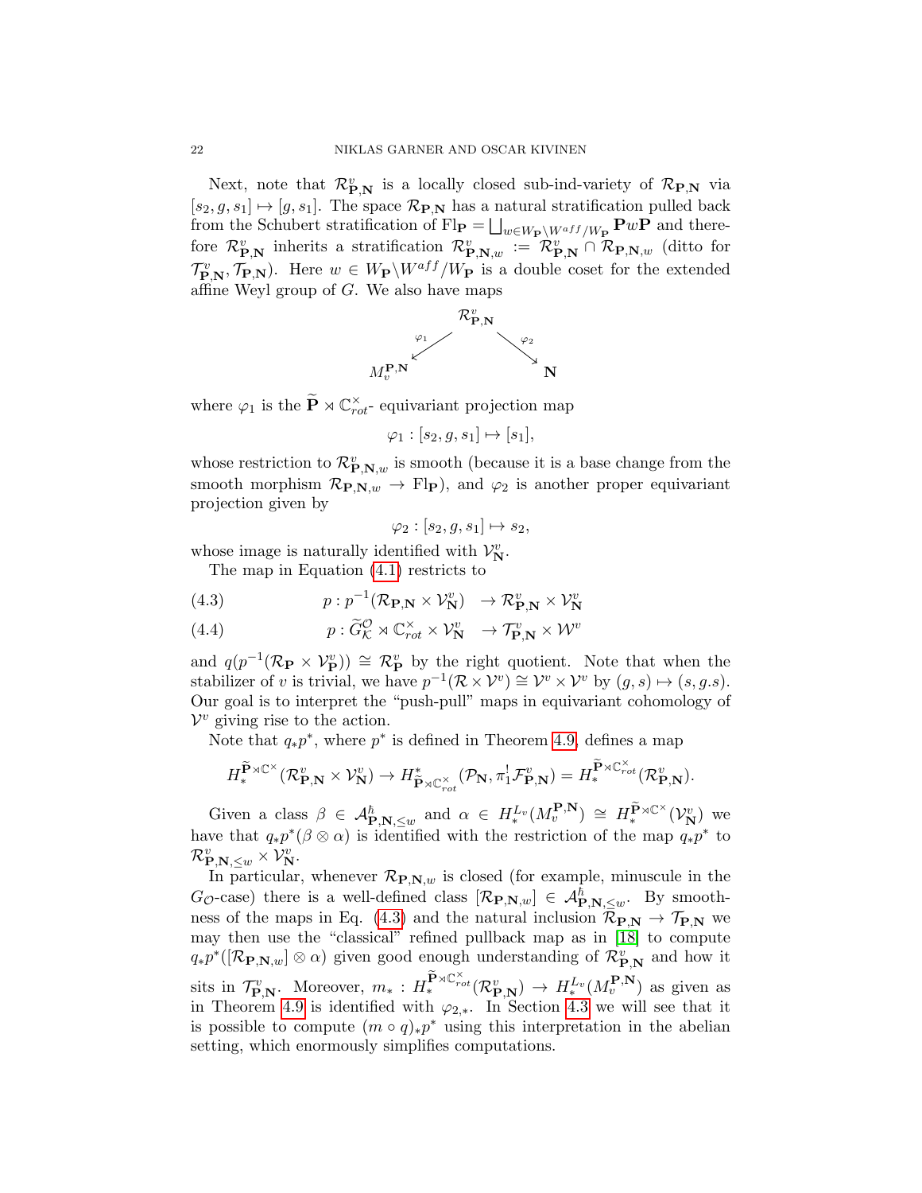Next, note that $\mathcal{R}^v_{\mathbf{P},\mathbf{N}}$ is a locally closed sub-ind-variety of $\mathcal{R}_{\mathbf{P},\mathbf{N}}$ via $[s_2, g, s_1] \mapsto [g, s_1]$. The space $\mathcal{R}_{\mathbf{P},\mathbf{N}}$ has a natural stratification pulled back from the Schubert stratification of $\mathrm{Fl}_{\mathbf{P}} = \bigsqcup_{w \in W_{\mathbf{P}} \backslash W^{aff}/W_{\mathbf{P}}} \mathbf{P}w\mathbf{P}$ and therefore $\mathcal{R}^v_{\mathbf{P},\mathbf{N}}$ inherits a stratification $\mathcal{R}^v_{\mathbf{P},\mathbf{N},w} := \mathcal{R}^v_{\mathbf{P},\mathbf{N}} \cap \mathcal{R}_{\mathbf{P},\mathbf{N},w}$ (ditto for $\mathcal{T}^v_{\mathbf{P},\mathbf{N}}, \mathcal{T}_{\mathbf{P},\mathbf{N}}$). Here $w \in W_{\mathbf{P}} \backslash W^{aff}/W_{\mathbf{P}}$ is a double coset for the extended affine Weyl group of $G$. We also have maps

$$
\begin{array}{ccccc}
 & & \mathcal{R}^v_{\mathbf{P},\mathbf{N}} & & \\
 & \swarrow^{\varphi_1} & & \searrow^{\varphi_2} & \\
M^{\mathbf{P},\mathbf{N}}_v & & & & \mathbf{N}
\end{array}
$$

where $\varphi_1$ is the $\widetilde{\mathbf{P}} \rtimes \mathbb{C}^\times_{rot}$- equivariant projection map

$$\varphi_1 : [s_2, g, s_1] \mapsto [s_1],$$

whose restriction to $\mathcal{R}^v_{\mathbf{P},\mathbf{N},w}$ is smooth (because it is a base change from the smooth morphism $\mathcal{R}_{\mathbf{P},\mathbf{N},w} \to \mathrm{Fl}_{\mathbf{P}}$), and $\varphi_2$ is another proper equivariant projection given by

$$\varphi_2 : [s_2, g, s_1] \mapsto s_2,$$

whose image is naturally identified with $\mathcal{V}^v_{\mathbf{N}}$.

The map in Equation (4.1) restricts to

$$
\begin{aligned}
&(4.3) \qquad & p : p^{-1}(\mathcal{R}_{\mathbf{P},\mathbf{N}} \times \mathcal{V}^v_{\mathbf{N}}) &\to \mathcal{R}^v_{\mathbf{P},\mathbf{N}} \times \mathcal{V}^v_{\mathbf{N}} \\
&(4.4) \qquad & p : \widetilde{G}^{\mathcal{O}}_{\mathcal{K}} \rtimes \mathbb{C}^\times_{rot} \times \mathcal{V}^v_{\mathbf{N}} &\to \mathcal{T}^v_{\mathbf{P},\mathbf{N}} \times \mathcal{W}^v
\end{aligned}
$$

and $q(p^{-1}(\mathcal{R}_{\mathbf{P}} \times \mathcal{V}^v_{\mathbf{P}})) \cong \mathcal{R}^v_{\mathbf{P}}$ by the right quotient. Note that when the stabilizer of $v$ is trivial, we have $p^{-1}(\mathcal{R} \times \mathcal{V}^v) \cong \mathcal{V}^v \times \mathcal{V}^v$ by $(g, s) \mapsto (s, g.s)$. Our goal is to interpret the "push-pull" maps in equivariant cohomology of $\mathcal{V}^v$ giving rise to the action.

Note that $q_* p^*$, where $p^*$ is defined in Theorem 4.9, defines a map

$$H^{\widetilde{\mathbf{P}} \rtimes \mathbb{C}^\times}_*(\mathcal{R}^v_{\mathbf{P},\mathbf{N}} \times \mathcal{V}^v_{\mathbf{N}}) \to H^*_{\widetilde{\mathbf{P}} \rtimes \mathbb{C}^\times_{rot}}(\mathcal{P}_{\mathbf{N}}, \pi_1^! \mathcal{F}^v_{\mathbf{P},\mathbf{N}}) = H^{\widetilde{\mathbf{P}} \rtimes \mathbb{C}^\times_{rot}}_*(\mathcal{R}^v_{\mathbf{P},\mathbf{N}}).$$

Given a class $\beta \in \mathcal{A}^\hbar_{\mathbf{P},\mathbf{N},\leq w}$ and $\alpha \in H^{L_v}_*(M^{\mathbf{P},\mathbf{N}}_v) \cong H^{\widetilde{\mathbf{P}} \rtimes \mathbb{C}^\times}_*(\mathcal{V}^v_{\mathbf{N}})$ we have that $q_* p^*(\beta \otimes \alpha)$ is identified with the restriction of the map $q_* p^*$ to $\mathcal{R}^v_{\mathbf{P},\mathbf{N},\leq w} \times \mathcal{V}^v_{\mathbf{N}}$.

In particular, whenever $\mathcal{R}_{\mathbf{P},\mathbf{N},w}$ is closed (for example, minuscule in the $G_{\mathcal{O}}$-case) there is a well-defined class $[\mathcal{R}_{\mathbf{P},\mathbf{N},w}] \in \mathcal{A}^\hbar_{\mathbf{P},\mathbf{N},\leq w}$. By smoothness of the maps in Eq. (4.3) and the natural inclusion $\mathcal{R}_{\mathbf{P},\mathbf{N}} \to \mathcal{T}_{\mathbf{P},\mathbf{N}}$ we may then use the "classical" refined pullback map as in [18] to compute $q_* p^*([\mathcal{R}_{\mathbf{P},\mathbf{N},w}] \otimes \alpha)$ given good enough understanding of $\mathcal{R}^v_{\mathbf{P},\mathbf{N}}$ and how it sits in $\mathcal{T}^v_{\mathbf{P},\mathbf{N}}$. Moreover, $m_* : H^{\widetilde{\mathbf{P}} \rtimes \mathbb{C}^\times_{rot}}_*(\mathcal{R}^v_{\mathbf{P},\mathbf{N}}) \to H^{L_v}_*(M^{\mathbf{P},\mathbf{N}}_v)$ as given as in Theorem 4.9 is identified with $\varphi_{2,*}$. In Section 4.3 we will see that it is possible to compute $(m \circ q)_* p^*$ using this interpretation in the abelian setting, which enormously simplifies computations.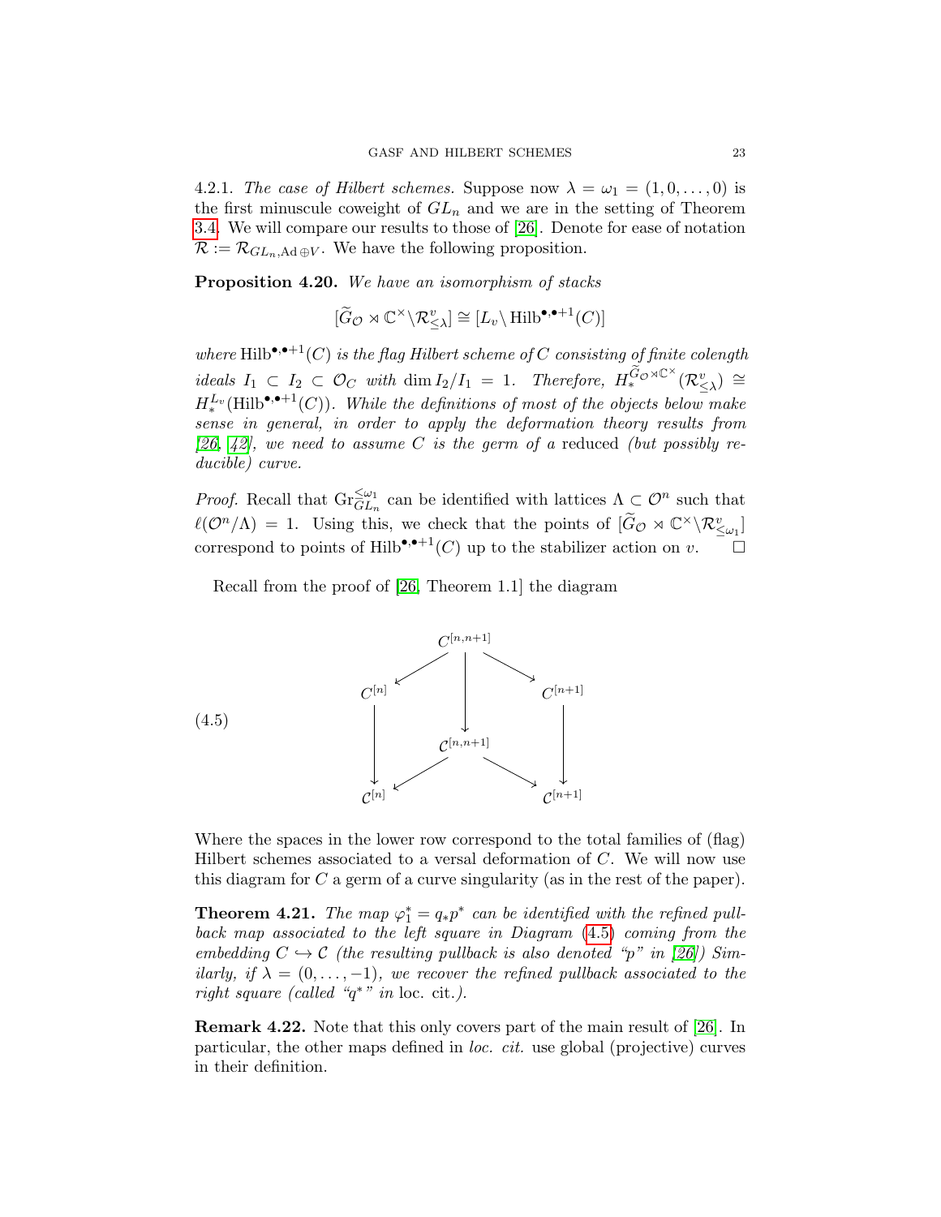4.2.1. *The case of Hilbert schemes.* Suppose now $\lambda = \omega_1 = (1, 0, \dots, 0)$ is the first minuscule coweight of $GL_n$ and we are in the setting of Theorem 3.4. We will compare our results to those of [26]. Denote for ease of notation $\mathcal{R} := \mathcal{R}_{GL_n, \mathrm{Ad} \oplus V}$. We have the following proposition.

**Proposition 4.20.** *We have an isomorphism of stacks*

$$[\widetilde{G}_{\mathcal{O}} \rtimes \mathbb{C}^\times \backslash \mathcal{R}^v_{\leq \lambda}] \cong [L_v \backslash \mathrm{Hilb}^{\bullet, \bullet+1}(C)]$$

*where* $\mathrm{Hilb}^{\bullet,\bullet+1}(C)$ *is the flag Hilbert scheme of* $C$ *consisting of finite colength ideals* $I_1 \subset I_2 \subset \mathcal{O}_C$ *with* $\dim I_2/I_1 = 1$. *Therefore,* $H_*^{\widetilde{G}_{\mathcal{O}} \rtimes \mathbb{C}^\times}(\mathcal{R}^v_{\leq \lambda}) \cong H_*^{L_v}(\mathrm{Hilb}^{\bullet,\bullet+1}(C))$. *While the definitions of most of the objects below make sense in general, in order to apply the deformation theory results from [26, 42], we need to assume* $C$ *is the germ of a* reduced *(but possibly reducible) curve.*

*Proof.* Recall that $\mathrm{Gr}^{\leq \omega_1}_{GL_n}$ can be identified with lattices $\Lambda \subset \mathcal{O}^n$ such that $\ell(\mathcal{O}^n/\Lambda) = 1$. Using this, we check that the points of $[\widetilde{G}_{\mathcal{O}} \rtimes \mathbb{C}^\times \backslash \mathcal{R}^v_{\leq \omega_1}]$ correspond to points of $\mathrm{Hilb}^{\bullet,\bullet+1}(C)$ up to the stabilizer action on $v$. $\square$

Recall from the proof of [26, Theorem 1.1] the diagram

$$
\begin{array}{ccccc}
 & & C^{[n,n+1]} & & \\
 & \swarrow & \downarrow & \searrow & \\
C^{[n]} & & & & C^{[n+1]} \\
\downarrow & & \mathcal{C}^{[n,n+1]} & & \downarrow \\
 & \swarrow & & \searrow & \\
\mathcal{C}^{[n]} & & & & \mathcal{C}^{[n+1]}
\end{array}
\tag{4.5}
$$

Where the spaces in the lower row correspond to the total families of (flag) Hilbert schemes associated to a versal deformation of $C$. We will now use this diagram for $C$ a germ of a curve singularity (as in the rest of the paper).

**Theorem 4.21.** *The map* $\varphi_1^* = q_* p^*$ *can be identified with the refined pullback map associated to the left square in Diagram (4.5) coming from the embedding* $C \hookrightarrow \mathcal{C}$ *(the resulting pullback is also denoted "p" in [26]) Similarly, if* $\lambda = (0, \dots, -1)$*, we recover the refined pullback associated to the right square (called "*$q^*$*" in* loc. cit.*).*

**Remark 4.22.** Note that this only covers part of the main result of [26]. In particular, the other maps defined in *loc. cit.* use global (projective) curves in their definition.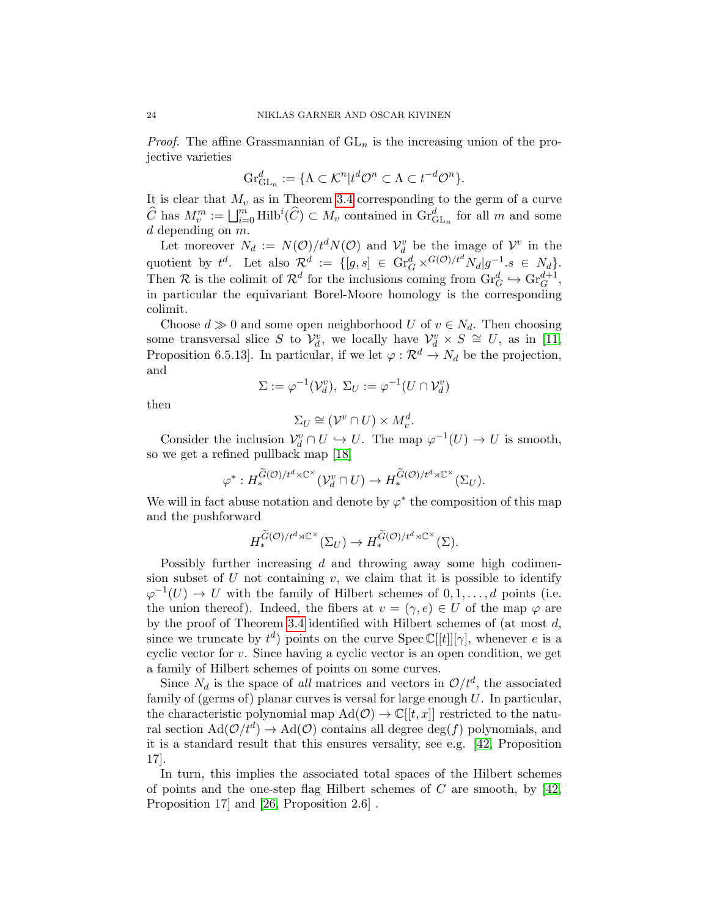*Proof.* The affine Grassmannian of $\mathrm{GL}_n$ is the increasing union of the projective varieties

$$\mathrm{Gr}^d_{\mathrm{GL}_n} := \{\Lambda \subset \mathcal{K}^n | t^d\mathcal{O}^n \subset \Lambda \subset t^{-d}\mathcal{O}^n\}.$$

It is clear that $M_v$ as in Theorem 3.4 corresponding to the germ of a curve $\widehat{C}$ has $M_v^m := \bigsqcup_{i=0}^m \mathrm{Hilb}^i(\widehat{C}) \subset M_v$ contained in $\mathrm{Gr}^d_{\mathrm{GL}_n}$ for all $m$ and some $d$ depending on $m$.

Let moreover $N_d := N(\mathcal{O})/t^dN(\mathcal{O})$ and $\mathcal{V}^v_d$ be the image of $\mathcal{V}^v$ in the quotient by $t^d$. Let also $\mathcal{R}^d := \{[g,s] \in \mathrm{Gr}^d_G \times^{G(\mathcal{O})/t^d} N_d | g^{-1}.s \in N_d\}$. Then $\mathcal{R}$ is the colimit of $\mathcal{R}^d$ for the inclusions coming from $\mathrm{Gr}^d_G \hookrightarrow \mathrm{Gr}^{d+1}_G$, in particular the equivariant Borel-Moore homology is the corresponding colimit.

Choose $d \gg 0$ and some open neighborhood $U$ of $v \in N_d$. Then choosing some transversal slice $S$ to $\mathcal{V}^v_d$, we locally have $\mathcal{V}^v_d \times S \cong U$, as in [11, Proposition 6.5.13]. In particular, if we let $\varphi : \mathcal{R}^d \to N_d$ be the projection, and

$$\Sigma := \varphi^{-1}(\mathcal{V}^v_d),\ \Sigma_U := \varphi^{-1}(U \cap \mathcal{V}^v_d)$$

then

$$\Sigma_U \cong (\mathcal{V}^v \cap U) \times M^d_v.$$

Consider the inclusion $\mathcal{V}^v_d \cap U \hookrightarrow U$. The map $\varphi^{-1}(U) \to U$ is smooth, so we get a refined pullback map [18]

$$\varphi^* : H_*^{\widetilde{G}(\mathcal{O})/t^d \rtimes \mathbb{C}^\times}(\mathcal{V}^v_d \cap U) \to H_*^{\widetilde{G}(\mathcal{O})/t^d \rtimes \mathbb{C}^\times}(\Sigma_U).$$

We will in fact abuse notation and denote by $\varphi^*$ the composition of this map and the pushforward

$$H_*^{\widetilde{G}(\mathcal{O})/t^d \rtimes \mathbb{C}^\times}(\Sigma_U) \to H_*^{\widetilde{G}(\mathcal{O})/t^d \rtimes \mathbb{C}^\times}(\Sigma).$$

Possibly further increasing $d$ and throwing away some high codimension subset of $U$ not containing $v$, we claim that it is possible to identify $\varphi^{-1}(U) \to U$ with the family of Hilbert schemes of $0, 1, \ldots, d$ points (i.e. the union thereof). Indeed, the fibers at $v = (\gamma, e) \in U$ of the map $\varphi$ are by the proof of Theorem 3.4 identified with Hilbert schemes of (at most $d$, since we truncate by $t^d$) points on the curve $\mathrm{Spec}\, \mathbb{C}[[t]][\gamma]$, whenever $e$ is a cyclic vector for $v$. Since having a cyclic vector is an open condition, we get a family of Hilbert schemes of points on some curves.

Since $N_d$ is the space of *all* matrices and vectors in $\mathcal{O}/t^d$, the associated family of (germs of) planar curves is versal for large enough $U$. In particular, the characteristic polynomial map $\mathrm{Ad}(\mathcal{O}) \to \mathbb{C}[[t,x]]$ restricted to the natural section $\mathrm{Ad}(\mathcal{O}/t^d) \to \mathrm{Ad}(\mathcal{O})$ contains all degree $\deg(f)$ polynomials, and it is a standard result that this ensures versality, see e.g. [42, Proposition 17].

In turn, this implies the associated total spaces of the Hilbert schemes of points and the one-step flag Hilbert schemes of $C$ are smooth, by [42, Proposition 17] and [26, Proposition 2.6] .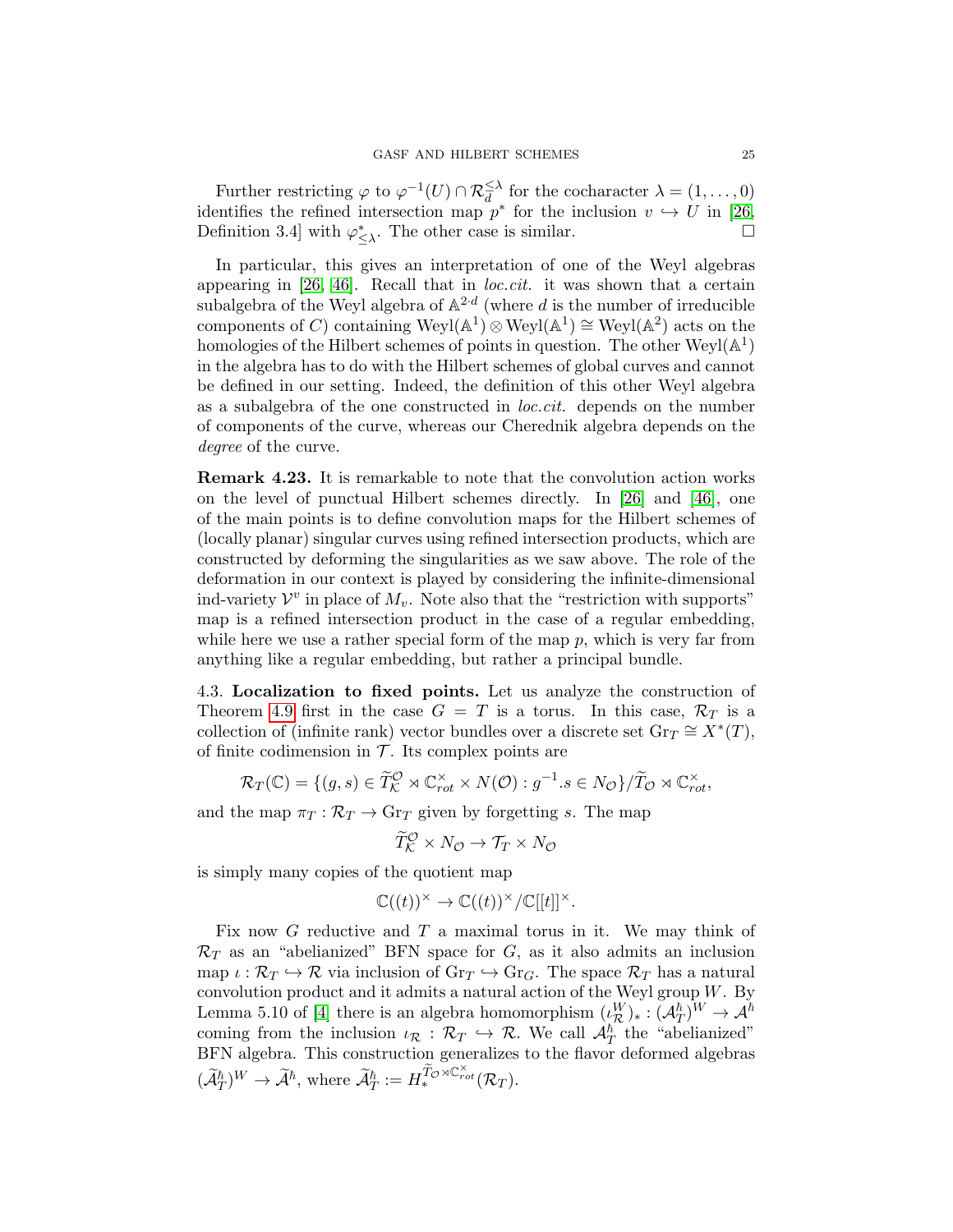Further restricting $\varphi$ to $\varphi^{-1}(U) \cap \mathcal{R}_d^{\leq \lambda}$ for the cocharacter $\lambda = (1, \ldots, 0)$ identifies the refined intersection map $p^*$ for the inclusion $v \hookrightarrow U$ in [26, Definition 3.4] with $\varphi^*_{\leq \lambda}$. The other case is similar. $\square$

In particular, this gives an interpretation of one of the Weyl algebras appearing in [26, 46]. Recall that in *loc.cit.* it was shown that a certain subalgebra of the Weyl algebra of $\mathbb{A}^{2\cdot d}$ (where $d$ is the number of irreducible components of $C$) containing $\mathrm{Weyl}(\mathbb{A}^1) \otimes \mathrm{Weyl}(\mathbb{A}^1) \cong \mathrm{Weyl}(\mathbb{A}^2)$ acts on the homologies of the Hilbert schemes of points in question. The other $\mathrm{Weyl}(\mathbb{A}^1)$ in the algebra has to do with the Hilbert schemes of global curves and cannot be defined in our setting. Indeed, the definition of this other Weyl algebra as a subalgebra of the one constructed in *loc.cit.* depends on the number of components of the curve, whereas our Cherednik algebra depends on the *degree* of the curve.

**Remark 4.23.** It is remarkable to note that the convolution action works on the level of punctual Hilbert schemes directly. In [26] and [46], one of the main points is to define convolution maps for the Hilbert schemes of (locally planar) singular curves using refined intersection products, which are constructed by deforming the singularities as we saw above. The role of the deformation in our context is played by considering the infinite-dimensional ind-variety $\mathcal{V}^v$ in place of $M_v$. Note also that the "restriction with supports" map is a refined intersection product in the case of a regular embedding, while here we use a rather special form of the map $p$, which is very far from anything like a regular embedding, but rather a principal bundle.

4.3. **Localization to fixed points.** Let us analyze the construction of Theorem 4.9 first in the case $G = T$ is a torus. In this case, $\mathcal{R}_T$ is a collection of (infinite rank) vector bundles over a discrete set $\mathrm{Gr}_T \cong X^*(T)$, of finite codimension in $\mathcal{T}$. Its complex points are

$$\mathcal{R}_T(\mathbb{C}) = \{(g, s) \in \widetilde{T}_{\mathcal{K}}^{\mathcal{O}} \rtimes \mathbb{C}^\times_{rot} \times N(\mathcal{O}) : g^{-1}.s \in N_{\mathcal{O}}\}/\widetilde{T}_{\mathcal{O}} \rtimes \mathbb{C}^\times_{rot},$$

and the map $\pi_T : \mathcal{R}_T \to \mathrm{Gr}_T$ given by forgetting $s$. The map

$$\widetilde{T}_{\mathcal{K}}^{\mathcal{O}} \times N_{\mathcal{O}} \to \mathcal{T}_T \times N_{\mathcal{O}}$$

is simply many copies of the quotient map

$$\mathbb{C}((t))^\times \to \mathbb{C}((t))^\times/\mathbb{C}[[t]]^\times.$$

Fix now $G$ reductive and $T$ a maximal torus in it. We may think of $\mathcal{R}_T$ as an "abelianized" BFN space for $G$, as it also admits an inclusion map $\iota : \mathcal{R}_T \hookrightarrow \mathcal{R}$ via inclusion of $\mathrm{Gr}_T \hookrightarrow \mathrm{Gr}_G$. The space $\mathcal{R}_T$ has a natural convolution product and it admits a natural action of the Weyl group $W$. By Lemma 5.10 of [4] there is an algebra homomorphism $(\iota_{\mathcal{R}}^W)_* : (\mathcal{A}_T^\hbar)^W \to \mathcal{A}^\hbar$ coming from the inclusion $\iota_{\mathcal{R}} : \mathcal{R}_T \hookrightarrow \mathcal{R}$. We call $\mathcal{A}_T^\hbar$ the "abelianized" BFN algebra. This construction generalizes to the flavor deformed algebras $(\widetilde{\mathcal{A}}_T^\hbar)^W \to \widetilde{\mathcal{A}}^\hbar$, where $\widetilde{\mathcal{A}}_T^\hbar := H_*^{\widetilde{T}_{\mathcal{O}} \rtimes \mathbb{C}^\times_{rot}}(\mathcal{R}_T)$.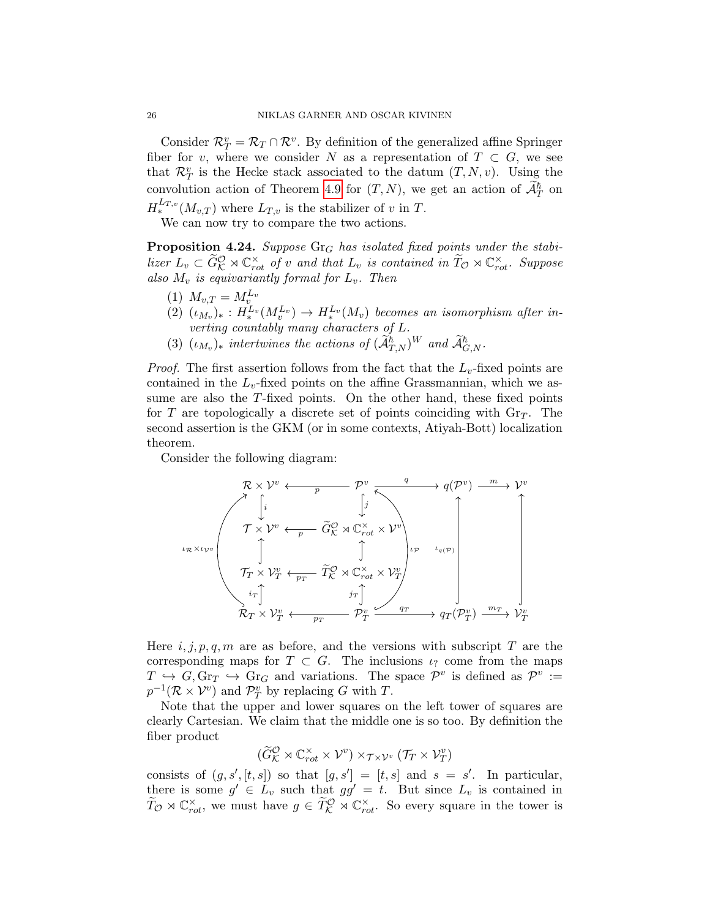Consider $\mathcal{R}_T^v = \mathcal{R}_T \cap \mathcal{R}^v$. By definition of the generalized affine Springer fiber for $v$, where we consider $N$ as a representation of $T \subset G$, we see that $\mathcal{R}_T^v$ is the Hecke stack associated to the datum $(T, N, v)$. Using the convolution action of Theorem 4.9 for $(T, N)$, we get an action of $\widetilde{\mathcal{A}}_T^\hbar$ on $H_*^{L_{T,v}}(M_{v,T})$ where $L_{T,v}$ is the stabilizer of $v$ in $T$.

We can now try to compare the two actions.

**Proposition 4.24.** *Suppose* $\mathrm{Gr}_G$ *has isolated fixed points under the stabilizer* $L_v \subset \widetilde{G}_{\mathcal{K}}^{\mathcal{O}} \rtimes \mathbb{C}^\times_{rot}$ *of* $v$ *and that* $L_v$ *is contained in* $\widetilde{T}_{\mathcal{O}} \rtimes \mathbb{C}^\times_{rot}$. *Suppose also* $M_v$ *is equivariantly formal for* $L_v$. *Then*

1. $M_{v,T} = M_v^{L_v}$
2. $(\iota_{M_v})_* : H_*^{L_v}(M_v^{L_v}) \to H_*^{L_v}(M_v)$ *becomes an isomorphism after inverting countably many characters of* $L$.
3. $(\iota_{M_v})_*$ *intertwines the actions of* $(\widetilde{\mathcal{A}}_{T,N}^\hbar)^W$ *and* $\widetilde{\mathcal{A}}_{G,N}^\hbar$.

*Proof.* The first assertion follows from the fact that the $L_v$-fixed points are contained in the $L_v$-fixed points on the affine Grassmannian, which we assume are also the $T$-fixed points. On the other hand, these fixed points for $T$ are topologically a discrete set of points coinciding with $\mathrm{Gr}_T$. The second assertion is the GKM (or in some contexts, Atiyah-Bott) localization theorem.

Consider the following diagram:

$$
\begin{array}{ccccccc}
\mathcal{R} \times \mathcal{V}^v & \xleftarrow{p} & \mathcal{P}^v & \xrightarrow{q} & q(\mathcal{P}^v) & \xrightarrow{m} & \mathcal{V}^v \\
\downarrow i & & \downarrow j & & \uparrow \iota_{q(\mathcal{P})} & & \uparrow \\
\mathcal{T} \times \mathcal{V}^v & \xleftarrow{p} & \widetilde{G}_{\mathcal{K}}^{\mathcal{O}} \rtimes \mathbb{C}^\times_{rot} \times \mathcal{V}^v & & & & \\
\uparrow & & \uparrow & & & & \\
\mathcal{T}_T \times \mathcal{V}_T^v & \xleftarrow{p_T} & \widetilde{T}_{\mathcal{K}}^{\mathcal{O}} \rtimes \mathbb{C}^\times_{rot} \times \mathcal{V}_T^v & & & & \\
\uparrow i_T & & \uparrow j_T & & & & \\
\mathcal{R}_T \times \mathcal{V}_T^v & \xleftarrow{p_T} & \mathcal{P}_T^v & \xrightarrow{q_T} & q_T(\mathcal{P}_T^v) & \xrightarrow{m_T} & \mathcal{V}_T^v
\end{array}
$$

(with curved arrows $\iota_{\mathcal{R}} \times \iota_{\mathcal{V}^v} : \mathcal{R}_T \times \mathcal{V}_T^v \to \mathcal{R} \times \mathcal{V}^v$ and $\iota_{\mathcal{P}} : \mathcal{P}_T^v \to \mathcal{P}^v$)

Here $i, j, p, q, m$ are as before, and the versions with subscript $T$ are the corresponding maps for $T \subset G$. The inclusions $\iota_?$ come from the maps $T \hookrightarrow G, \mathrm{Gr}_T \hookrightarrow \mathrm{Gr}_G$ and variations. The space $\mathcal{P}^v$ is defined as $\mathcal{P}^v := p^{-1}(\mathcal{R} \times \mathcal{V}^v)$ and $\mathcal{P}_T^v$ by replacing $G$ with $T$.

Note that the upper and lower squares on the left tower of squares are clearly Cartesian. We claim that the middle one is so too. By definition the fiber product

$$(\widetilde{G}_{\mathcal{K}}^{\mathcal{O}} \rtimes \mathbb{C}^\times_{rot} \times \mathcal{V}^v) \times_{\mathcal{T} \times \mathcal{V}^v} (\mathcal{T}_T \times \mathcal{V}_T^v)$$

consists of $(g, s', [t, s])$ so that $[g, s'] = [t, s]$ and $s = s'$. In particular, there is some $g' \in L_v$ such that $gg' = t$. But since $L_v$ is contained in $\widetilde{T}_{\mathcal{O}} \rtimes \mathbb{C}^\times_{rot}$, we must have $g \in \widetilde{T}_{\mathcal{K}}^{\mathcal{O}} \rtimes \mathbb{C}^\times_{rot}$. So every square in the tower is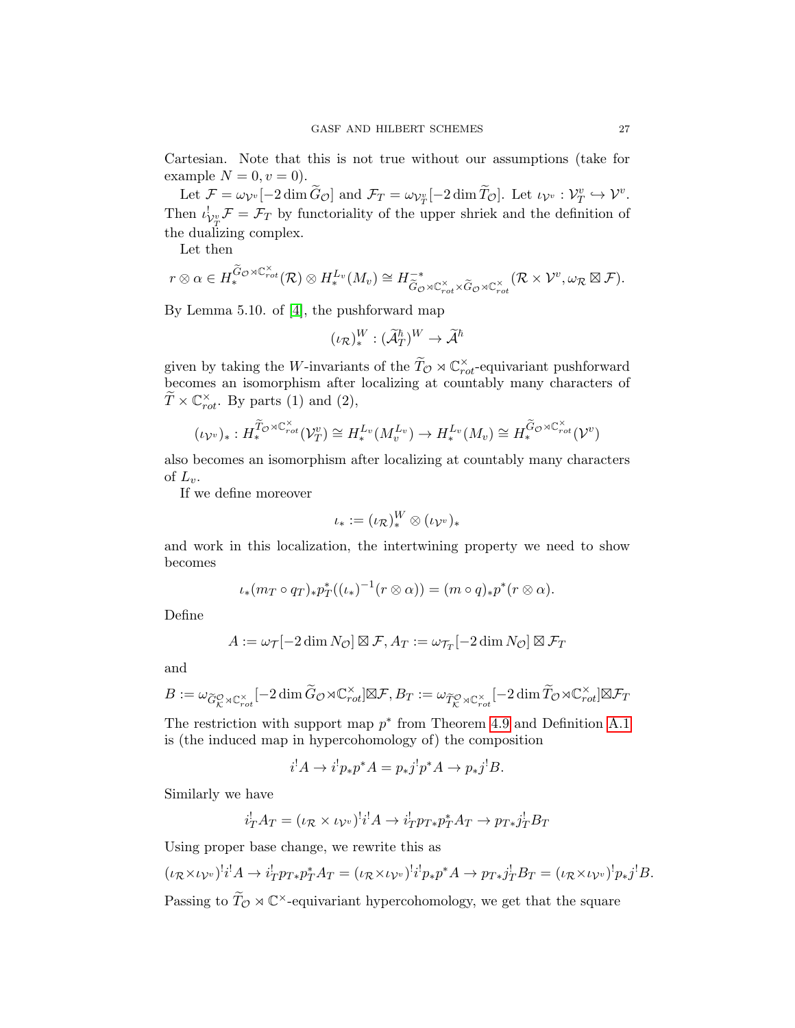Cartesian. Note that this is not true without our assumptions (take for example $N = 0, v = 0$).

Let $\mathcal{F} = \omega_{\mathcal{V}^v}[-2\dim \widetilde{G}_{\mathcal{O}}]$ and $\mathcal{F}_T = \omega_{\mathcal{V}^v_T}[-2\dim \widetilde{T}_{\mathcal{O}}]$. Let $\iota_{\mathcal{V}^v} : \mathcal{V}^v_T \hookrightarrow \mathcal{V}^v$. Then $\iota^!_{\mathcal{V}^v_T}\mathcal{F} = \mathcal{F}_T$ by functoriality of the upper shriek and the definition of the dualizing complex.

Let then

$$r \otimes \alpha \in H_*^{\widetilde{G}_{\mathcal{O}} \rtimes \mathbb{C}^\times_{rot}}(\mathcal{R}) \otimes H_*^{L_v}(M_v) \cong H^{-*}_{\widetilde{G}_{\mathcal{O}} \rtimes \mathbb{C}^\times_{rot} \times \widetilde{G}_{\mathcal{O}} \rtimes \mathbb{C}^\times_{rot}}(\mathcal{R} \times \mathcal{V}^v, \omega_{\mathcal{R}} \boxtimes \mathcal{F}).$$

By Lemma 5.10. of [4], the pushforward map

$$(\iota_{\mathcal{R}})^W_* : (\widetilde{\mathcal{A}}^\hbar_T)^W \to \widetilde{\mathcal{A}}^\hbar$$

given by taking the $W$-invariants of the $\widetilde{T}_{\mathcal{O}} \rtimes \mathbb{C}^\times_{rot}$-equivariant pushforward becomes an isomorphism after localizing at countably many characters of $\widetilde{T} \times \mathbb{C}^\times_{rot}$. By parts (1) and (2),

$$(\iota_{\mathcal{V}^v})_* : H_*^{\widetilde{T}_{\mathcal{O}} \rtimes \mathbb{C}^\times_{rot}}(\mathcal{V}^v_T) \cong H_*^{L_v}(M_v^{L_v}) \to H_*^{L_v}(M_v) \cong H_*^{\widetilde{G}_{\mathcal{O}} \rtimes \mathbb{C}^\times_{rot}}(\mathcal{V}^v)$$

also becomes an isomorphism after localizing at countably many characters of $L_v$.

If we define moreover

$$\iota_* := (\iota_{\mathcal{R}})^W_* \otimes (\iota_{\mathcal{V}^v})_*$$

and work in this localization, the intertwining property we need to show becomes

$$\iota_*(m_T \circ q_T)_* p_T^*((\iota_*)^{-1}(r \otimes \alpha)) = (m \circ q)_* p^*(r \otimes \alpha).$$

Define

$$A := \omega_{\mathcal{T}}[-2\dim N_{\mathcal{O}}] \boxtimes \mathcal{F}, A_T := \omega_{\mathcal{T}_T}[-2\dim N_{\mathcal{O}}] \boxtimes \mathcal{F}_T$$

and

$$B := \omega_{\widetilde{G}^{\mathcal{O}}_{\mathcal{K}} \rtimes \mathbb{C}^\times_{rot}}[-2\dim \widetilde{G}_{\mathcal{O}} \rtimes \mathbb{C}^\times_{rot}] \boxtimes \mathcal{F}, B_T := \omega_{\widetilde{T}^{\mathcal{O}}_{\mathcal{K}} \rtimes \mathbb{C}^\times_{rot}}[-2\dim \widetilde{T}_{\mathcal{O}} \rtimes \mathbb{C}^\times_{rot}] \boxtimes \mathcal{F}_T$$

The restriction with support map $p^*$ from Theorem 4.9 and Definition A.1 is (the induced map in hypercohomology of) the composition

$$i^! A \to i^! p_* p^* A = p_* j^! p^* A \to p_* j^! B.$$

Similarly we have

$$i^!_T A_T = (\iota_{\mathcal{R}} \times \iota_{\mathcal{V}^v})^! i^! A \to i^!_T p_{T*} p_T^* A_T \to p_{T*} j^!_T B_T$$

Using proper base change, we rewrite this as

$$(\iota_{\mathcal{R}} \times \iota_{\mathcal{V}^v})^! i^! A \to i^!_T p_{T*} p_T^* A_T = (\iota_{\mathcal{R}} \times \iota_{\mathcal{V}^v})^! i^! p_* p^* A \to p_{T*} j^!_T B_T = (\iota_{\mathcal{R}} \times \iota_{\mathcal{V}^v})^! p_* j^! B.$$

Passing to $\widetilde{T}_{\mathcal{O}} \rtimes \mathbb{C}^\times$-equivariant hypercohomology, we get that the square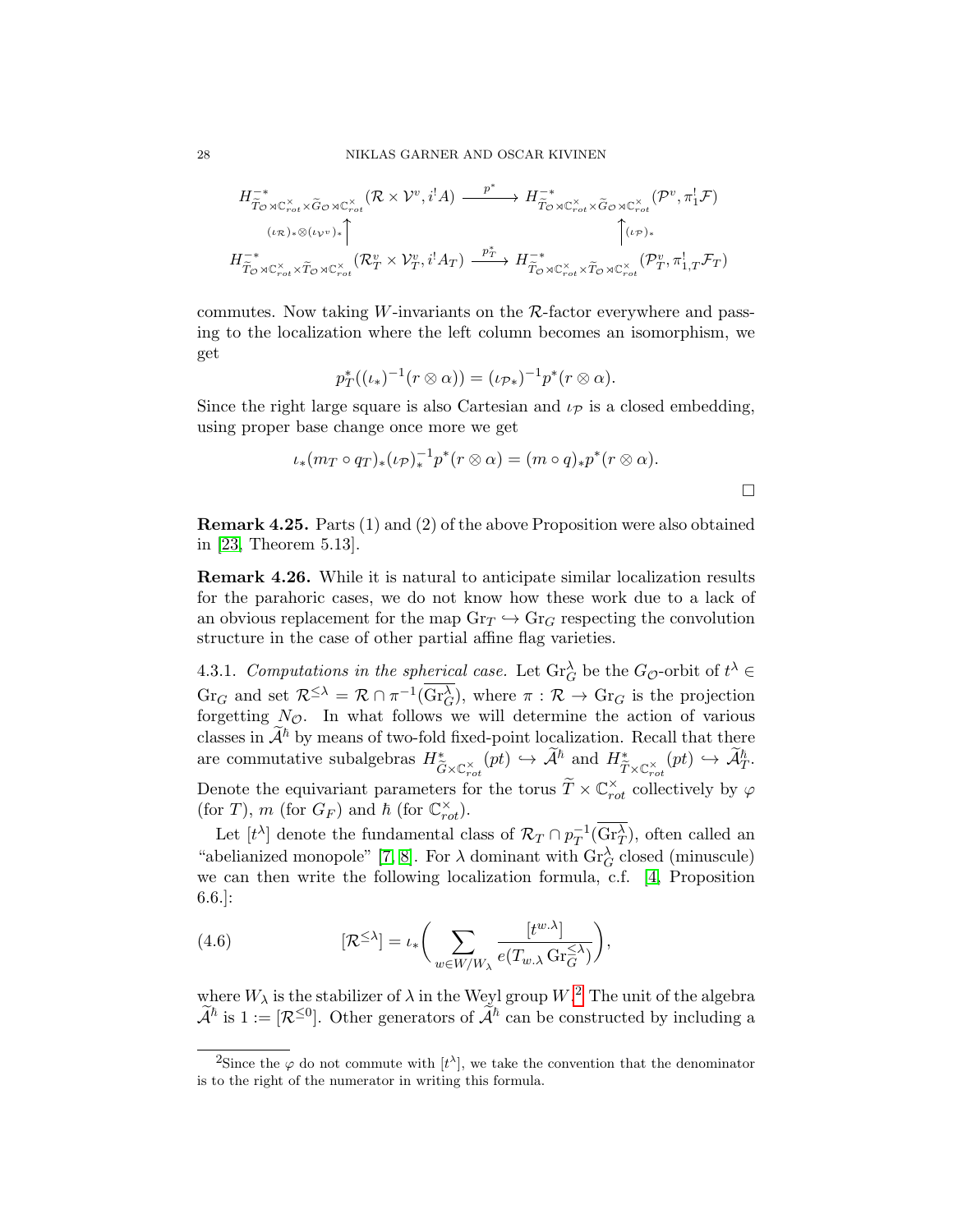$$\begin{array}{ccc}
H^{-*}_{\widetilde{T}_{\mathcal{O}} \rtimes \mathbb{C}^{\times}_{rot} \times \widetilde{G}_{\mathcal{O}} \rtimes \mathbb{C}^{\times}_{rot}}(\mathcal{R} \times \mathcal{V}^{v}, i^{!}A) & \xrightarrow{p^{*}} & H^{-*}_{\widetilde{T}_{\mathcal{O}} \rtimes \mathbb{C}^{\times}_{rot} \times \widetilde{G}_{\mathcal{O}} \rtimes \mathbb{C}^{\times}_{rot}}(\mathcal{P}^{v}, \pi_{1}^{!}\mathcal{F}) \\
\uparrow {\scriptstyle (\iota_{\mathcal{R}})_{*} \otimes (\iota_{\mathcal{V}^{v}})_{*}} & & \uparrow {\scriptstyle (\iota_{\mathcal{P}})_{*}} \\
H^{-*}_{\widetilde{T}_{\mathcal{O}} \rtimes \mathbb{C}^{\times}_{rot} \times \widetilde{T}_{\mathcal{O}} \rtimes \mathbb{C}^{\times}_{rot}}(\mathcal{R}^{v}_{T} \times \mathcal{V}^{v}_{T}, i^{!}A_{T}) & \xrightarrow{p_{T}^{*}} & H^{-*}_{\widetilde{T}_{\mathcal{O}} \rtimes \mathbb{C}^{\times}_{rot} \times \widetilde{T}_{\mathcal{O}} \rtimes \mathbb{C}^{\times}_{rot}}(\mathcal{P}^{v}_{T}, \pi_{1,T}^{!}\mathcal{F}_{T})
\end{array}$$

commutes. Now taking $W$-invariants on the $\mathcal{R}$-factor everywhere and passing to the localization where the left column becomes an isomorphism, we get

$$p_T^*((\iota_*)^{-1}(r \otimes \alpha)) = (\iota_{\mathcal{P}*})^{-1} p^*(r \otimes \alpha).$$

Since the right large square is also Cartesian and $\iota_{\mathcal{P}}$ is a closed embedding, using proper base change once more we get

$$\iota_*(m_T \circ q_T)_*(\iota_{\mathcal{P}})_*^{-1} p^*(r \otimes \alpha) = (m \circ q)_* p^*(r \otimes \alpha).$$

□

**Remark 4.25.** Parts (1) and (2) of the above Proposition were also obtained in [23, Theorem 5.13].

**Remark 4.26.** While it is natural to anticipate similar localization results for the parahoric cases, we do not know how these work due to a lack of an obvious replacement for the map $\mathrm{Gr}_T \hookrightarrow \mathrm{Gr}_G$ respecting the convolution structure in the case of other partial affine flag varieties.

4.3.1. *Computations in the spherical case.* Let $\mathrm{Gr}_G^\lambda$ be the $G_{\mathcal{O}}$-orbit of $t^\lambda \in \mathrm{Gr}_G$ and set $\mathcal{R}^{\leq \lambda} = \mathcal{R} \cap \pi^{-1}(\overline{\mathrm{Gr}_G^\lambda})$, where $\pi : \mathcal{R} \to \mathrm{Gr}_G$ is the projection forgetting $N_{\mathcal{O}}$. In what follows we will determine the action of various classes in $\widetilde{\mathcal{A}}^\hbar$ by means of two-fold fixed-point localization. Recall that there are commutative subalgebras $H^*_{\widetilde{G} \times \mathbb{C}^\times_{rot}}(pt) \hookrightarrow \widetilde{\mathcal{A}}^\hbar$ and $H^*_{\widetilde{T} \times \mathbb{C}^\times_{rot}}(pt) \hookrightarrow \widetilde{\mathcal{A}}^\hbar_T$. Denote the equivariant parameters for the torus $\widetilde{T} \times \mathbb{C}^\times_{rot}$ collectively by $\varphi$ (for $T$), $m$ (for $G_F$) and $\hbar$ (for $\mathbb{C}^\times_{rot}$).

Let $[t^\lambda]$ denote the fundamental class of $\mathcal{R}_T \cap p_T^{-1}(\overline{\mathrm{Gr}_T^\lambda})$, often called an "abelianized monopole" [7, 8]. For $\lambda$ dominant with $\mathrm{Gr}_G^\lambda$ closed (minuscule) we can then write the following localization formula, c.f. [4, Proposition 6.6.]:

$$[\mathcal{R}^{\leq \lambda}] = \iota_*\bigg( \sum_{w \in W/W_\lambda} \frac{[t^{w.\lambda}]}{e(T_{w.\lambda}\mathrm{Gr}_G^{\leq \lambda})} \bigg), \tag{4.6}$$

where $W_\lambda$ is the stabilizer of $\lambda$ in the Weyl group $W$.[2] The unit of the algebra $\widetilde{\mathcal{A}}^\hbar$ is $1 := [\mathcal{R}^{\leq 0}]$. Other generators of $\widetilde{\mathcal{A}}^\hbar$ can be constructed by including a

[2]Since the $\varphi$ do not commute with $[t^\lambda]$, we take the convention that the denominator is to the right of the numerator in writing this formula.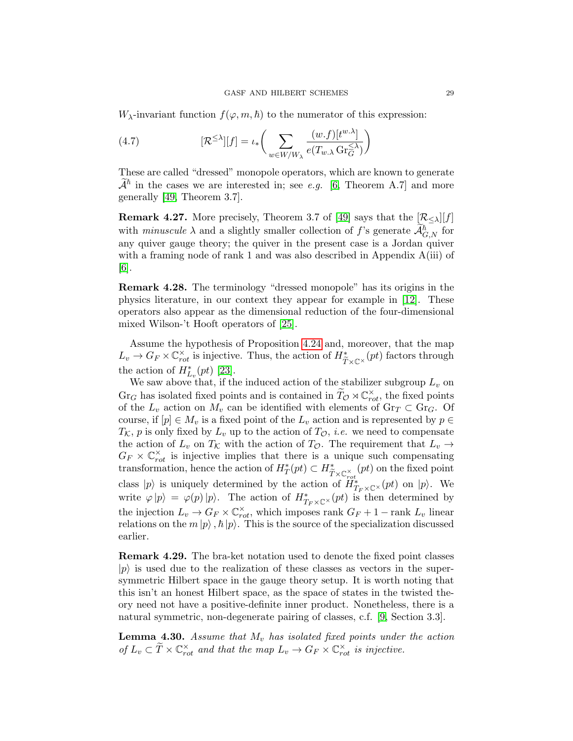$W_\lambda$-invariant function $f(\varphi, m, \hbar)$ to the numerator of this expression:

$$[\mathcal{R}^{\leq\lambda}][f] = \iota_*\bigg(\sum_{w\in W/W_\lambda} \frac{(w.f)[t^{w.\lambda}]}{e(T_{w.\lambda}\operatorname{Gr}_G^{\leq\lambda})}\bigg) \tag{4.7}$$

These are called "dressed" monopole operators, which are known to generate $\widetilde{\mathcal{A}}^\hbar$ in the cases we are interested in; see *e.g.* [6, Theorem A.7] and more generally [49, Theorem 3.7].

**Remark 4.27.** More precisely, Theorem 3.7 of [49] says that the $[\mathcal{R}_{\leq\lambda}][f]$ with *minuscule* $\lambda$ and a slightly smaller collection of $f$'s generate $\widetilde{\mathcal{A}}^\hbar_{G,N}$ for any quiver gauge theory; the quiver in the present case is a Jordan quiver with a framing node of rank 1 and was also described in Appendix A(iii) of [6].

**Remark 4.28.** The terminology "dressed monopole" has its origins in the physics literature, in our context they appear for example in [12]. These operators also appear as the dimensional reduction of the four-dimensional mixed Wilson-'t Hooft operators of [25].

Assume the hypothesis of Proposition 4.24 and, moreover, that the map $L_v \to G_F \times \mathbb{C}^\times_{rot}$ is injective. Thus, the action of $H^*_{\widetilde{T}\times\mathbb{C}^\times}(pt)$ factors through the action of $H^*_{L_v}(pt)$ [23].

We saw above that, if the induced action of the stabilizer subgroup $L_v$ on $\operatorname{Gr}_G$ has isolated fixed points and is contained in $\widetilde{T}_\mathcal{O} \rtimes \mathbb{C}^\times_{rot}$, the fixed points of the $L_v$ action on $M_v$ can be identified with elements of $\operatorname{Gr}_T \subset \operatorname{Gr}_G$. Of course, if $[p] \in M_v$ is a fixed point of the $L_v$ action and is represented by $p \in T_\mathcal{K}$, $p$ is only fixed by $L_v$ up to the action of $T_\mathcal{O}$, *i.e.* we need to compensate the action of $L_v$ on $T_\mathcal{K}$ with the action of $T_\mathcal{O}$. The requirement that $L_v \to G_F \times \mathbb{C}^\times_{rot}$ is injective implies that there is a unique such compensating transformation, hence the action of $H^*_T(pt) \subset H^*_{\widetilde{T}\times\mathbb{C}^\times_{rot}}(pt)$ on the fixed point class $|p\rangle$ is uniquely determined by the action of $H^*_{T_F\times\mathbb{C}^\times}(pt)$ on $|p\rangle$. We write $\varphi\,|p\rangle = \varphi(p)\,|p\rangle$. The action of $H^*_{T_F\times\mathbb{C}^\times}(pt)$ is then determined by the injection $L_v \to G_F \times \mathbb{C}^\times_{rot}$, which imposes rank $G_F + 1 -$ rank $L_v$ linear relations on the $m\,|p\rangle$, $\hbar\,|p\rangle$. This is the source of the specialization discussed earlier.

**Remark 4.29.** The bra-ket notation used to denote the fixed point classes $|p\rangle$ is used due to the realization of these classes as vectors in the supersymmetric Hilbert space in the gauge theory setup. It is worth noting that this isn't an honest Hilbert space, as the space of states in the twisted theory need not have a positive-definite inner product. Nonetheless, there is a natural symmetric, non-degenerate pairing of classes, c.f. [9, Section 3.3].

**Lemma 4.30.** *Assume that $M_v$ has isolated fixed points under the action of $L_v \subset \widetilde{T} \times \mathbb{C}^\times_{rot}$ and that the map $L_v \to G_F \times \mathbb{C}^\times_{rot}$ is injective.*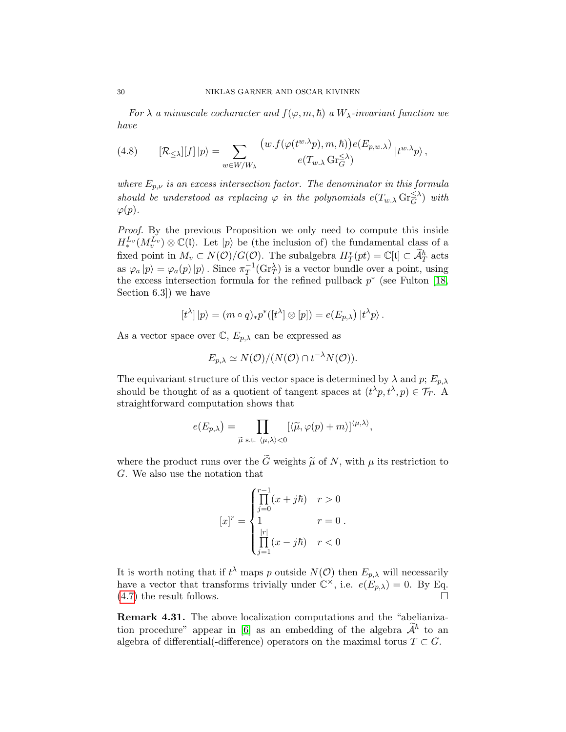*For $\lambda$ a minuscule cocharacter and $f(\varphi, m, \hbar)$ a $W_\lambda$-invariant function we have*

$$
[\mathcal{R}_{\le\lambda}][f]\,|p\rangle = \sum_{w\in W/W_\lambda} \frac{\big(w.f(\varphi(t^{w.\lambda}p), m, \hbar)\big)e(E_{p,w.\lambda})}{e(T_{w.\lambda}\,\mathrm{Gr}_{\widetilde{G}}^{\le\lambda})}\,|t^{w.\lambda}p\rangle\,, \tag{4.8}
$$

*where $E_{p,\nu}$ is an excess intersection factor. The denominator in this formula should be understood as replacing $\varphi$ in the polynomials $e(T_{w.\lambda}\,\mathrm{Gr}_{\widetilde{G}}^{\le\lambda})$ with $\varphi(p)$.*

*Proof.* By the previous Proposition we only need to compute this inside $H_*^{L_v}(M_v^{L_v})\otimes\mathbb{C}(\mathfrak{l})$. Let $|p\rangle$ be (the inclusion of) the fundamental class of a fixed point in $M_v\subset N(\mathcal{O})/G(\mathcal{O})$. The subalgebra $H_T^*(pt)=\mathbb{C}[\mathfrak{t}]\subset\widetilde{\mathcal{A}}_T^\hbar$ acts as $\varphi_a\,|p\rangle=\varphi_a(p)\,|p\rangle$. Since $\pi_T^{-1}(\mathrm{Gr}_T^\lambda)$ is a vector bundle over a point, using the excess intersection formula for the refined pullback $p^*$ (see Fulton [18, Section 6.3]) we have

$$
[t^\lambda]\,|p\rangle = (m\circ q)_*p^*([t^\lambda]\otimes[p]) = e(E_{p,\lambda})\,|t^\lambda p\rangle\,.
$$

As a vector space over $\mathbb{C}$, $E_{p,\lambda}$ can be expressed as

$$
E_{p,\lambda}\simeq N(\mathcal{O})/(N(\mathcal{O})\cap t^{-\lambda}N(\mathcal{O})).
$$

The equivariant structure of this vector space is determined by $\lambda$ and $p$; $E_{p,\lambda}$ should be thought of as a quotient of tangent spaces at $(t^\lambda p, t^\lambda, p)\in\mathcal{T}_T$. A straightforward computation shows that

$$
e(E_{p,\lambda}) = \prod_{\widetilde{\mu}\text{ s.t. }\langle\mu,\lambda\rangle<0} [\langle\widetilde{\mu},\varphi(p)+m\rangle]^{\langle\mu,\lambda\rangle},
$$

where the product runs over the $\widetilde{G}$ weights $\widetilde{\mu}$ of $N$, with $\mu$ its restriction to $G$. We also use the notation that

$$
[x]^r = \begin{cases} \prod_{j=0}^{r-1}(x+j\hbar) & r>0 \\ 1 & r=0 \\ \prod_{j=1}^{|r|}(x-j\hbar) & r<0 \end{cases}.
$$

It is worth noting that if $t^\lambda$ maps $p$ outside $N(\mathcal{O})$ then $E_{p,\lambda}$ will necessarily have a vector that transforms trivially under $\mathbb{C}^\times$, i.e. $e(E_{p,\lambda})=0$. By Eq. (4.7) the result follows. □

**Remark 4.31.** The above localization computations and the "abelianization procedure" appear in [6] as an embedding of the algebra $\widetilde{\mathcal{A}}^\hbar$ to an algebra of differential(-difference) operators on the maximal torus $T\subset G$.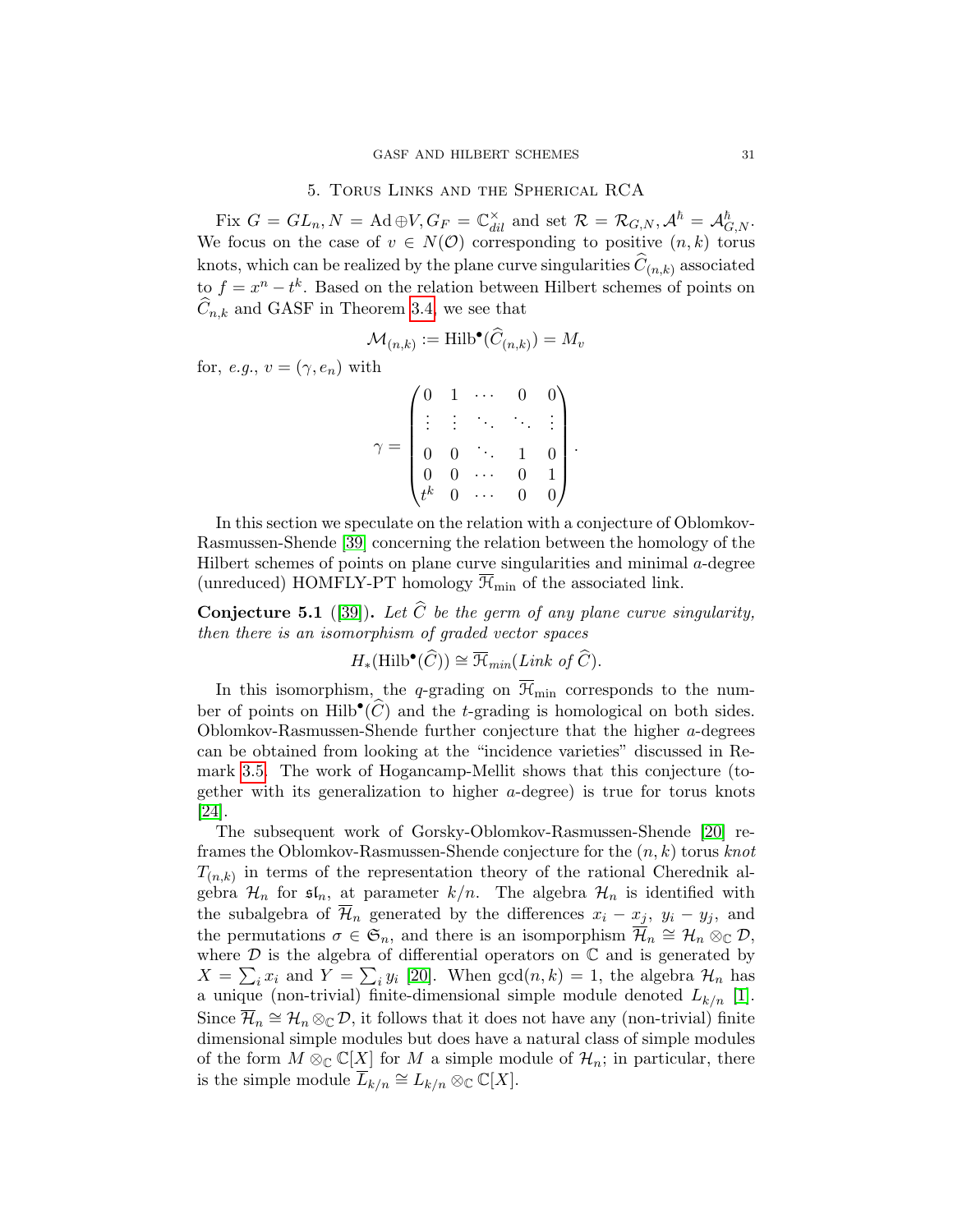## 5. Torus Links and the Spherical RCA

Fix $G = GL_n, N = \mathrm{Ad} \oplus V, G_F = \mathbb{C}^\times_{dil}$ and set $\mathcal{R} = \mathcal{R}_{G,N}, \mathcal{A}^\hbar = \mathcal{A}^\hbar_{G,N}$. We focus on the case of $v \in N(\mathcal{O})$ corresponding to positive $(n,k)$ torus knots, which can be realized by the plane curve singularities $\widehat{C}_{(n,k)}$ associated to $f = x^n - t^k$. Based on the relation between Hilbert schemes of points on $\widehat{C}_{n,k}$ and GASF in Theorem 3.4, we see that

$$\mathcal{M}_{(n,k)} := \mathrm{Hilb}^\bullet(\widehat{C}_{(n,k)}) = M_v$$

for, *e.g.*, $v = (\gamma, e_n)$ with

$$\gamma = \begin{pmatrix} 0 & 1 & \cdots & 0 & 0 \\ \vdots & \vdots & \ddots & \ddots & \vdots \\ 0 & 0 & \ddots & 1 & 0 \\ 0 & 0 & \cdots & 0 & 1 \\ t^k & 0 & \cdots & 0 & 0 \end{pmatrix}.$$

In this section we speculate on the relation with a conjecture of Oblomkov-Rasmussen-Shende [39] concerning the relation between the homology of the Hilbert schemes of points on plane curve singularities and minimal $a$-degree (unreduced) HOMFLY-PT homology $\overline{\mathcal{H}}_{\min}$ of the associated link.

**Conjecture 5.1** ([39]). *Let $\widehat{C}$ be the germ of any plane curve singularity, then there is an isomorphism of graded vector spaces*

$$H_*(\mathrm{Hilb}^\bullet(\widehat{C})) \cong \overline{\mathcal{H}}_{min}(\textit{Link of } \widehat{C}).$$

In this isomorphism, the $q$-grading on $\overline{\mathcal{H}}_{\min}$ corresponds to the number of points on $\mathrm{Hilb}^\bullet(\widehat{C})$ and the $t$-grading is homological on both sides. Oblomkov-Rasmussen-Shende further conjecture that the higher $a$-degrees can be obtained from looking at the "incidence varieties" discussed in Remark 3.5. The work of Hogancamp-Mellit shows that this conjecture (together with its generalization to higher $a$-degree) is true for torus knots [24].

The subsequent work of Gorsky-Oblomkov-Rasmussen-Shende [20] reframes the Oblomkov-Rasmussen-Shende conjecture for the $(n,k)$ torus *knot* $T_{(n,k)}$ in terms of the representation theory of the rational Cherednik algebra $\mathcal{H}_n$ for $\mathfrak{sl}_n$, at parameter $k/n$. The algebra $\mathcal{H}_n$ is identified with the subalgebra of $\overline{\mathcal{H}}_n$ generated by the differences $x_i - x_j$, $y_i - y_j$, and the permutations $\sigma \in \mathfrak{S}_n$, and there is an isomporphism $\overline{\mathcal{H}}_n \cong \mathcal{H}_n \otimes_{\mathbb{C}} \mathcal{D}$, where $\mathcal{D}$ is the algebra of differential operators on $\mathbb{C}$ and is generated by $X = \sum_i x_i$ and $Y = \sum_i y_i$ [20]. When $\gcd(n,k) = 1$, the algebra $\mathcal{H}_n$ has a unique (non-trivial) finite-dimensional simple module denoted $L_{k/n}$ [1]. Since $\overline{\mathcal{H}}_n \cong \mathcal{H}_n \otimes_{\mathbb{C}} \mathcal{D}$, it follows that it does not have any (non-trivial) finite dimensional simple modules but does have a natural class of simple modules of the form $M \otimes_{\mathbb{C}} \mathbb{C}[X]$ for $M$ a simple module of $\mathcal{H}_n$; in particular, there is the simple module $\overline{L}_{k/n} \cong L_{k/n} \otimes_{\mathbb{C}} \mathbb{C}[X]$.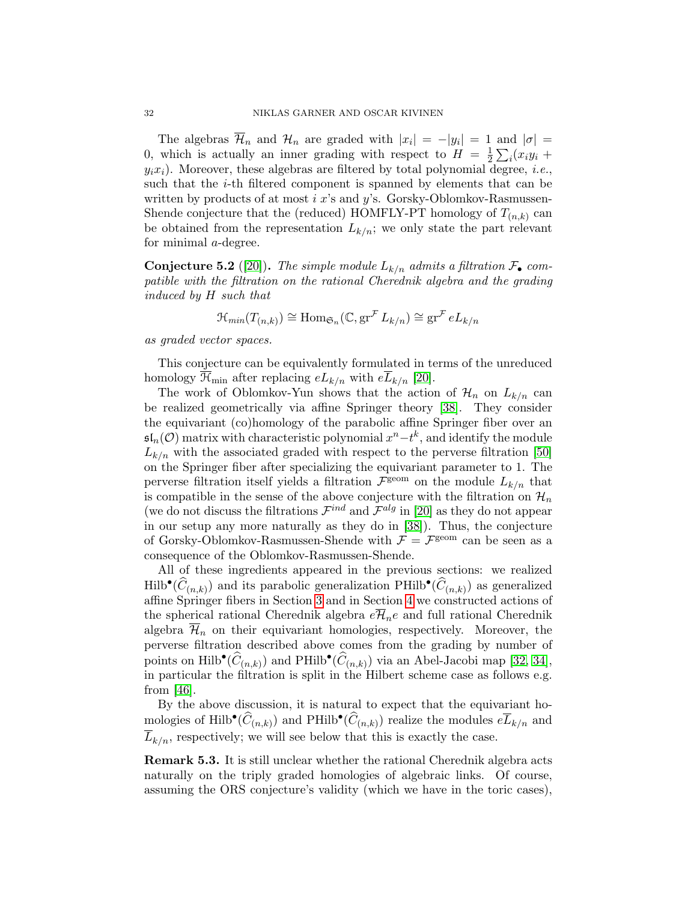The algebras $\overline{\mathcal{H}}_n$ and $\mathcal{H}_n$ are graded with $|x_i| = -|y_i| = 1$ and $|\sigma| = 0$, which is actually an inner grading with respect to $H = \frac{1}{2}\sum_i(x_iy_i + y_ix_i)$. Moreover, these algebras are filtered by total polynomial degree, *i.e.*, such that the $i$-th filtered component is spanned by elements that can be written by products of at most $i$ $x$'s and $y$'s. Gorsky-Oblomkov-Rasmussen-Shende conjecture that the (reduced) HOMFLY-PT homology of $T_{(n,k)}$ can be obtained from the representation $L_{k/n}$; we only state the part relevant for minimal $a$-degree.

**Conjecture 5.2** ([20]). *The simple module $L_{k/n}$ admits a filtration $\mathcal{F}_\bullet$ compatible with the filtration on the rational Cherednik algebra and the grading induced by $H$ such that*

$$\mathcal{H}_{min}(T_{(n,k)}) \cong \mathrm{Hom}_{\mathfrak{S}_n}(\mathbb{C}, \mathrm{gr}^{\mathcal{F}} L_{k/n}) \cong \mathrm{gr}^{\mathcal{F}} eL_{k/n}$$

*as graded vector spaces.*

This conjecture can be equivalently formulated in terms of the unreduced homology $\overline{\mathcal{H}}_{\min}$ after replacing $eL_{k/n}$ with $e\overline{L}_{k/n}$ [20].

The work of Oblomkov-Yun shows that the action of $\mathcal{H}_n$ on $L_{k/n}$ can be realized geometrically via affine Springer theory [38]. They consider the equivariant (co)homology of the parabolic affine Springer fiber over an $\mathfrak{sl}_n(\mathcal{O})$ matrix with characteristic polynomial $x^n - t^k$, and identify the module $L_{k/n}$ with the associated graded with respect to the perverse filtration [50] on the Springer fiber after specializing the equivariant parameter to 1. The perverse filtration itself yields a filtration $\mathcal{F}^{\mathrm{geom}}$ on the module $L_{k/n}$ that is compatible in the sense of the above conjecture with the filtration on $\mathcal{H}_n$ (we do not discuss the filtrations $\mathcal{F}^{ind}$ and $\mathcal{F}^{alg}$ in [20] as they do not appear in our setup any more naturally as they do in [38]). Thus, the conjecture of Gorsky-Oblomkov-Rasmussen-Shende with $\mathcal{F} = \mathcal{F}^{\mathrm{geom}}$ can be seen as a consequence of the Oblomkov-Rasmussen-Shende.

All of these ingredients appeared in the previous sections: we realized $\mathrm{Hilb}^\bullet(\widehat{C}_{(n,k)})$ and its parabolic generalization $\mathrm{PHilb}^\bullet(\widehat{C}_{(n,k)})$ as generalized affine Springer fibers in Section 3 and in Section 4 we constructed actions of the spherical rational Cherednik algebra $e\overline{\mathcal{H}}_n e$ and full rational Cherednik algebra $\overline{\mathcal{H}}_n$ on their equivariant homologies, respectively. Moreover, the perverse filtration described above comes from the grading by number of points on $\mathrm{Hilb}^\bullet(\widehat{C}_{(n,k)})$ and $\mathrm{PHilb}^\bullet(\widehat{C}_{(n,k)})$ via an Abel-Jacobi map [32, 34], in particular the filtration is split in the Hilbert scheme case as follows e.g. from [46].

By the above discussion, it is natural to expect that the equivariant homologies of $\mathrm{Hilb}^\bullet(\widehat{C}_{(n,k)})$ and $\mathrm{PHilb}^\bullet(\widehat{C}_{(n,k)})$ realize the modules $e\overline{L}_{k/n}$ and $\overline{L}_{k/n}$, respectively; we will see below that this is exactly the case.

**Remark 5.3.** It is still unclear whether the rational Cherednik algebra acts naturally on the triply graded homologies of algebraic links. Of course, assuming the ORS conjecture's validity (which we have in the toric cases),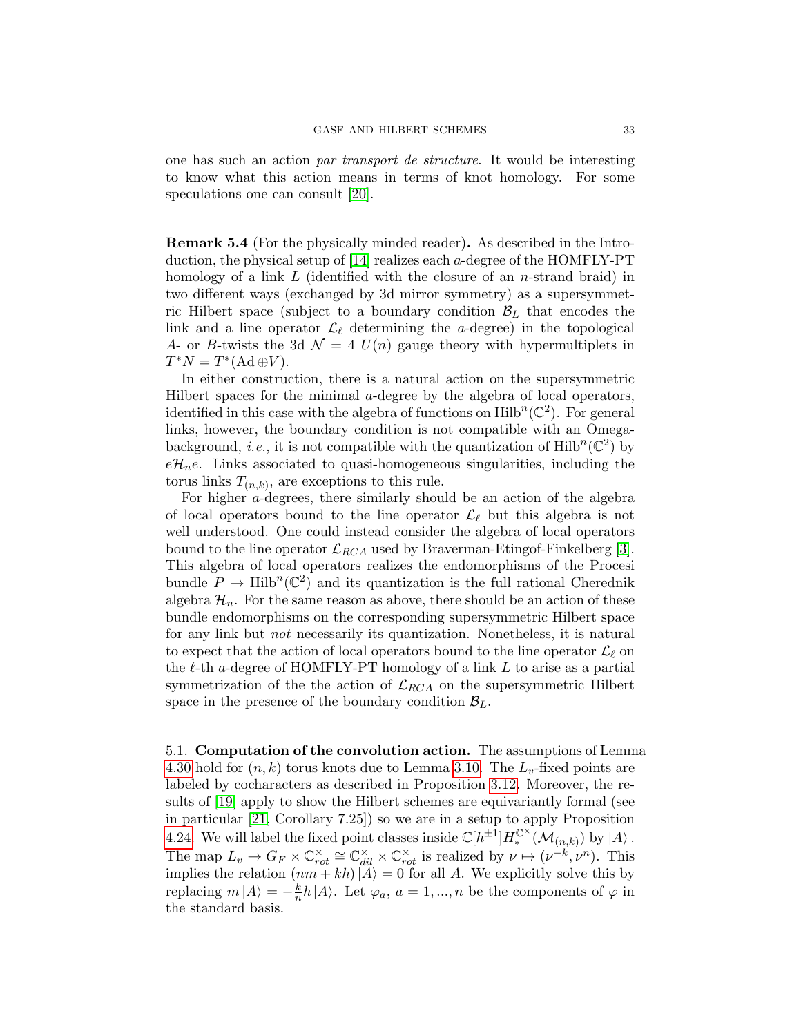one has such an action *par transport de structure*. It would be interesting to know what this action means in terms of knot homology. For some speculations one can consult [20].

**Remark 5.4** (For the physically minded reader)**.** As described in the Introduction, the physical setup of [14] realizes each $a$-degree of the HOMFLY-PT homology of a link $L$ (identified with the closure of an $n$-strand braid) in two different ways (exchanged by 3d mirror symmetry) as a supersymmetric Hilbert space (subject to a boundary condition $\mathcal{B}_L$ that encodes the link and a line operator $\mathcal{L}_\ell$ determining the $a$-degree) in the topological $A$- or $B$-twists the 3d $\mathcal{N}=4$ $U(n)$ gauge theory with hypermultiplets in $T^*N = T^*(\mathrm{Ad}\oplus V)$.

In either construction, there is a natural action on the supersymmetric Hilbert spaces for the minimal $a$-degree by the algebra of local operators, identified in this case with the algebra of functions on $\mathrm{Hilb}^n(\mathbb{C}^2)$. For general links, however, the boundary condition is not compatible with an Omega-background, *i.e.*, it is not compatible with the quantization of $\mathrm{Hilb}^n(\mathbb{C}^2)$ by $e\overline{\mathcal{H}}_n e$. Links associated to quasi-homogeneous singularities, including the torus links $T_{(n,k)}$, are exceptions to this rule.

For higher $a$-degrees, there similarly should be an action of the algebra of local operators bound to the line operator $\mathcal{L}_\ell$ but this algebra is not well understood. One could instead consider the algebra of local operators bound to the line operator $\mathcal{L}_{RCA}$ used by Braverman-Etingof-Finkelberg [3]. This algebra of local operators realizes the endomorphisms of the Procesi bundle $P \to \mathrm{Hilb}^n(\mathbb{C}^2)$ and its quantization is the full rational Cherednik algebra $\overline{\mathcal{H}}_n$. For the same reason as above, there should be an action of these bundle endomorphisms on the corresponding supersymmetric Hilbert space for any link but *not* necessarily its quantization. Nonetheless, it is natural to expect that the action of local operators bound to the line operator $\mathcal{L}_\ell$ on the $\ell$-th $a$-degree of HOMFLY-PT homology of a link $L$ to arise as a partial symmetrization of the the action of $\mathcal{L}_{RCA}$ on the supersymmetric Hilbert space in the presence of the boundary condition $\mathcal{B}_L$.

## 5.1. **Computation of the convolution action.**

The assumptions of Lemma 4.30 hold for $(n,k)$ torus knots due to Lemma 3.10. The $L_v$-fixed points are labeled by cocharacters as described in Proposition 3.12. Moreover, the results of [19] apply to show the Hilbert schemes are equivariantly formal (see in particular [21, Corollary 7.25]) so we are in a setup to apply Proposition 4.24. We will label the fixed point classes inside $\mathbb{C}[\hbar^{\pm 1}]H_*^{\mathbb{C}^\times}(\mathcal{M}_{(n,k)})$ by $|A\rangle$. The map $L_v \to G_F \times \mathbb{C}^\times_{rot} \cong \mathbb{C}^\times_{dil} \times \mathbb{C}^\times_{rot}$ is realized by $\nu \mapsto (\nu^{-k}, \nu^n)$. This implies the relation $(nm + k\hbar)|A\rangle = 0$ for all $A$. We explicitly solve this by replacing $m|A\rangle = -\frac{k}{n}\hbar|A\rangle$. Let $\varphi_a$, $a = 1, ..., n$ be the components of $\varphi$ in the standard basis.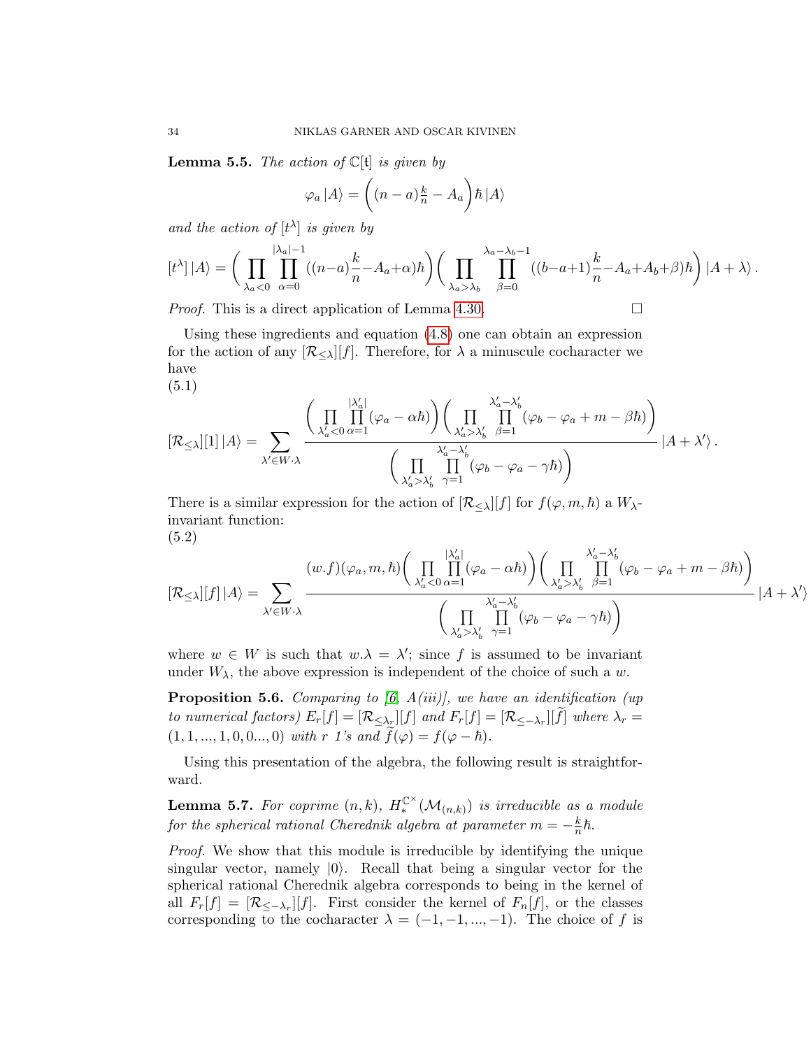**Lemma 5.5.** *The action of $\mathbb{C}[\mathfrak{t}]$ is given by*

$$\varphi_a\,|A\rangle = \left((n-a)\tfrac{k}{n} - A_a\right)\hbar\,|A\rangle$$

*and the action of $[t^\lambda]$ is given by*

$$[t^\lambda]\,|A\rangle = \Bigg(\prod_{\lambda_a<0}\prod_{\alpha=0}^{|\lambda_a|-1}((n-a)\frac{k}{n}-A_a+\alpha)\hbar\Bigg)\Bigg(\prod_{\lambda_a>\lambda_b}\prod_{\beta=0}^{\lambda_a-\lambda_b-1}((b-a+1)\frac{k}{n}-A_a+A_b+\beta)\hbar\Bigg)\,|A+\lambda\rangle\,.$$

*Proof.* This is a direct application of Lemma 4.30. $\square$

Using these ingredients and equation (4.8) one can obtain an expression for the action of any $[\mathcal{R}_{\leq\lambda}][f]$. Therefore, for $\lambda$ a minuscule cocharacter we have

(5.1)
$$[\mathcal{R}_{\leq\lambda}][1]\,|A\rangle = \sum_{\lambda'\in W\cdot\lambda}\frac{\Bigg(\prod\limits_{\lambda'_a<0}\prod\limits_{\alpha=1}^{|\lambda'_a|}(\varphi_a-\alpha\hbar)\Bigg)\Bigg(\prod\limits_{\lambda'_a>\lambda'_b}\prod\limits_{\beta=1}^{\lambda'_a-\lambda'_b}(\varphi_b-\varphi_a+m-\beta\hbar)\Bigg)}{\Bigg(\prod\limits_{\lambda'_a>\lambda'_b}\prod\limits_{\gamma=1}^{\lambda'_a-\lambda'_b}(\varphi_b-\varphi_a-\gamma\hbar)\Bigg)}\,|A+\lambda'\rangle\,.$$

There is a similar expression for the action of $[\mathcal{R}_{\leq\lambda}][f]$ for $f(\varphi,m,\hbar)$ a $W_\lambda$-invariant function:

(5.2)
$$[\mathcal{R}_{\leq\lambda}][f]\,|A\rangle = \sum_{\lambda'\in W\cdot\lambda}\frac{(w.f)(\varphi_a,m,\hbar)\Bigg(\prod\limits_{\lambda'_a<0}\prod\limits_{\alpha=1}^{|\lambda'_a|}(\varphi_a-\alpha\hbar)\Bigg)\Bigg(\prod\limits_{\lambda'_a>\lambda'_b}\prod\limits_{\beta=1}^{\lambda'_a-\lambda'_b}(\varphi_b-\varphi_a+m-\beta\hbar)\Bigg)}{\Bigg(\prod\limits_{\lambda'_a>\lambda'_b}\prod\limits_{\gamma=1}^{\lambda'_a-\lambda'_b}(\varphi_b-\varphi_a-\gamma\hbar)\Bigg)}\,|A+\lambda'\rangle$$

where $w\in W$ is such that $w.\lambda=\lambda'$; since $f$ is assumed to be invariant under $W_\lambda$, the above expression is independent of the choice of such a $w$.

**Proposition 5.6.** *Comparing to [6, A(iii)], we have an identification (up to numerical factors) $E_r[f]=[\mathcal{R}_{\leq\lambda_r}][f]$ and $F_r[f]=[\mathcal{R}_{\leq-\lambda_r}][\widetilde{f}]$ where $\lambda_r=(1,1,...,1,0,0...,0)$ with $r$ 1's and $\widetilde{f}(\varphi)=f(\varphi-\hbar)$.*

Using this presentation of the algebra, the following result is straightforward.

**Lemma 5.7.** *For coprime $(n,k)$, $H_*^{\mathbb{C}^\times}(\mathcal{M}_{(n,k)})$ is irreducible as a module for the spherical rational Cherednik algebra at parameter $m=-\frac{k}{n}\hbar$.*

*Proof.* We show that this module is irreducible by identifying the unique singular vector, namely $|0\rangle$. Recall that being a singular vector for the spherical rational Cherednik algebra corresponds to being in the kernel of all $F_r[f]=[\mathcal{R}_{\leq-\lambda_r}][f]$. First consider the kernel of $F_n[f]$, or the classes corresponding to the cocharacter $\lambda=(-1,-1,...,-1)$. The choice of $f$ is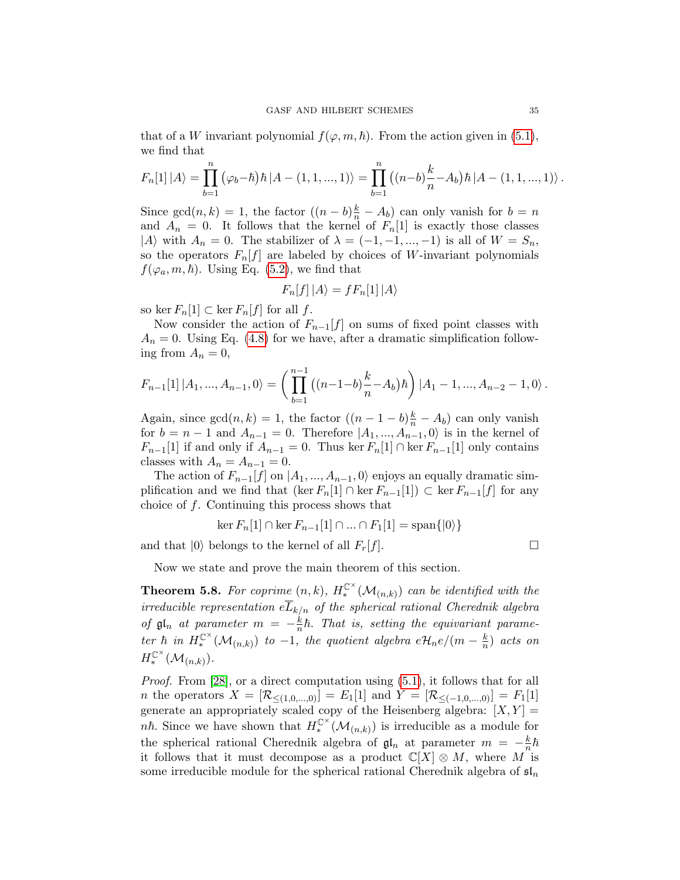that of a $W$ invariant polynomial $f(\varphi, m, \hbar)$. From the action given in (5.1), we find that

$$F_n[1]\,|A\rangle = \prod_{b=1}^{n} \big(\varphi_b - \hbar\big)\hbar\,|A-(1,1,...,1)\rangle = \prod_{b=1}^{n} \Big((n-b)\frac{k}{n} - A_b\Big)\hbar\,|A-(1,1,...,1)\rangle\,.$$

Since $\gcd(n,k)=1$, the factor $((n-b)\frac{k}{n} - A_b)$ can only vanish for $b=n$ and $A_n=0$. It follows that the kernel of $F_n[1]$ is exactly those classes $|A\rangle$ with $A_n = 0$. The stabilizer of $\lambda = (-1,-1,...,-1)$ is all of $W = S_n$, so the operators $F_n[f]$ are labeled by choices of $W$-invariant polynomials $f(\varphi_a, m, \hbar)$. Using Eq. (5.2), we find that

$$F_n[f]\,|A\rangle = f F_n[1]\,|A\rangle$$

so $\ker F_n[1] \subset \ker F_n[f]$ for all $f$.

Now consider the action of $F_{n-1}[f]$ on sums of fixed point classes with $A_n = 0$. Using Eq. (4.8) for we have, after a dramatic simplification following from $A_n = 0$,

$$F_{n-1}[1]\,|A_1,...,A_{n-1},0\rangle = \left(\prod_{b=1}^{n-1} \Big((n-1-b)\frac{k}{n} - A_b\Big)\hbar\right)|A_1-1,...,A_{n-2}-1,0\rangle\,.$$

Again, since $\gcd(n,k)=1$, the factor $((n-1-b)\frac{k}{n} - A_b)$ can only vanish for $b = n-1$ and $A_{n-1} = 0$. Therefore $|A_1,...,A_{n-1},0\rangle$ is in the kernel of $F_{n-1}[1]$ if and only if $A_{n-1}=0$. Thus $\ker F_n[1] \cap \ker F_{n-1}[1]$ only contains classes with $A_n = A_{n-1} = 0$.

The action of $F_{n-1}[f]$ on $|A_1,...,A_{n-1},0\rangle$ enjoys an equally dramatic simplification and we find that $(\ker F_n[1] \cap \ker F_{n-1}[1]) \subset \ker F_{n-1}[f]$ for any choice of $f$. Continuing this process shows that

$$\ker F_n[1] \cap \ker F_{n-1}[1] \cap ... \cap F_1[1] = \mathrm{span}\{|0\rangle\}$$

and that $|0\rangle$ belongs to the kernel of all $F_r[f]$. □

Now we state and prove the main theorem of this section.

**Theorem 5.8.** *For coprime $(n,k)$, $H_*^{\mathbb{C}^\times}(\mathcal{M}_{(n,k)})$ can be identified with the irreducible representation $e\overline{L}_{k/n}$ of the spherical rational Cherednik algebra of $\mathfrak{gl}_n$ at parameter $m = -\frac{k}{n}\hbar$. That is, setting the equivariant parameter $\hbar$ in $H_*^{\mathbb{C}^\times}(\mathcal{M}_{(n,k)})$ to $-1$, the quotient algebra $e\mathcal{H}_n e/(m - \frac{k}{n})$ acts on $H_*^{\mathbb{C}^\times}(\mathcal{M}_{(n,k)})$.*

*Proof.* From [28], or a direct computation using (5.1), it follows that for all $n$ the operators $X = [\mathcal{R}_{\leq(1,0,...,0)}] = E_1[1]$ and $Y = [\mathcal{R}_{\leq(-1,0,...,0)}] = F_1[1]$ generate an appropriately scaled copy of the Heisenberg algebra: $[X,Y] = n\hbar$. Since we have shown that $H_*^{\mathbb{C}^\times}(\mathcal{M}_{(n,k)})$ is irreducible as a module for the spherical rational Cherednik algebra of $\mathfrak{gl}_n$ at parameter $m = -\frac{k}{n}\hbar$ it follows that it must decompose as a product $\mathbb{C}[X] \otimes M$, where $M$ is some irreducible module for the spherical rational Cherednik algebra of $\mathfrak{sl}_n$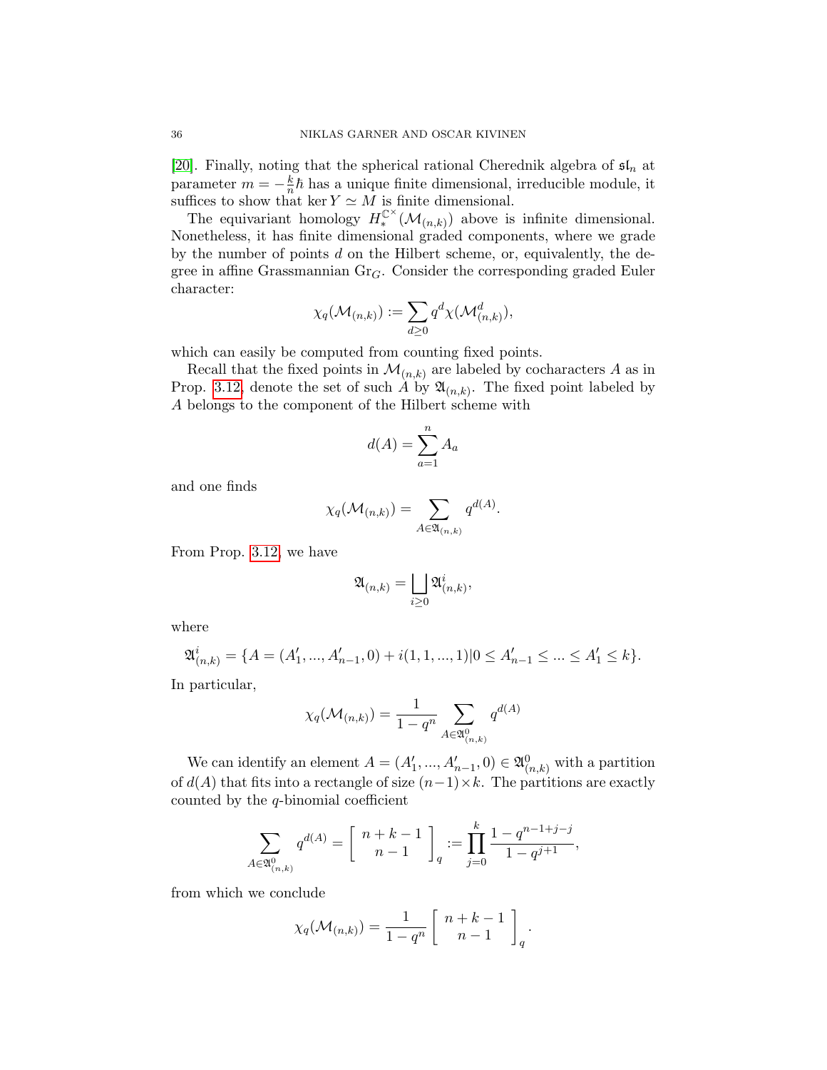[20]. Finally, noting that the spherical rational Cherednik algebra of $\mathfrak{sl}_n$ at parameter $m = -\frac{k}{n}\hbar$ has a unique finite dimensional, irreducible module, it suffices to show that $\ker Y \simeq M$ is finite dimensional.

The equivariant homology $H_*^{\mathbb{C}^\times}(\mathcal{M}_{(n,k)})$ above is infinite dimensional. Nonetheless, it has finite dimensional graded components, where we grade by the number of points $d$ on the Hilbert scheme, or, equivalently, the degree in affine Grassmannian $\mathrm{Gr}_G$. Consider the corresponding graded Euler character:

$$\chi_q(\mathcal{M}_{(n,k)}) := \sum_{d \geq 0} q^d \chi(\mathcal{M}^d_{(n,k)}),$$

which can easily be computed from counting fixed points.

Recall that the fixed points in $\mathcal{M}_{(n,k)}$ are labeled by cocharacters $A$ as in Prop. 3.12, denote the set of such $A$ by $\mathfrak{A}_{(n,k)}$. The fixed point labeled by $A$ belongs to the component of the Hilbert scheme with

$$d(A) = \sum_{a=1}^{n} A_a$$

and one finds

$$\chi_q(\mathcal{M}_{(n,k)}) = \sum_{A \in \mathfrak{A}_{(n,k)}} q^{d(A)}.$$

From Prop. 3.12, we have

$$\mathfrak{A}_{(n,k)} = \bigsqcup_{i \geq 0} \mathfrak{A}^i_{(n,k)},$$

where

$$\mathfrak{A}^i_{(n,k)} = \{A = (A'_1, ..., A'_{n-1}, 0) + i(1, 1, ..., 1) | 0 \leq A'_{n-1} \leq ... \leq A'_1 \leq k\}.$$

In particular,

$$\chi_q(\mathcal{M}_{(n,k)}) = \frac{1}{1-q^n} \sum_{A \in \mathfrak{A}^0_{(n,k)}} q^{d(A)}$$

We can identify an element $A = (A'_1, ..., A'_{n-1}, 0) \in \mathfrak{A}^0_{(n,k)}$ with a partition of $d(A)$ that fits into a rectangle of size $(n-1) \times k$. The partitions are exactly counted by the $q$-binomial coefficient

$$\sum_{A \in \mathfrak{A}^0_{(n,k)}} q^{d(A)} = \left[ \begin{array}{c} n+k-1 \\ n-1 \end{array} \right]_q := \prod_{j=0}^{k} \frac{1 - q^{n-1+j-j}}{1 - q^{j+1}},$$

from which we conclude

$$\chi_q(\mathcal{M}_{(n,k)}) = \frac{1}{1-q^n} \left[ \begin{array}{c} n+k-1 \\ n-1 \end{array} \right]_q.$$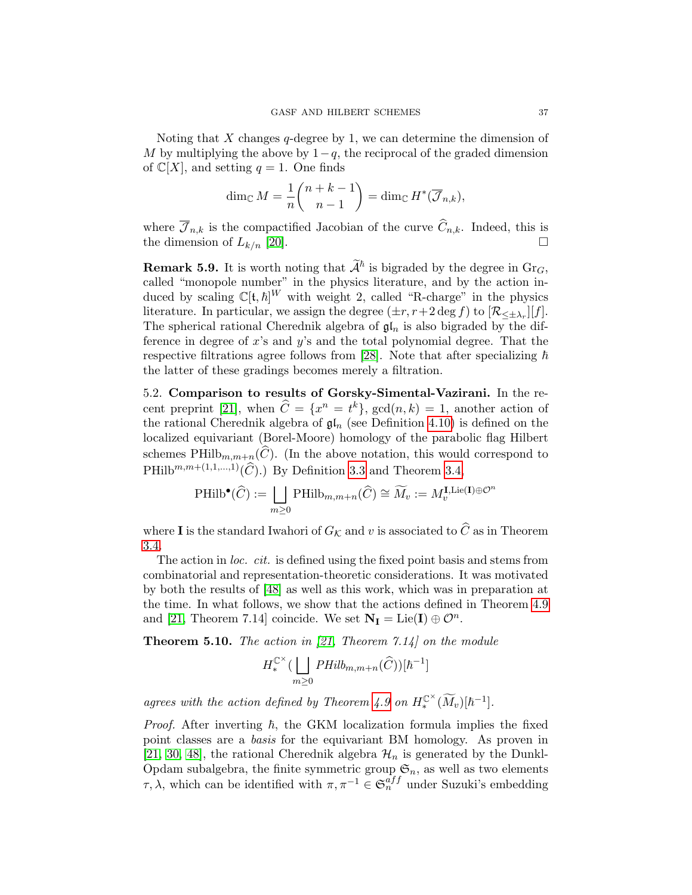Noting that $X$ changes $q$-degree by 1, we can determine the dimension of $M$ by multiplying the above by $1-q$, the reciprocal of the graded dimension of $\mathbb{C}[X]$, and setting $q=1$. One finds

$$\dim_{\mathbb{C}} M = \frac{1}{n}\binom{n+k-1}{n-1} = \dim_{\mathbb{C}} H^*(\overline{\mathcal{J}}_{n,k}),$$

where $\overline{\mathcal{J}}_{n,k}$ is the compactified Jacobian of the curve $\widehat{C}_{n,k}$. Indeed, this is the dimension of $L_{k/n}$ [20]. □

**Remark 5.9.** It is worth noting that $\widetilde{\mathcal{A}}^\hbar$ is bigraded by the degree in $\mathrm{Gr}_G$, called "monopole number" in the physics literature, and by the action induced by scaling $\mathbb{C}[\mathfrak{t},\hbar]^W$ with weight 2, called "R-charge" in the physics literature. In particular, we assign the degree $(\pm r, r+2\deg f)$ to $[\mathcal{R}_{\leq \pm\lambda_r}][f]$. The spherical rational Cherednik algebra of $\mathfrak{gl}_n$ is also bigraded by the difference in degree of $x$'s and $y$'s and the total polynomial degree. That the respective filtrations agree follows from [28]. Note that after specializing $\hbar$ the latter of these gradings becomes merely a filtration.

5.2. **Comparison to results of Gorsky-Simental-Vazirani.** In the recent preprint [21], when $\widehat{C} = \{x^n = t^k\}$, $\gcd(n,k)=1$, another action of the rational Cherednik algebra of $\mathfrak{gl}_n$ (see Definition 4.10) is defined on the localized equivariant (Borel-Moore) homology of the parabolic flag Hilbert schemes $\mathrm{PHilb}_{m,m+n}(\widehat{C})$. (In the above notation, this would correspond to $\mathrm{PHilb}^{m,m+(1,1,\ldots,1)}(\widehat{C})$.) By Definition 3.3 and Theorem 3.4,

$$\mathrm{PHilb}^\bullet(\widehat{C}) := \bigsqcup_{m\geq 0} \mathrm{PHilb}_{m,m+n}(\widehat{C}) \cong \widetilde{M}_v := M_v^{\mathbf{I},\mathrm{Lie}(\mathbf{I})\oplus\mathcal{O}^n}$$

where $\mathbf{I}$ is the standard Iwahori of $G_\mathcal{K}$ and $v$ is associated to $\widehat{C}$ as in Theorem 3.4.

The action in *loc. cit.* is defined using the fixed point basis and stems from combinatorial and representation-theoretic considerations. It was motivated by both the results of [48] as well as this work, which was in preparation at the time. In what follows, we show that the actions defined in Theorem 4.9 and [21, Theorem 7.14] coincide. We set $\mathbf{N_I} = \mathrm{Lie}(\mathbf{I}) \oplus \mathcal{O}^n$.

**Theorem 5.10.** *The action in [21, Theorem 7.14] on the module*

$$H_*^{\mathbb{C}^\times}\Big(\bigsqcup_{m\geq 0} PHilb_{m,m+n}(\widehat{C})\Big)[\hbar^{-1}]$$

*agrees with the action defined by Theorem 4.9 on $H_*^{\mathbb{C}^\times}(\widetilde{M}_v)[\hbar^{-1}]$.*

*Proof.* After inverting $\hbar$, the GKM localization formula implies the fixed point classes are a *basis* for the equivariant BM homology. As proven in [21, 30, 48], the rational Cherednik algebra $\mathcal{H}_n$ is generated by the Dunkl-Opdam subalgebra, the finite symmetric group $\mathfrak{S}_n$, as well as two elements $\tau, \lambda$, which can be identified with $\pi, \pi^{-1} \in \mathfrak{S}_n^{aff}$ under Suzuki's embedding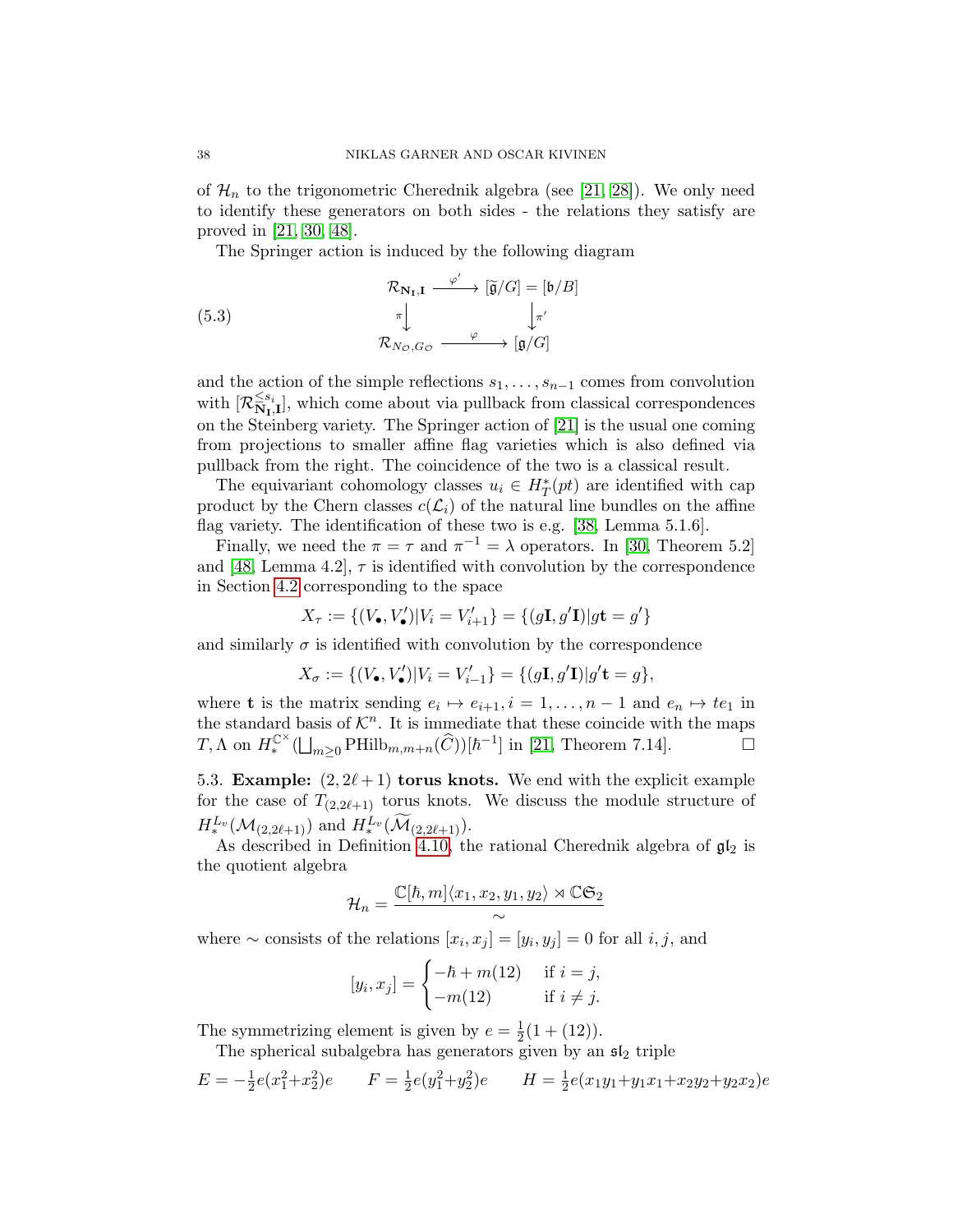of $\mathcal{H}_n$ to the trigonometric Cherednik algebra (see [21, 28]). We only need to identify these generators on both sides - the relations they satisfy are proved in [21, 30, 48].

The Springer action is induced by the following diagram

$$
\begin{array}{ccc}
\mathcal{R}_{\mathbf{N_I},\mathbf{I}} & \xrightarrow{\varphi'} & [\widetilde{\mathfrak{g}}/G] = [\mathfrak{b}/B] \\
\pi \big\downarrow & & \big\downarrow \pi' \\
\mathcal{R}_{N_\mathcal{O}, G_\mathcal{O}} & \xrightarrow{\varphi} & [\mathfrak{g}/G]
\end{array}
\tag{5.3}
$$

and the action of the simple reflections $s_1, \dots, s_{n-1}$ comes from convolution with $[\mathcal{R}^{\leq s_i}_{\mathbf{N_I},\mathbf{I}}]$, which come about via pullback from classical correspondences on the Steinberg variety. The Springer action of [21] is the usual one coming from projections to smaller affine flag varieties which is also defined via pullback from the right. The coincidence of the two is a classical result.

The equivariant cohomology classes $u_i \in H^*_T(pt)$ are identified with cap product by the Chern classes $c(\mathcal{L}_i)$ of the natural line bundles on the affine flag variety. The identification of these two is e.g. [38, Lemma 5.1.6].

Finally, we need the $\pi = \tau$ and $\pi^{-1} = \lambda$ operators. In [30, Theorem 5.2] and [48, Lemma 4.2], $\tau$ is identified with convolution by the correspondence in Section 4.2 corresponding to the space

$$X_\tau := \{(V_\bullet, V'_\bullet) | V_i = V'_{i+1}\} = \{(g\mathbf{I}, g'\mathbf{I}) | g\mathbf{t} = g'\}$$

and similarly $\sigma$ is identified with convolution by the correspondence

$$X_\sigma := \{(V_\bullet, V'_\bullet) | V_i = V'_{i-1}\} = \{(g\mathbf{I}, g'\mathbf{I}) | g'\mathbf{t} = g\},$$

where $\mathbf{t}$ is the matrix sending $e_i \mapsto e_{i+1}, i = 1, \dots, n-1$ and $e_n \mapsto te_1$ in the standard basis of $\mathcal{K}^n$. It is immediate that these coincide with the maps $T, \Lambda$ on $H^{\mathbb{C}^\times}_*(\bigsqcup_{m\geq 0} \mathrm{PHilb}_{m,m+n}(\widehat{C}))[\hbar^{-1}]$ in [21, Theorem 7.14]. $\square$

5.3. **Example:** $(2, 2\ell+1)$ **torus knots.** We end with the explicit example for the case of $T_{(2,2\ell+1)}$ torus knots. We discuss the module structure of $H^{L_v}_*(\mathcal{M}_{(2,2\ell+1)})$ and $H^{L_v}_*(\widetilde{\mathcal{M}}_{(2,2\ell+1)})$.

As described in Definition 4.10, the rational Cherednik algebra of $\mathfrak{gl}_2$ is the quotient algebra

$$\mathcal{H}_n = \frac{\mathbb{C}[\hbar, m]\langle x_1, x_2, y_1, y_2\rangle \rtimes \mathbb{C}\mathfrak{S}_2}{\sim}$$

where $\sim$ consists of the relations $[x_i, x_j] = [y_i, y_j] = 0$ for all $i, j$, and

$$[y_i, x_j] = \begin{cases} -\hbar + m(12) & \text{if } i = j, \\ -m(12) & \text{if } i \neq j. \end{cases}$$

The symmetrizing element is given by $e = \frac{1}{2}(1 + (12))$.

The spherical subalgebra has generators given by an $\mathfrak{sl}_2$ triple

$$E = -\tfrac{1}{2}e(x_1^2 + x_2^2)e \qquad F = \tfrac{1}{2}e(y_1^2 + y_2^2)e \qquad H = \tfrac{1}{2}e(x_1y_1 + y_1x_1 + x_2y_2 + y_2x_2)e$$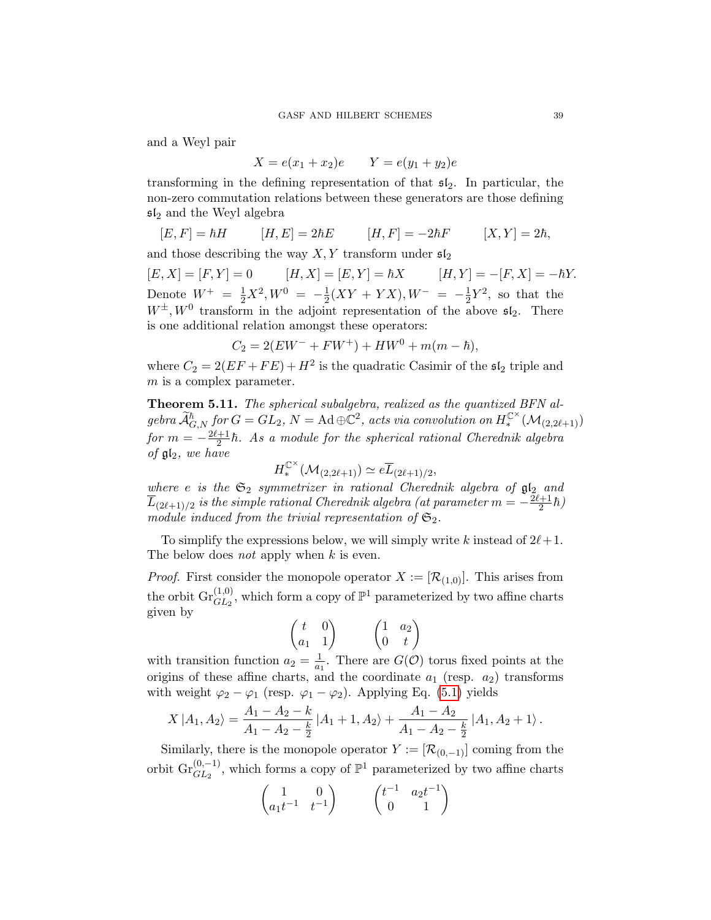and a Weyl pair

$$X = e(x_1 + x_2)e \qquad Y = e(y_1 + y_2)e$$

transforming in the defining representation of that $\mathfrak{sl}_2$. In particular, the non-zero commutation relations between these generators are those defining $\mathfrak{sl}_2$ and the Weyl algebra

$$[E, F] = \hbar H \qquad [H, E] = 2\hbar E \qquad [H, F] = -2\hbar F \qquad [X, Y] = 2\hbar,$$

and those describing the way $X, Y$ transform under $\mathfrak{sl}_2$

$$[E, X] = [F, Y] = 0 \qquad [H, X] = [E, Y] = \hbar X \qquad [H, Y] = -[F, X] = -\hbar Y.$$

Denote $W^+ = \frac{1}{2}X^2, W^0 = -\frac{1}{2}(XY + YX), W^- = -\frac{1}{2}Y^2$, so that the $W^\pm, W^0$ transform in the adjoint representation of the above $\mathfrak{sl}_2$. There is one additional relation amongst these operators:

$$C_2 = 2(EW^- + FW^+) + HW^0 + m(m - \hbar),$$

where $C_2 = 2(EF + FE) + H^2$ is the quadratic Casimir of the $\mathfrak{sl}_2$ triple and $m$ is a complex parameter.

**Theorem 5.11.** *The spherical subalgebra, realized as the quantized BFN algebra $\widetilde{\mathcal{A}}^{\hbar}_{G,N}$ for $G = GL_2$, $N = \mathrm{Ad} \oplus \mathbb{C}^2$, acts via convolution on $H^{\mathbb{C}^\times}_*(\mathcal{M}_{(2,2\ell+1)})$ for $m = -\frac{2\ell+1}{2}\hbar$. As a module for the spherical rational Cherednik algebra of $\mathfrak{gl}_2$, we have*

$$H^{\mathbb{C}^\times}_*(\mathcal{M}_{(2,2\ell+1)}) \simeq e\overline{L}_{(2\ell+1)/2},$$

*where $e$ is the $\mathfrak{S}_2$ symmetrizer in rational Cherednik algebra of $\mathfrak{gl}_2$ and $\overline{L}_{(2\ell+1)/2}$ is the simple rational Cherednik algebra (at parameter $m = -\frac{2\ell+1}{2}\hbar$) module induced from the trivial representation of $\mathfrak{S}_2$.*

To simplify the expressions below, we will simply write $k$ instead of $2\ell+1$. The below does *not* apply when $k$ is even.

*Proof.* First consider the monopole operator $X := [\mathcal{R}_{(1,0)}]$. This arises from the orbit $\mathrm{Gr}^{(1,0)}_{GL_2}$, which form a copy of $\mathbb{P}^1$ parameterized by two affine charts given by

$$\begin{pmatrix} t & 0 \\ a_1 & 1 \end{pmatrix} \qquad \begin{pmatrix} 1 & a_2 \\ 0 & t \end{pmatrix}$$

with transition function $a_2 = \frac{1}{a_1}$. There are $G(\mathcal{O})$ torus fixed points at the origins of these affine charts, and the coordinate $a_1$ (resp. $a_2$) transforms with weight $\varphi_2 - \varphi_1$ (resp. $\varphi_1 - \varphi_2$). Applying Eq. (5.1) yields

$$X\,|A_1, A_2\rangle = \frac{A_1 - A_2 - k}{A_1 - A_2 - \frac{k}{2}}\,|A_1 + 1, A_2\rangle + \frac{A_1 - A_2}{A_1 - A_2 - \frac{k}{2}}\,|A_1, A_2 + 1\rangle\,.$$

Similarly, there is the monopole operator $Y := [\mathcal{R}_{(0,-1)}]$ coming from the orbit $\mathrm{Gr}^{(0,-1)}_{GL_2}$, which forms a copy of $\mathbb{P}^1$ parameterized by two affine charts

$$\begin{pmatrix} 1 & 0 \\ a_1 t^{-1} & t^{-1} \end{pmatrix} \qquad \begin{pmatrix} t^{-1} & a_2 t^{-1} \\ 0 & 1 \end{pmatrix}$$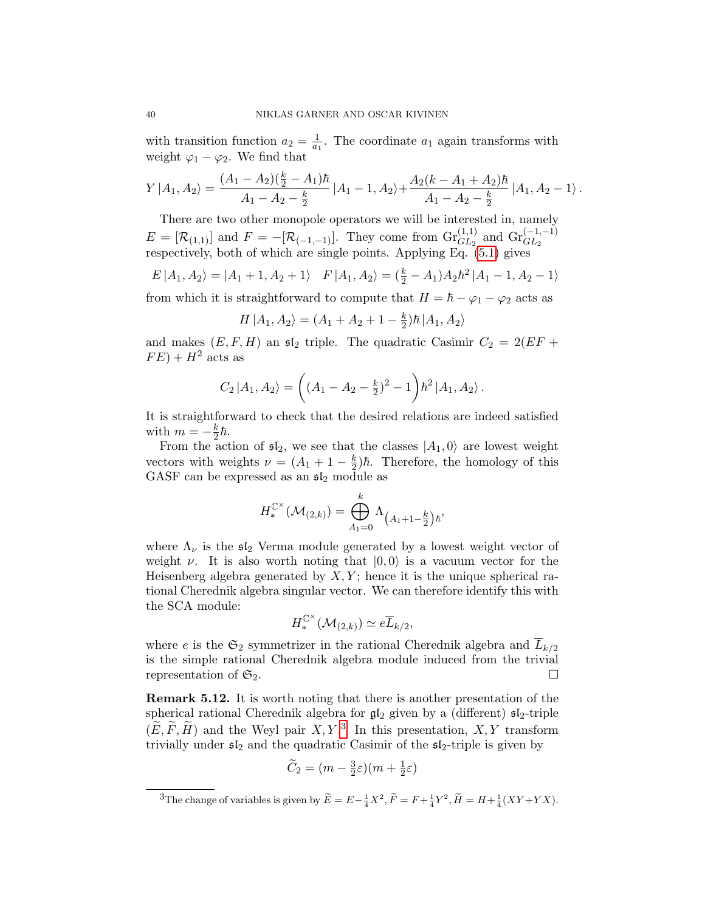with transition function $a_2 = \frac{1}{a_1}$. The coordinate $a_1$ again transforms with weight $\varphi_1 - \varphi_2$. We find that

$$Y\,|A_1, A_2\rangle = \frac{(A_1 - A_2)(\frac{k}{2} - A_1)\hbar}{A_1 - A_2 - \frac{k}{2}}\,|A_1 - 1, A_2\rangle + \frac{A_2(k - A_1 + A_2)\hbar}{A_1 - A_2 - \frac{k}{2}}\,|A_1, A_2 - 1\rangle\,.$$

There are two other monopole operators we will be interested in, namely $E = [\mathcal{R}_{(1,1)}]$ and $F = -[\mathcal{R}_{(-1,-1)}]$. They come from $\mathrm{Gr}^{(1,1)}_{GL_2}$ and $\mathrm{Gr}^{(-1,-1)}_{GL_2}$ respectively, both of which are single points. Applying Eq. (5.1) gives

$$E\,|A_1, A_2\rangle = |A_1 + 1, A_2 + 1\rangle \quad F\,|A_1, A_2\rangle = (\tfrac{k}{2} - A_1)A_2\hbar^2\,|A_1 - 1, A_2 - 1\rangle$$

from which it is straightforward to compute that $H = \hbar - \varphi_1 - \varphi_2$ acts as

$$H\,|A_1, A_2\rangle = (A_1 + A_2 + 1 - \tfrac{k}{2})\hbar\,|A_1, A_2\rangle$$

and makes $(E, F, H)$ an $\mathfrak{sl}_2$ triple. The quadratic Casimir $C_2 = 2(EF + FE) + H^2$ acts as

$$C_2\,|A_1, A_2\rangle = \bigg((A_1 - A_2 - \tfrac{k}{2})^2 - 1\bigg)\hbar^2\,|A_1, A_2\rangle\,.$$

It is straightforward to check that the desired relations are indeed satisfied with $m = -\frac{k}{2}\hbar$.

From the action of $\mathfrak{sl}_2$, we see that the classes $|A_1, 0\rangle$ are lowest weight vectors with weights $\nu = (A_1 + 1 - \frac{k}{2})\hbar$. Therefore, the homology of this GASF can be expressed as an $\mathfrak{sl}_2$ module as

$$H^{\mathbb{C}^\times}_*(\mathcal{M}_{(2,k)}) = \bigoplus_{A_1=0}^{k} \Lambda_{\left(A_1 + 1 - \frac{k}{2}\right)\hbar},$$

where $\Lambda_\nu$ is the $\mathfrak{sl}_2$ Verma module generated by a lowest weight vector of weight $\nu$. It is also worth noting that $|0, 0\rangle$ is a vacuum vector for the Heisenberg algebra generated by $X, Y$; hence it is the unique spherical rational Cherednik algebra singular vector. We can therefore identify this with the SCA module:

$$H^{\mathbb{C}^\times}_*(\mathcal{M}_{(2,k)}) \simeq e\overline{L}_{k/2},$$

where $e$ is the $\mathfrak{S}_2$ symmetrizer in the rational Cherednik algebra and $\overline{L}_{k/2}$ is the simple rational Cherednik algebra module induced from the trivial representation of $\mathfrak{S}_2$. $\square$

**Remark 5.12.** It is worth noting that there is another presentation of the spherical rational Cherednik algebra for $\mathfrak{gl}_2$ given by a (different) $\mathfrak{sl}_2$-triple $(\widetilde{E}, \widetilde{F}, \widetilde{H})$ and the Weyl pair $X, Y$.[3] In this presentation, $X, Y$ transform trivially under $\mathfrak{sl}_2$ and the quadratic Casimir of the $\mathfrak{sl}_2$-triple is given by

$$\widetilde{C}_2 = (m - \tfrac{3}{2}\varepsilon)(m + \tfrac{1}{2}\varepsilon)$$

[3] The change of variables is given by $\widetilde{E} = E - \frac{1}{4}X^2, \widetilde{F} = F + \frac{1}{4}Y^2, \widetilde{H} = H + \frac{1}{4}(XY + YX)$.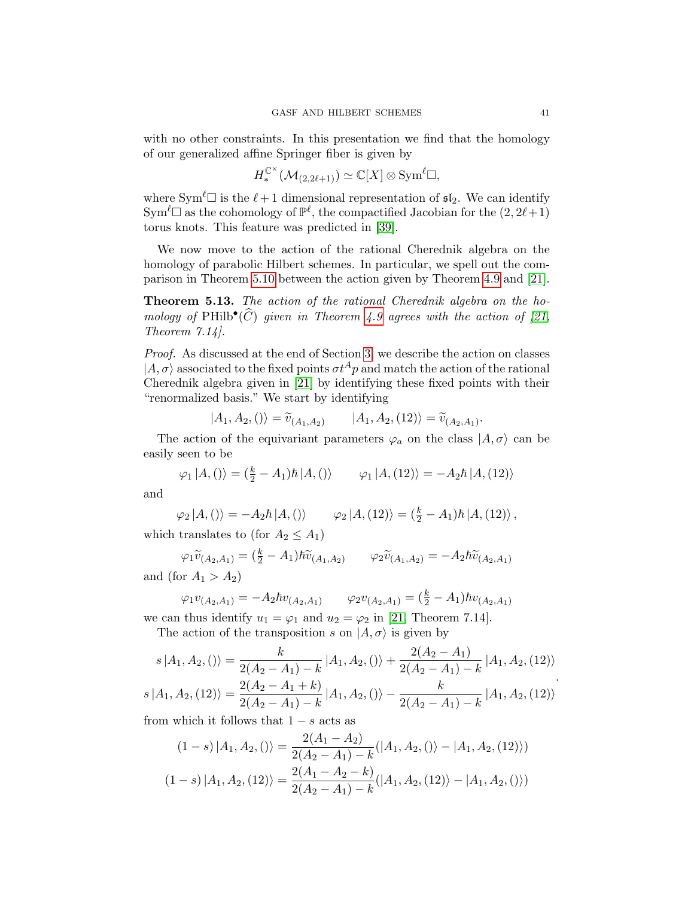with no other constraints. In this presentation we find that the homology of our generalized affine Springer fiber is given by

$$H_*^{\mathbb{C}^\times}(\mathcal{M}_{(2,2\ell+1)}) \simeq \mathbb{C}[X] \otimes \mathrm{Sym}^\ell \square,$$

where $\mathrm{Sym}^\ell \square$ is the $\ell+1$ dimensional representation of $\mathfrak{sl}_2$. We can identify $\mathrm{Sym}^\ell \square$ as the cohomology of $\mathbb{P}^\ell$, the compactified Jacobian for the $(2, 2\ell+1)$ torus knots. This feature was predicted in [39].

We now move to the action of the rational Cherednik algebra on the homology of parabolic Hilbert schemes. In particular, we spell out the comparison in Theorem 5.10 between the action given by Theorem 4.9 and [21].

**Theorem 5.13.** *The action of the rational Cherednik algebra on the homology of* $\mathrm{PHilb}^\bullet(\widehat{C})$ *given in Theorem 4.9 agrees with the action of [21, Theorem 7.14].*

*Proof.* As discussed at the end of Section 3, we describe the action on classes $|A, \sigma\rangle$ associated to the fixed points $\sigma t^A p$ and match the action of the rational Cherednik algebra given in [21] by identifying these fixed points with their "renormalized basis." We start by identifying

$$|A_1, A_2, ()\rangle = \widetilde{v}_{(A_1,A_2)} \qquad |A_1, A_2, (12)\rangle = \widetilde{v}_{(A_2,A_1)}.$$

The action of the equivariant parameters $\varphi_a$ on the class $|A, \sigma\rangle$ can be easily seen to be

$$\varphi_1 |A, ()\rangle = (\tfrac{k}{2} - A_1)\hbar |A, ()\rangle \qquad \varphi_1 |A, (12)\rangle = -A_2\hbar |A, (12)\rangle$$

and

$$\varphi_2 |A, ()\rangle = -A_2\hbar |A, ()\rangle \qquad \varphi_2 |A, (12)\rangle = (\tfrac{k}{2} - A_1)\hbar |A, (12)\rangle,$$

which translates to (for $A_2 \leq A_1$)

$$\varphi_1 \widetilde{v}_{(A_2,A_1)} = (\tfrac{k}{2} - A_1)\hbar \widetilde{v}_{(A_1,A_2)} \qquad \varphi_2 \widetilde{v}_{(A_1,A_2)} = -A_2\hbar \widetilde{v}_{(A_2,A_1)}$$

and (for $A_1 > A_2$)

$$\varphi_1 v_{(A_2,A_1)} = -A_2\hbar v_{(A_2,A_1)} \qquad \varphi_2 v_{(A_2,A_1)} = (\tfrac{k}{2} - A_1)\hbar v_{(A_2,A_1)}$$

we can thus identify $u_1 = \varphi_1$ and $u_2 = \varphi_2$ in [21, Theorem 7.14].

The action of the transposition $s$ on $|A, \sigma\rangle$ is given by

$$\begin{aligned}
s\,|A_1, A_2, ()\rangle &= \frac{k}{2(A_2 - A_1) - k}\,|A_1, A_2, ()\rangle + \frac{2(A_2 - A_1)}{2(A_2 - A_1) - k}\,|A_1, A_2, (12)\rangle \\
s\,|A_1, A_2, (12)\rangle &= \frac{2(A_2 - A_1 + k)}{2(A_2 - A_1) - k}\,|A_1, A_2, ()\rangle - \frac{k}{2(A_2 - A_1) - k}\,|A_1, A_2, (12)\rangle
\end{aligned}.$$

from which it follows that $1 - s$ acts as

$$(1 - s)\,|A_1, A_2, ()\rangle = \frac{2(A_1 - A_2)}{2(A_2 - A_1) - k}(|A_1, A_2, ()\rangle - |A_1, A_2, (12)\rangle)$$

$$(1 - s)\,|A_1, A_2, (12)\rangle = \frac{2(A_1 - A_2 - k)}{2(A_2 - A_1) - k}(|A_1, A_2, (12)\rangle - |A_1, A_2, ()\rangle)$$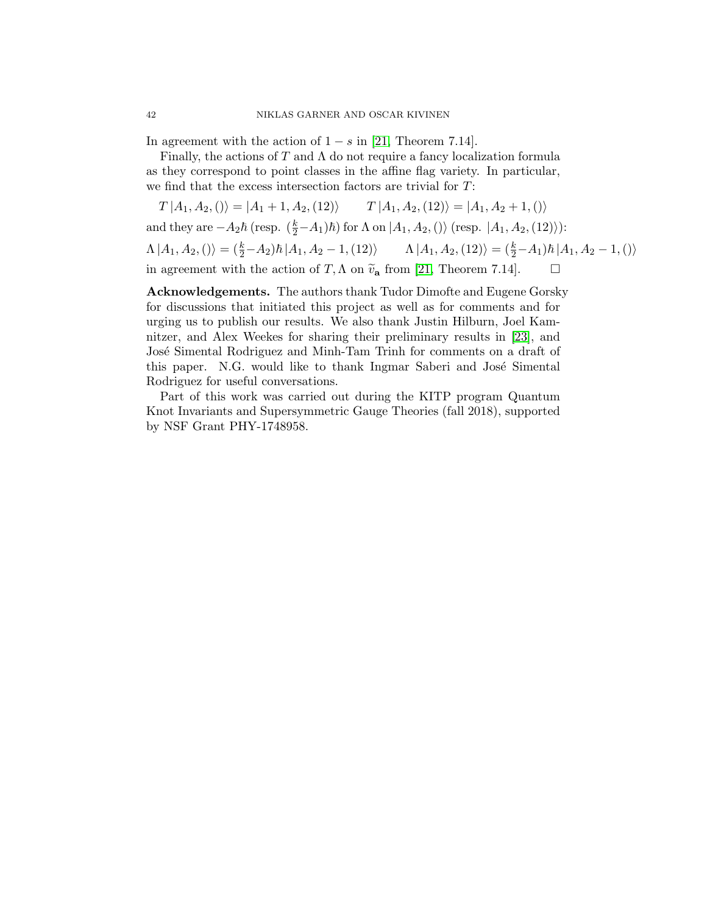In agreement with the action of $1 - s$ in [21, Theorem 7.14].

Finally, the actions of $T$ and $\Lambda$ do not require a fancy localization formula as they correspond to point classes in the affine flag variety. In particular, we find that the excess intersection factors are trivial for $T$:

$$T\,|A_1, A_2, ()\rangle = |A_1 + 1, A_2, (12)\rangle \qquad T\,|A_1, A_2, (12)\rangle = |A_1, A_2 + 1, ()\rangle$$

and they are $-A_2\hbar$ (resp. $(\frac{k}{2} - A_1)\hbar$) for $\Lambda$ on $|A_1, A_2, ()\rangle$ (resp. $|A_1, A_2, (12)\rangle$):

$$\Lambda\,|A_1, A_2, ()\rangle = (\tfrac{k}{2} - A_2)\hbar\,|A_1, A_2 - 1, (12)\rangle \qquad \Lambda\,|A_1, A_2, (12)\rangle = (\tfrac{k}{2} - A_1)\hbar\,|A_1, A_2 - 1, ()\rangle$$

in agreement with the action of $T, \Lambda$ on $\widetilde{v}_{\mathbf{a}}$ from [21, Theorem 7.14]. □

**Acknowledgements.** The authors thank Tudor Dimofte and Eugene Gorsky for discussions that initiated this project as well as for comments and for urging us to publish our results. We also thank Justin Hilburn, Joel Kamnitzer, and Alex Weekes for sharing their preliminary results in [23], and José Simental Rodriguez and Minh-Tam Trinh for comments on a draft of this paper. N.G. would like to thank Ingmar Saberi and José Simental Rodriguez for useful conversations.

Part of this work was carried out during the KITP program Quantum Knot Invariants and Supersymmetric Gauge Theories (fall 2018), supported by NSF Grant PHY-1748958.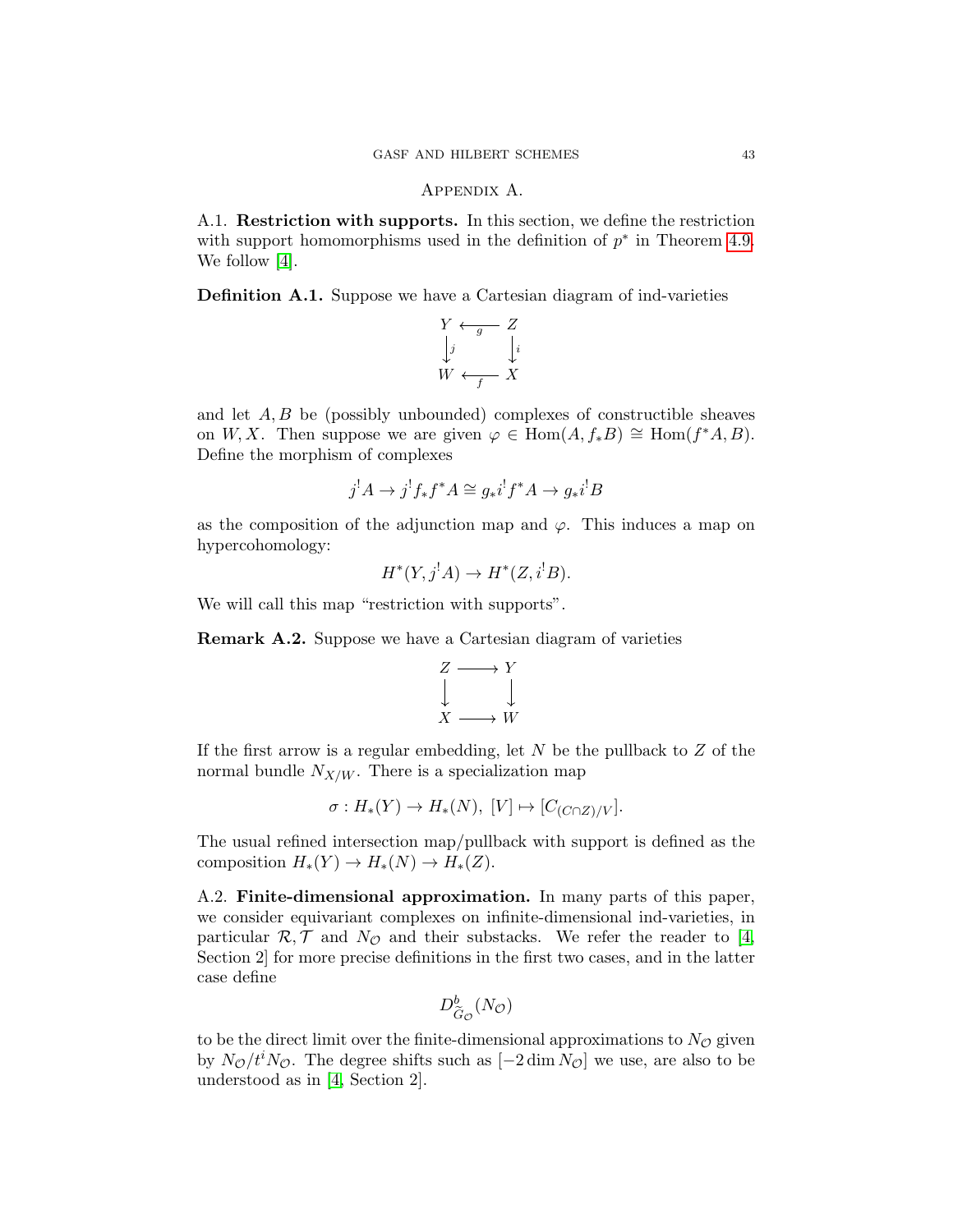# Appendix A.

## A.1. **Restriction with supports.**

In this section, we define the restriction with support homomorphisms used in the definition of $p^*$ in Theorem 4.9. We follow [4].

**Definition A.1.** Suppose we have a Cartesian diagram of ind-varieties

$$\begin{array}{ccc} Y & \xleftarrow{g} & Z \\ \downarrow{\scriptstyle j} & & \downarrow{\scriptstyle i} \\ W & \xleftarrow{f} & X \end{array}$$

and let $A, B$ be (possibly unbounded) complexes of constructible sheaves on $W, X$. Then suppose we are given $\varphi \in \mathrm{Hom}(A, f_*B) \cong \mathrm{Hom}(f^*A, B)$. Define the morphism of complexes

$$j^! A \to j^! f_* f^* A \cong g_* i^! f^* A \to g_* i^! B$$

as the composition of the adjunction map and $\varphi$. This induces a map on hypercohomology:

$$H^*(Y, j^! A) \to H^*(Z, i^! B).$$

We will call this map "restriction with supports".

**Remark A.2.** Suppose we have a Cartesian diagram of varieties

$$\begin{array}{ccc} Z & \longrightarrow & Y \\ \downarrow & & \downarrow \\ X & \longrightarrow & W \end{array}$$

If the first arrow is a regular embedding, let $N$ be the pullback to $Z$ of the normal bundle $N_{X/W}$. There is a specialization map

$$\sigma : H_*(Y) \to H_*(N),\ [V] \mapsto [C_{(C \cap Z)/V}].$$

The usual refined intersection map/pullback with support is defined as the composition $H_*(Y) \to H_*(N) \to H_*(Z)$.

## A.2. **Finite-dimensional approximation.**

In many parts of this paper, we consider equivariant complexes on infinite-dimensional ind-varieties, in particular $\mathcal{R}, \mathcal{T}$ and $N_{\mathcal{O}}$ and their substacks. We refer the reader to [4, Section 2] for more precise definitions in the first two cases, and in the latter case define

$$D^b_{\widetilde{G}_{\mathcal{O}}}(N_{\mathcal{O}})$$

to be the direct limit over the finite-dimensional approximations to $N_{\mathcal{O}}$ given by $N_{\mathcal{O}}/t^i N_{\mathcal{O}}$. The degree shifts such as $[-2\dim N_{\mathcal{O}}]$ we use, are also to be understood as in [4, Section 2].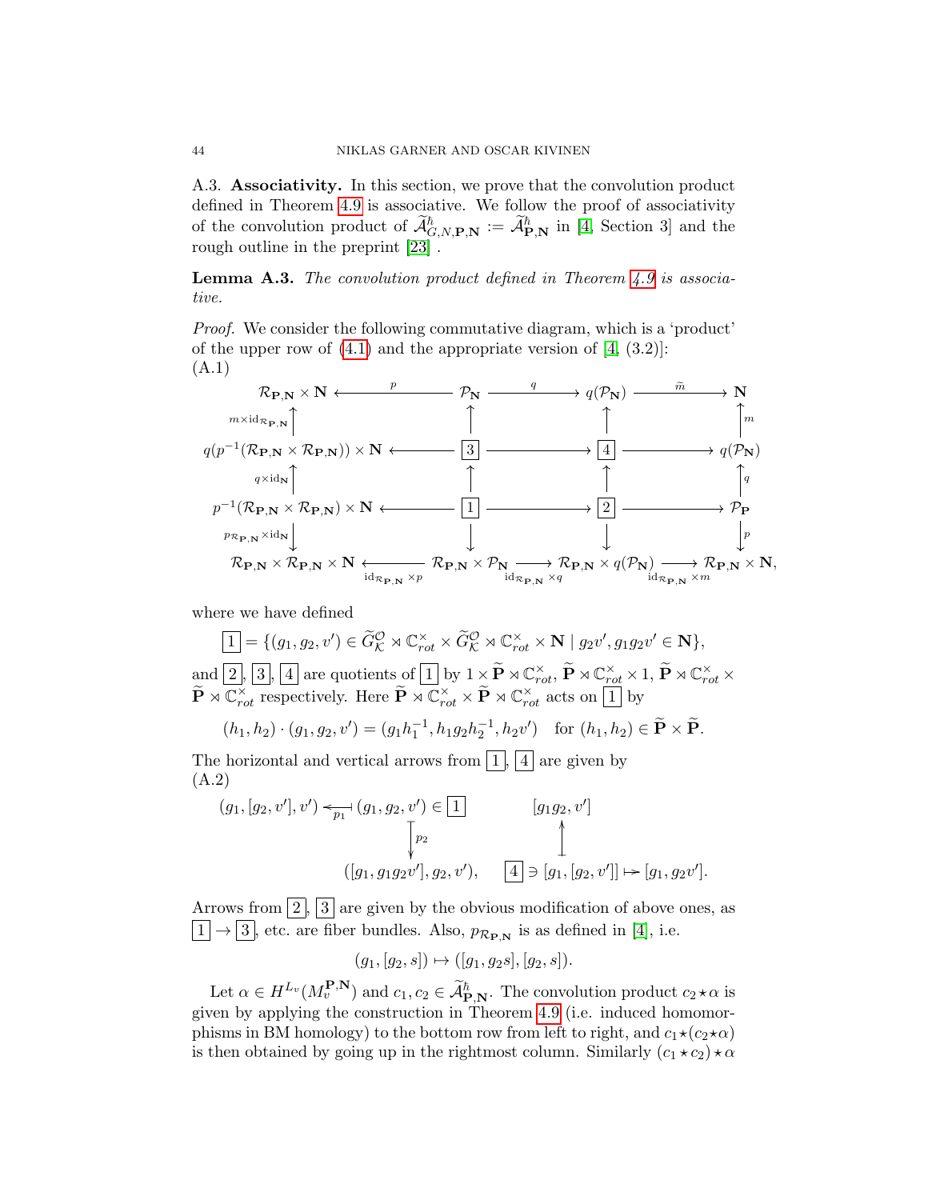A.3. **Associativity.** In this section, we prove that the convolution product defined in Theorem 4.9 is associative. We follow the proof of associativity of the convolution product of $\widetilde{\mathcal{A}}^{\hbar}_{G,N,\mathbf{P},\mathbf{N}} := \widetilde{\mathcal{A}}^{\hbar}_{\mathbf{P},\mathbf{N}}$ in [4, Section 3] and the rough outline in the preprint [23] .

**Lemma A.3.** *The convolution product defined in Theorem 4.9 is associative.*

*Proof.* We consider the following commutative diagram, which is a 'product' of the upper row of (4.1) and the appropriate version of [4, (3.2)]:

(A.1)

$$
\begin{array}{ccccccc}
\mathcal{R}_{\mathbf{P},\mathbf{N}} \times \mathbf{N} & \xleftarrow{\;p\;} & \mathcal{P}_{\mathbf{N}} & \xrightarrow{\;q\;} & q(\mathcal{P}_{\mathbf{N}}) & \xrightarrow{\;\widetilde{m}\;} & \mathbf{N} \\
\uparrow{\scriptstyle m \times \mathrm{id}_{\mathcal{R}_{\mathbf{P},\mathbf{N}}}} & & \uparrow & & \uparrow & & \uparrow{\scriptstyle m} \\
q(p^{-1}(\mathcal{R}_{\mathbf{P},\mathbf{N}} \times \mathcal{R}_{\mathbf{P},\mathbf{N}})) \times \mathbf{N} & \longleftarrow & \boxed{3} & \longrightarrow & \boxed{4} & \longrightarrow & q(\mathcal{P}_{\mathbf{N}}) \\
\uparrow{\scriptstyle q \times \mathrm{id}_{\mathbf{N}}} & & \uparrow & & \uparrow & & \uparrow{\scriptstyle q} \\
p^{-1}(\mathcal{R}_{\mathbf{P},\mathbf{N}} \times \mathcal{R}_{\mathbf{P},\mathbf{N}}) \times \mathbf{N} & \longleftarrow & \boxed{1} & \longrightarrow & \boxed{2} & \longrightarrow & \mathcal{P}_{\mathbf{P}} \\
\downarrow{\scriptstyle p_{\mathcal{R}_{\mathbf{P},\mathbf{N}}} \times \mathrm{id}_{\mathbf{N}}} & & \downarrow & & \downarrow & & \downarrow{\scriptstyle p} \\
\mathcal{R}_{\mathbf{P},\mathbf{N}} \times \mathcal{R}_{\mathbf{P},\mathbf{N}} \times \mathbf{N} & \xleftarrow[\mathrm{id}_{\mathcal{R}_{\mathbf{P},\mathbf{N}}} \times p]{} & \mathcal{R}_{\mathbf{P},\mathbf{N}} \times \mathcal{P}_{\mathbf{N}} & \xrightarrow[\mathrm{id}_{\mathcal{R}_{\mathbf{P},\mathbf{N}}} \times q]{} & \mathcal{R}_{\mathbf{P},\mathbf{N}} \times q(\mathcal{P}_{\mathbf{N}}) & \xrightarrow[\mathrm{id}_{\mathcal{R}_{\mathbf{P},\mathbf{N}}} \times m]{} & \mathcal{R}_{\mathbf{P},\mathbf{N}} \times \mathbf{N},
\end{array}
$$

where we have defined

$$\boxed{1} = \{(g_1, g_2, v') \in \widetilde{G}^{\mathcal{O}}_{\mathcal{K}} \rtimes \mathbb{C}^{\times}_{rot} \times \widetilde{G}^{\mathcal{O}}_{\mathcal{K}} \rtimes \mathbb{C}^{\times}_{rot} \times \mathbf{N} \mid g_2 v', g_1 g_2 v' \in \mathbf{N}\},$$

and $\boxed{2}$, $\boxed{3}$, $\boxed{4}$ are quotients of $\boxed{1}$ by $1 \times \widetilde{\mathbf{P}} \rtimes \mathbb{C}^{\times}_{rot}$, $\widetilde{\mathbf{P}} \rtimes \mathbb{C}^{\times}_{rot} \times 1$, $\widetilde{\mathbf{P}} \rtimes \mathbb{C}^{\times}_{rot} \times \widetilde{\mathbf{P}} \rtimes \mathbb{C}^{\times}_{rot}$ respectively. Here $\widetilde{\mathbf{P}} \rtimes \mathbb{C}^{\times}_{rot} \times \widetilde{\mathbf{P}} \rtimes \mathbb{C}^{\times}_{rot}$ acts on $\boxed{1}$ by

$$(h_1, h_2) \cdot (g_1, g_2, v') = (g_1 h_1^{-1}, h_1 g_2 h_2^{-1}, h_2 v') \quad \text{for } (h_1, h_2) \in \widetilde{\mathbf{P}} \times \widetilde{\mathbf{P}}.$$

The horizontal and vertical arrows from $\boxed{1}$, $\boxed{4}$ are given by

(A.2)

$$
\begin{array}{ccc}
(g_1, [g_2, v'], v') \xleftarrow{\;p_1\;} (g_1, g_2, v') \in \boxed{1} & \qquad & [g_1 g_2, v'] \\
\downarrow{\scriptstyle p_2} & & \uparrow \\
([g_1, g_1 g_2 v'], g_2, v'), & & \boxed{4} \ni [g_1, [g_2, v']] \mapsto [g_1, g_2 v'].
\end{array}
$$

Arrows from $\boxed{2}$, $\boxed{3}$ are given by the obvious modification of above ones, as $\boxed{1} \to \boxed{3}$, etc. are fiber bundles. Also, $p_{\mathcal{R}_{\mathbf{P},\mathbf{N}}}$ is as defined in [4], i.e.

$$(g_1, [g_2, s]) \mapsto ([g_1, g_2 s], [g_2, s]).$$

Let $\alpha \in H^{L_v}(M_v^{\mathbf{P},\mathbf{N}})$ and $c_1, c_2 \in \widetilde{\mathcal{A}}^{\hbar}_{\mathbf{P},\mathbf{N}}$. The convolution product $c_2 \star \alpha$ is given by applying the construction in Theorem 4.9 (i.e. induced homomorphisms in BM homology) to the bottom row from left to right, and $c_1 \star (c_2 \star \alpha)$ is then obtained by going up in the rightmost column. Similarly $(c_1 \star c_2) \star \alpha$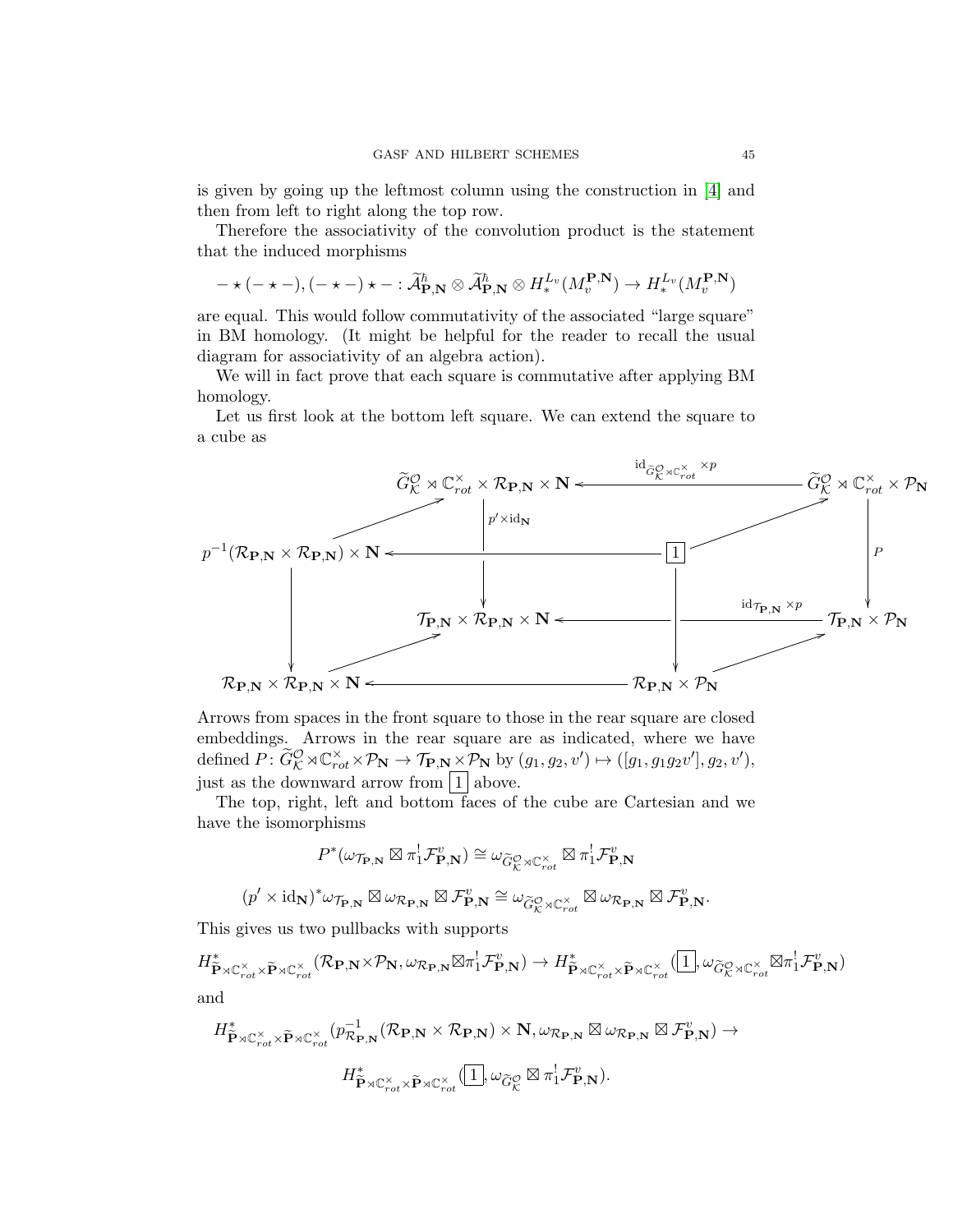is given by going up the leftmost column using the construction in [4] and then from left to right along the top row.

Therefore the associativity of the convolution product is the statement that the induced morphisms

$$- \star (- \star -), (- \star -) \star - : \widetilde{\mathcal{A}}^{\hbar}_{\mathbf{P},\mathbf{N}} \otimes \widetilde{\mathcal{A}}^{\hbar}_{\mathbf{P},\mathbf{N}} \otimes H^{L_v}_*(M^{\mathbf{P},\mathbf{N}}_v) \to H^{L_v}_*(M^{\mathbf{P},\mathbf{N}}_v)$$

are equal. This would follow commutativity of the associated "large square" in BM homology. (It might be helpful for the reader to recall the usual diagram for associativity of an algebra action).

We will in fact prove that each square is commutative after applying BM homology.

Let us first look at the bottom left square. We can extend the square to a cube as

$$\begin{array}{ccccc}
 & \widetilde{G}^{\mathcal{O}}_{\mathcal{K}} \rtimes \mathbb{C}^\times_{rot} \times \mathcal{R}_{\mathbf{P},\mathbf{N}} \times \mathbf{N} & \xleftarrow{\mathrm{id}_{\widetilde{G}^{\mathcal{O}}_{\mathcal{K}} \rtimes \mathbb{C}^\times_{rot}} \times p} & & \widetilde{G}^{\mathcal{O}}_{\mathcal{K}} \rtimes \mathbb{C}^\times_{rot} \times \mathcal{P}_{\mathbf{N}} \\
p^{-1}(\mathcal{R}_{\mathbf{P},\mathbf{N}} \times \mathcal{R}_{\mathbf{P},\mathbf{N}}) \times \mathbf{N} & \xleftarrow{\quad\quad} & & \boxed{1} & \\
 & \downarrow p' \times \mathrm{id}_{\mathbf{N}} & & & \downarrow P \\
 & \mathcal{T}_{\mathbf{P},\mathbf{N}} \times \mathcal{R}_{\mathbf{P},\mathbf{N}} \times \mathbf{N} & \xleftarrow{\mathrm{id}_{\mathcal{T}_{\mathbf{P},\mathbf{N}}} \times p} & & \mathcal{T}_{\mathbf{P},\mathbf{N}} \times \mathcal{P}_{\mathbf{N}} \\
\mathcal{R}_{\mathbf{P},\mathbf{N}} \times \mathcal{R}_{\mathbf{P},\mathbf{N}} \times \mathbf{N} & \xleftarrow{\quad\quad} & & \mathcal{R}_{\mathbf{P},\mathbf{N}} \times \mathcal{P}_{\mathbf{N}} &
\end{array}$$

Arrows from spaces in the front square to those in the rear square are closed embeddings. Arrows in the rear square are as indicated, where we have defined $P\colon \widetilde{G}^{\mathcal{O}}_{\mathcal{K}} \rtimes \mathbb{C}^\times_{rot} \times \mathcal{P}_{\mathbf{N}} \to \mathcal{T}_{\mathbf{P},\mathbf{N}} \times \mathcal{P}_{\mathbf{N}}$ by $(g_1, g_2, v') \mapsto ([g_1, g_1 g_2 v'], g_2, v')$, just as the downward arrow from $\boxed{1}$ above.

The top, right, left and bottom faces of the cube are Cartesian and we have the isomorphisms

$$P^*(\omega_{\mathcal{T}_{\mathbf{P},\mathbf{N}}} \boxtimes \pi_1^! \mathcal{F}^v_{\mathbf{P},\mathbf{N}}) \cong \omega_{\widetilde{G}^{\mathcal{O}}_{\mathcal{K}} \rtimes \mathbb{C}^\times_{rot}} \boxtimes \pi_1^! \mathcal{F}^v_{\mathbf{P},\mathbf{N}}$$

$$(p' \times \mathrm{id}_{\mathbf{N}})^* \omega_{\mathcal{T}_{\mathbf{P},\mathbf{N}}} \boxtimes \omega_{\mathcal{R}_{\mathbf{P},\mathbf{N}}} \boxtimes \mathcal{F}^v_{\mathbf{P},\mathbf{N}} \cong \omega_{\widetilde{G}^{\mathcal{O}}_{\mathcal{K}} \rtimes \mathbb{C}^\times_{rot}} \boxtimes \omega_{\mathcal{R}_{\mathbf{P},\mathbf{N}}} \boxtimes \mathcal{F}^v_{\mathbf{P},\mathbf{N}}.$$

This gives us two pullbacks with supports

$$H^*_{\widetilde{\mathbf{P}} \rtimes \mathbb{C}^\times_{rot} \times \widetilde{\mathbf{P}} \rtimes \mathbb{C}^\times_{rot}}(\mathcal{R}_{\mathbf{P},\mathbf{N}} \times \mathcal{P}_{\mathbf{N}}, \omega_{\mathcal{R}_{\mathbf{P},\mathbf{N}}} \boxtimes \pi_1^! \mathcal{F}^v_{\mathbf{P},\mathbf{N}}) \to H^*_{\widetilde{\mathbf{P}} \rtimes \mathbb{C}^\times_{rot} \times \widetilde{\mathbf{P}} \rtimes \mathbb{C}^\times_{rot}}(\boxed{1}, \omega_{\widetilde{G}^{\mathcal{O}}_{\mathcal{K}} \rtimes \mathbb{C}^\times_{rot}} \boxtimes \pi_1^! \mathcal{F}^v_{\mathbf{P},\mathbf{N}})$$

and

$$H^*_{\widetilde{\mathbf{P}} \rtimes \mathbb{C}^\times_{rot} \times \widetilde{\mathbf{P}} \rtimes \mathbb{C}^\times_{rot}}(p^{-1}_{\mathcal{R}_{\mathbf{P},\mathbf{N}}}(\mathcal{R}_{\mathbf{P},\mathbf{N}} \times \mathcal{R}_{\mathbf{P},\mathbf{N}}) \times \mathbf{N}, \omega_{\mathcal{R}_{\mathbf{P},\mathbf{N}}} \boxtimes \omega_{\mathcal{R}_{\mathbf{P},\mathbf{N}}} \boxtimes \mathcal{F}^v_{\mathbf{P},\mathbf{N}}) \to$$

$$H^*_{\widetilde{\mathbf{P}} \rtimes \mathbb{C}^\times_{rot} \times \widetilde{\mathbf{P}} \rtimes \mathbb{C}^\times_{rot}}(\boxed{1}, \omega_{\widetilde{G}^{\mathcal{O}}_{\mathcal{K}}} \boxtimes \pi_1^! \mathcal{F}^v_{\mathbf{P},\mathbf{N}}).$$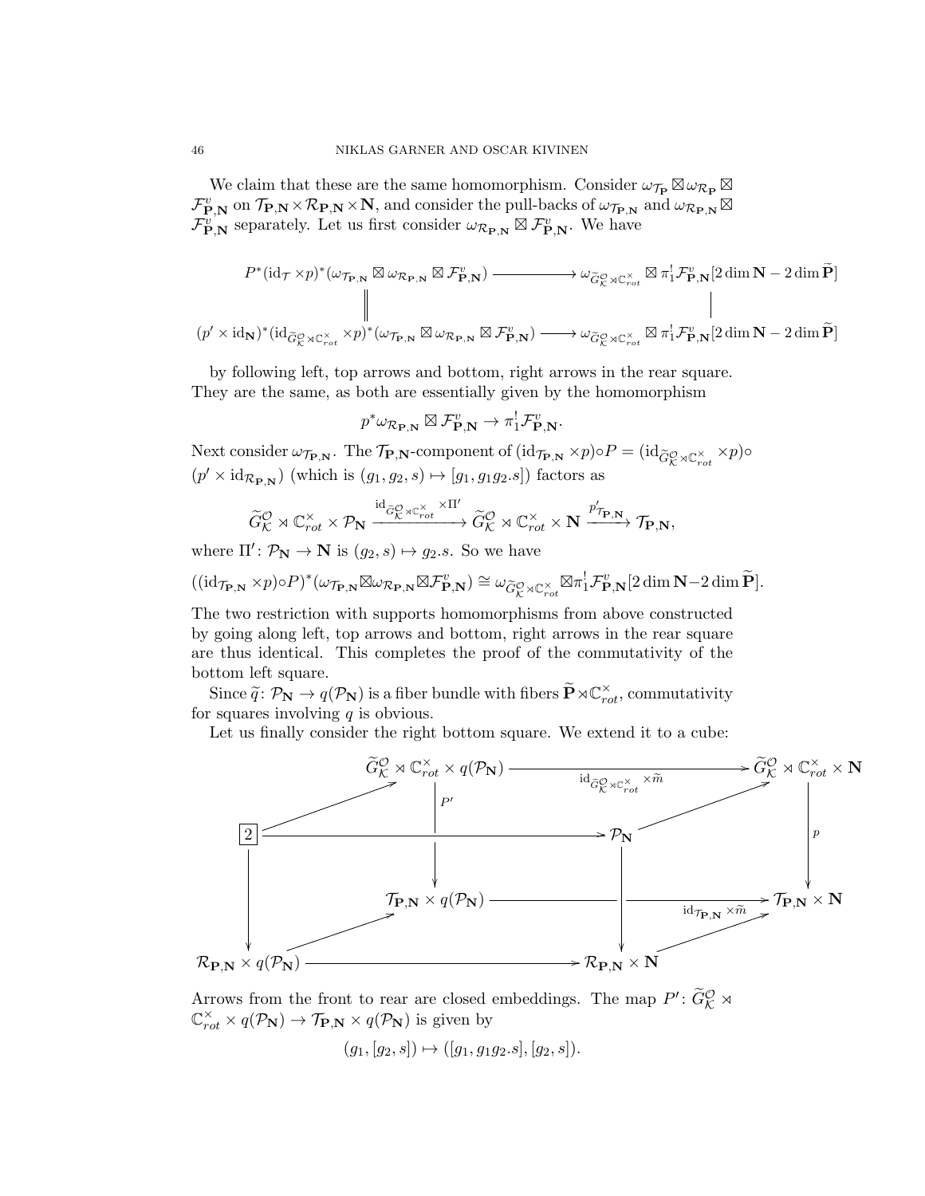We claim that these are the same homomorphism. Consider $\omega_{\mathcal{T}_{\mathbf{P}}} \boxtimes \omega_{\mathcal{R}_{\mathbf{P}}} \boxtimes \mathcal{F}^v_{\mathbf{P},\mathbf{N}}$ on $\mathcal{T}_{\mathbf{P},\mathbf{N}} \times \mathcal{R}_{\mathbf{P},\mathbf{N}} \times \mathbf{N}$, and consider the pull-backs of $\omega_{\mathcal{T}_{\mathbf{P},\mathbf{N}}}$ and $\omega_{\mathcal{R}_{\mathbf{P},\mathbf{N}}} \boxtimes \mathcal{F}^v_{\mathbf{P},\mathbf{N}}$ separately. Let us first consider $\omega_{\mathcal{R}_{\mathbf{P},\mathbf{N}}} \boxtimes \mathcal{F}^v_{\mathbf{P},\mathbf{N}}$. We have

$$\begin{array}{ccc}
P^*(\mathrm{id}_{\mathcal{T}} \times p)^*(\omega_{\mathcal{T}_{\mathbf{P},\mathbf{N}}} \boxtimes \omega_{\mathcal{R}_{\mathbf{P},\mathbf{N}}} \boxtimes \mathcal{F}^v_{\mathbf{P},\mathbf{N}}) & \longrightarrow & \omega_{\widetilde{G}_{\mathcal{K}}^{\mathcal{O}} \rtimes \mathbb{C}^\times_{rot}} \boxtimes \pi_1^! \mathcal{F}^v_{\mathbf{P},\mathbf{N}}[2\dim \mathbf{N} - 2\dim \widetilde{\mathbf{P}}] \\
\| & & | \\
(p' \times \mathrm{id}_{\mathbf{N}})^*(\mathrm{id}_{\widetilde{G}_{\mathcal{K}}^{\mathcal{O}} \rtimes \mathbb{C}^\times_{rot}} \times p)^*(\omega_{\mathcal{T}_{\mathbf{P},\mathbf{N}}} \boxtimes \omega_{\mathcal{R}_{\mathbf{P},\mathbf{N}}} \boxtimes \mathcal{F}^v_{\mathbf{P},\mathbf{N}}) & \longrightarrow & \omega_{\widetilde{G}_{\mathcal{K}}^{\mathcal{O}} \rtimes \mathbb{C}^\times_{rot}} \boxtimes \pi_1^! \mathcal{F}^v_{\mathbf{P},\mathbf{N}}[2\dim \mathbf{N} - 2\dim \widetilde{\mathbf{P}}]
\end{array}$$

by following left, top arrows and bottom, right arrows in the rear square. They are the same, as both are essentially given by the homomorphism

$$p^* \omega_{\mathcal{R}_{\mathbf{P},\mathbf{N}}} \boxtimes \mathcal{F}^v_{\mathbf{P},\mathbf{N}} \to \pi_1^! \mathcal{F}^v_{\mathbf{P},\mathbf{N}}.$$

Next consider $\omega_{\mathcal{T}_{\mathbf{P},\mathbf{N}}}$. The $\mathcal{T}_{\mathbf{P},\mathbf{N}}$-component of $(\mathrm{id}_{\mathcal{T}_{\mathbf{P},\mathbf{N}}} \times p) \circ P = (\mathrm{id}_{\widetilde{G}_{\mathcal{K}}^{\mathcal{O}} \rtimes \mathbb{C}^\times_{rot}} \times p) \circ (p' \times \mathrm{id}_{\mathcal{R}_{\mathbf{P},\mathbf{N}}})$ (which is $(g_1, g_2, s) \mapsto [g_1, g_1 g_2.s]$) factors as

$$\widetilde{G}_{\mathcal{K}}^{\mathcal{O}} \rtimes \mathbb{C}^\times_{rot} \times \mathcal{P}_{\mathbf{N}} \xrightarrow{\mathrm{id}_{\widetilde{G}_{\mathcal{K}}^{\mathcal{O}} \rtimes \mathbb{C}^\times_{rot}} \times \Pi'} \widetilde{G}_{\mathcal{K}}^{\mathcal{O}} \rtimes \mathbb{C}^\times_{rot} \times \mathbf{N} \xrightarrow{p'_{\mathcal{T}_{\mathbf{P},\mathbf{N}}}} \mathcal{T}_{\mathbf{P},\mathbf{N}},$$

where $\Pi' \colon \mathcal{P}_{\mathbf{N}} \to \mathbf{N}$ is $(g_2, s) \mapsto g_2.s$. So we have

$$((\mathrm{id}_{\mathcal{T}_{\mathbf{P},\mathbf{N}}} \times p) \circ P)^*(\omega_{\mathcal{T}_{\mathbf{P},\mathbf{N}}} \boxtimes \omega_{\mathcal{R}_{\mathbf{P},\mathbf{N}}} \boxtimes \mathcal{F}^v_{\mathbf{P},\mathbf{N}}) \cong \omega_{\widetilde{G}_{\mathcal{K}}^{\mathcal{O}} \rtimes \mathbb{C}^\times_{rot}} \boxtimes \pi_1^! \mathcal{F}^v_{\mathbf{P},\mathbf{N}}[2\dim \mathbf{N} - 2\dim \widetilde{\mathbf{P}}].$$

The two restriction with supports homomorphisms from above constructed by going along left, top arrows and bottom, right arrows in the rear square are thus identical. This completes the proof of the commutativity of the bottom left square.

Since $\widetilde{q} \colon \mathcal{P}_{\mathbf{N}} \to q(\mathcal{P}_{\mathbf{N}})$ is a fiber bundle with fibers $\widetilde{\mathbf{P}} \rtimes \mathbb{C}^\times_{rot}$, commutativity for squares involving $q$ is obvious.

Let us finally consider the right bottom square. We extend it to a cube:

$$\begin{array}{ccccccc}
 & & \widetilde{G}_{\mathcal{K}}^{\mathcal{O}} \rtimes \mathbb{C}^\times_{rot} \times q(\mathcal{P}_{\mathbf{N}}) & \xrightarrow{\mathrm{id}_{\widetilde{G}_{\mathcal{K}}^{\mathcal{O}} \rtimes \mathbb{C}^\times_{rot}} \times \widetilde{m}} & & & \widetilde{G}_{\mathcal{K}}^{\mathcal{O}} \rtimes \mathbb{C}^\times_{rot} \times \mathbf{N} \\
 & \nearrow & \downarrow P' & & & \nearrow & \downarrow p \\
\boxed{2} & \longrightarrow & & & \mathcal{P}_{\mathbf{N}} & & \\
\downarrow & & \mathcal{T}_{\mathbf{P},\mathbf{N}} \times q(\mathcal{P}_{\mathbf{N}}) & \xrightarrow{\mathrm{id}_{\mathcal{T}_{\mathbf{P},\mathbf{N}}} \times \widetilde{m}} & \downarrow & & \mathcal{T}_{\mathbf{P},\mathbf{N}} \times \mathbf{N} \\
 & \nearrow & & & & \nearrow & \\
\mathcal{R}_{\mathbf{P},\mathbf{N}} \times q(\mathcal{P}_{\mathbf{N}}) & \longrightarrow & & & \mathcal{R}_{\mathbf{P},\mathbf{N}} \times \mathbf{N} & &
\end{array}$$

Arrows from the front to rear are closed embeddings. The map $P' \colon \widetilde{G}_{\mathcal{K}}^{\mathcal{O}} \rtimes \mathbb{C}^\times_{rot} \times q(\mathcal{P}_{\mathbf{N}}) \to \mathcal{T}_{\mathbf{P},\mathbf{N}} \times q(\mathcal{P}_{\mathbf{N}})$ is given by

$$(g_1, [g_2, s]) \mapsto ([g_1, g_1 g_2.s], [g_2, s]).$$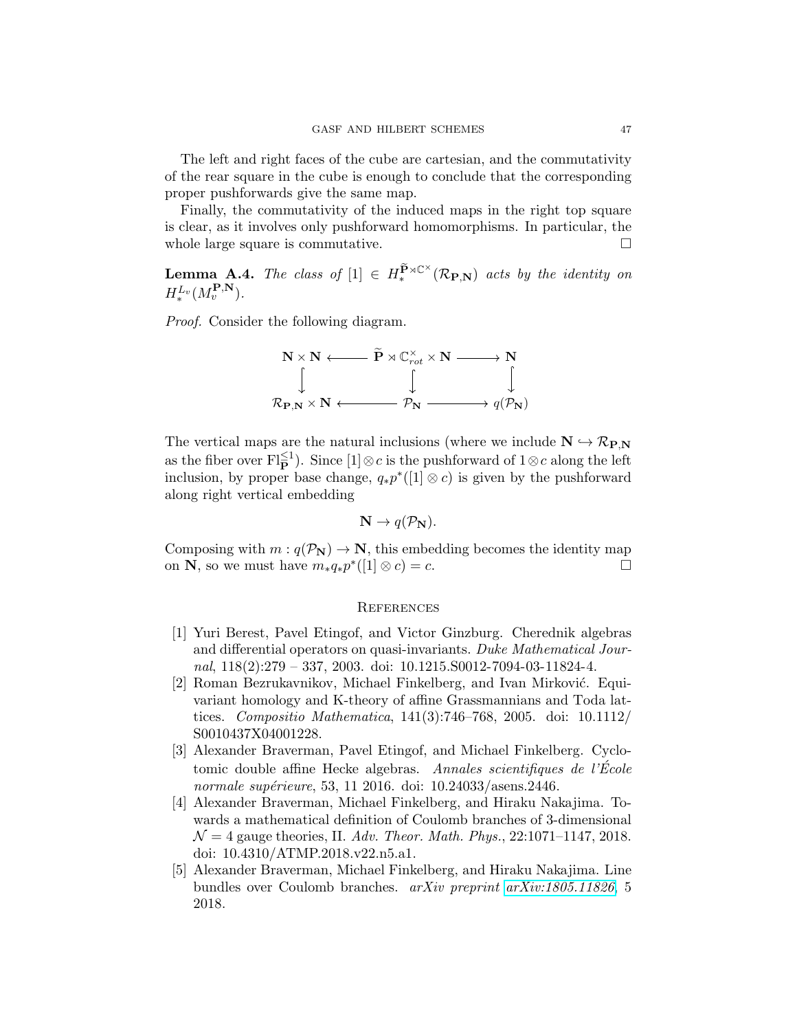The left and right faces of the cube are cartesian, and the commutativity of the rear square in the cube is enough to conclude that the corresponding proper pushforwards give the same map.

Finally, the commutativity of the induced maps in the right top square is clear, as it involves only pushforward homomorphisms. In particular, the whole large square is commutative. $\square$

**Lemma A.4.** *The class of* $[1] \in H_*^{\widetilde{\mathbf{P}} \rtimes \mathbb{C}^\times}(\mathcal{R}_{\mathbf{P},\mathbf{N}})$ *acts by the identity on* $H_*^{L_v}(M_v^{\mathbf{P},\mathbf{N}})$.

*Proof.* Consider the following diagram.

$$\begin{array}{ccccc} \mathbf{N} \times \mathbf{N} & \longleftarrow & \widetilde{\mathbf{P}} \rtimes \mathbb{C}^\times_{rot} \times \mathbf{N} & \longrightarrow & \mathbf{N} \\ \downarrow & & \downarrow & & \downarrow \\ \mathcal{R}_{\mathbf{P},\mathbf{N}} \times \mathbf{N} & \longleftarrow & \mathcal{P}_{\mathbf{N}} & \longrightarrow & q(\mathcal{P}_{\mathbf{N}}) \end{array}$$

The vertical maps are the natural inclusions (where we include $\mathbf{N} \hookrightarrow \mathcal{R}_{\mathbf{P},\mathbf{N}}$ as the fiber over $\mathrm{Fl}_{\widetilde{\mathbf{P}}}^{\leq 1}$). Since $[1] \otimes c$ is the pushforward of $1 \otimes c$ along the left inclusion, by proper base change, $q_* p^*([1] \otimes c)$ is given by the pushforward along right vertical embedding

$$\mathbf{N} \to q(\mathcal{P}_{\mathbf{N}}).$$

Composing with $m : q(\mathcal{P}_{\mathbf{N}}) \to \mathbf{N}$, this embedding becomes the identity map on $\mathbf{N}$, so we must have $m_* q_* p^*([1] \otimes c) = c$. $\square$

## References

[1] Yuri Berest, Pavel Etingof, and Victor Ginzburg. Cherednik algebras and differential operators on quasi-invariants. *Duke Mathematical Journal*, 118(2):279 – 337, 2003. doi: 10.1215.S0012-7094-03-11824-4.

[2] Roman Bezrukavnikov, Michael Finkelberg, and Ivan Mirković. Equivariant homology and K-theory of affine Grassmannians and Toda lattices. *Compositio Mathematica*, 141(3):746–768, 2005. doi: 10.1112/S0010437X04001228.

[3] Alexander Braverman, Pavel Etingof, and Michael Finkelberg. Cyclotomic double affine Hecke algebras. *Annales scientifiques de l'École normale supérieure*, 53, 11 2016. doi: 10.24033/asens.2446.

[4] Alexander Braverman, Michael Finkelberg, and Hiraku Nakajima. Towards a mathematical definition of Coulomb branches of 3-dimensional $\mathcal{N} = 4$ gauge theories, II. *Adv. Theor. Math. Phys.*, 22:1071–1147, 2018. doi: 10.4310/ATMP.2018.v22.n5.a1.

[5] Alexander Braverman, Michael Finkelberg, and Hiraku Nakajima. Line bundles over Coulomb branches. *arXiv preprint arXiv:1805.11826*, 5 2018.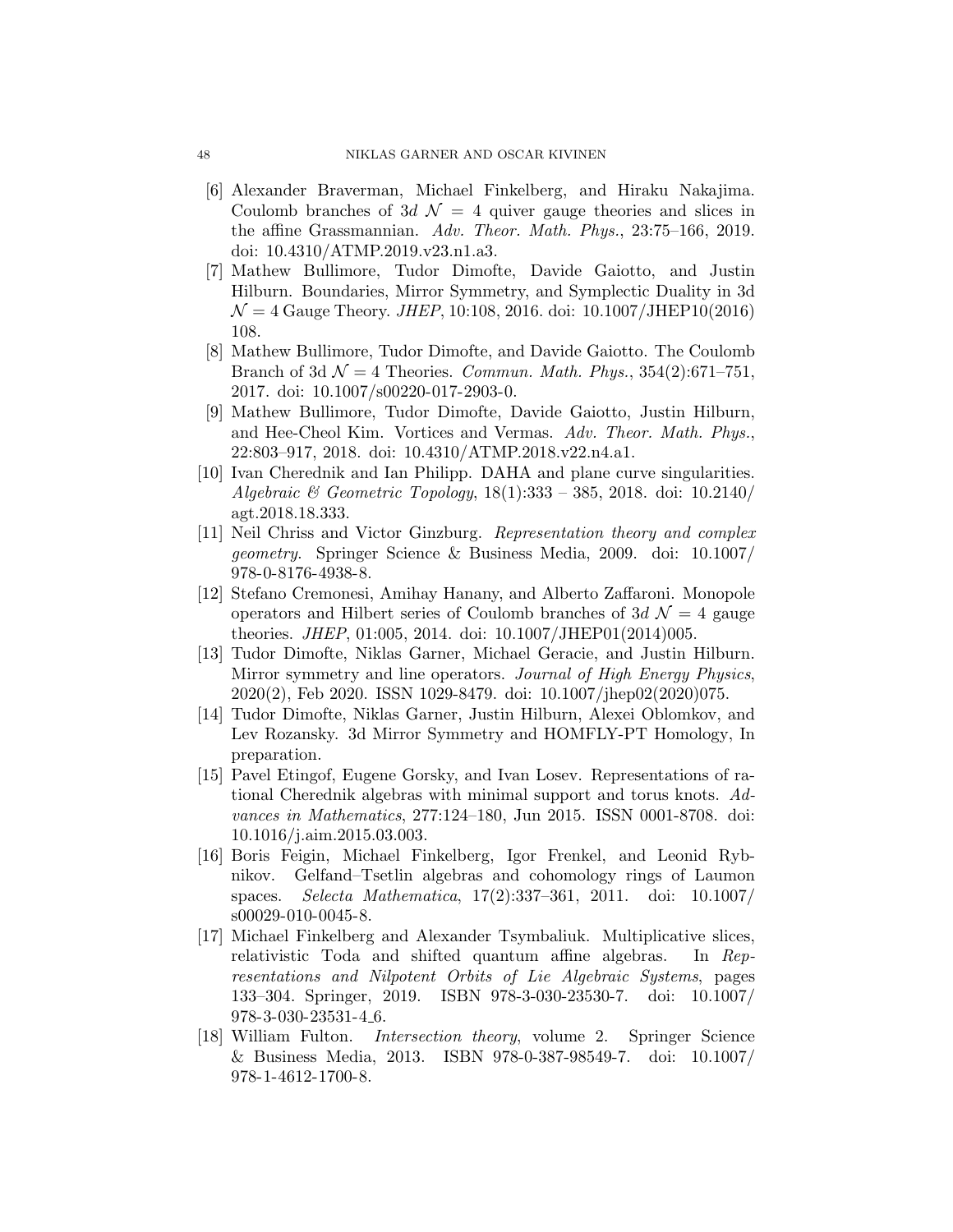[6] Alexander Braverman, Michael Finkelberg, and Hiraku Nakajima. Coulomb branches of 3*d* $\mathcal{N} = 4$ quiver gauge theories and slices in the affine Grassmannian. *Adv. Theor. Math. Phys.*, 23:75–166, 2019. doi: 10.4310/ATMP.2019.v23.n1.a3.

[7] Mathew Bullimore, Tudor Dimofte, Davide Gaiotto, and Justin Hilburn. Boundaries, Mirror Symmetry, and Symplectic Duality in 3d $\mathcal{N} = 4$ Gauge Theory. *JHEP*, 10:108, 2016. doi: 10.1007/JHEP10(2016)108.

[8] Mathew Bullimore, Tudor Dimofte, and Davide Gaiotto. The Coulomb Branch of 3d $\mathcal{N} = 4$ Theories. *Commun. Math. Phys.*, 354(2):671–751, 2017. doi: 10.1007/s00220-017-2903-0.

[9] Mathew Bullimore, Tudor Dimofte, Davide Gaiotto, Justin Hilburn, and Hee-Cheol Kim. Vortices and Vermas. *Adv. Theor. Math. Phys.*, 22:803–917, 2018. doi: 10.4310/ATMP.2018.v22.n4.a1.

[10] Ivan Cherednik and Ian Philipp. DAHA and plane curve singularities. *Algebraic & Geometric Topology*, 18(1):333 – 385, 2018. doi: 10.2140/agt.2018.18.333.

[11] Neil Chriss and Victor Ginzburg. *Representation theory and complex geometry*. Springer Science & Business Media, 2009. doi: 10.1007/978-0-8176-4938-8.

[12] Stefano Cremonesi, Amihay Hanany, and Alberto Zaffaroni. Monopole operators and Hilbert series of Coulomb branches of 3*d* $\mathcal{N} = 4$ gauge theories. *JHEP*, 01:005, 2014. doi: 10.1007/JHEP01(2014)005.

[13] Tudor Dimofte, Niklas Garner, Michael Geracie, and Justin Hilburn. Mirror symmetry and line operators. *Journal of High Energy Physics*, 2020(2), Feb 2020. ISSN 1029-8479. doi: 10.1007/jhep02(2020)075.

[14] Tudor Dimofte, Niklas Garner, Justin Hilburn, Alexei Oblomkov, and Lev Rozansky. 3d Mirror Symmetry and HOMFLY-PT Homology, In preparation.

[15] Pavel Etingof, Eugene Gorsky, and Ivan Losev. Representations of rational Cherednik algebras with minimal support and torus knots. *Advances in Mathematics*, 277:124–180, Jun 2015. ISSN 0001-8708. doi: 10.1016/j.aim.2015.03.003.

[16] Boris Feigin, Michael Finkelberg, Igor Frenkel, and Leonid Rybnikov. Gelfand–Tsetlin algebras and cohomology rings of Laumon spaces. *Selecta Mathematica*, 17(2):337–361, 2011. doi: 10.1007/s00029-010-0045-8.

[17] Michael Finkelberg and Alexander Tsymbaliuk. Multiplicative slices, relativistic Toda and shifted quantum affine algebras. In *Representations and Nilpotent Orbits of Lie Algebraic Systems*, pages 133–304. Springer, 2019. ISBN 978-3-030-23530-7. doi: 10.1007/978-3-030-23531-4_6.

[18] William Fulton. *Intersection theory*, volume 2. Springer Science & Business Media, 2013. ISBN 978-0-387-98549-7. doi: 10.1007/978-1-4612-1700-8.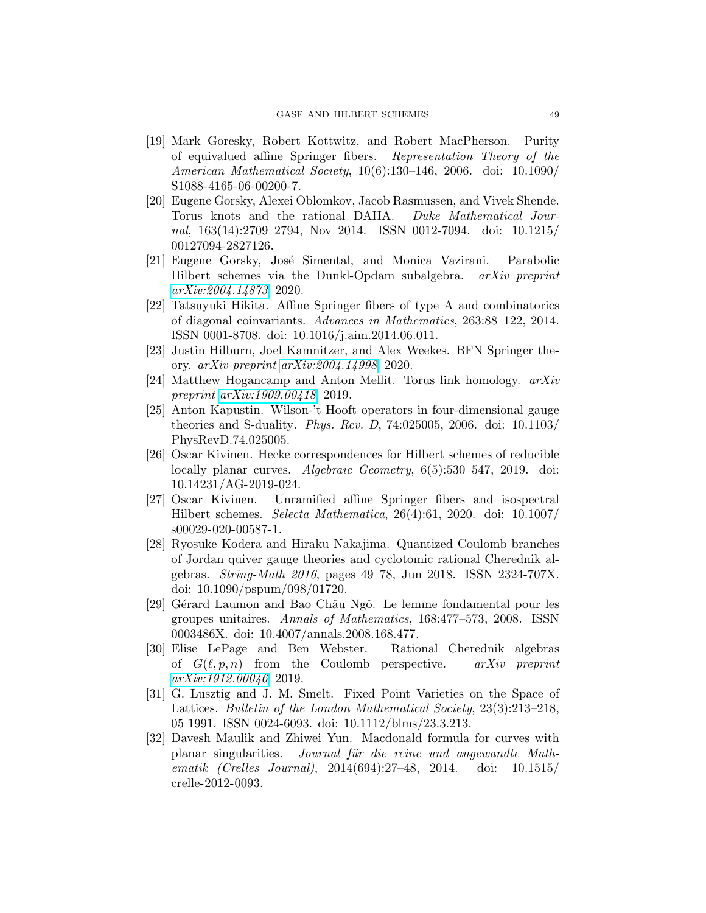[19] Mark Goresky, Robert Kottwitz, and Robert MacPherson. Purity of equivalued affine Springer fibers. *Representation Theory of the American Mathematical Society*, 10(6):130–146, 2006. doi: 10.1090/S1088-4165-06-00200-7.

[20] Eugene Gorsky, Alexei Oblomkov, Jacob Rasmussen, and Vivek Shende. Torus knots and the rational DAHA. *Duke Mathematical Journal*, 163(14):2709–2794, Nov 2014. ISSN 0012-7094. doi: 10.1215/00127094-2827126.

[21] Eugene Gorsky, José Simental, and Monica Vazirani. Parabolic Hilbert schemes via the Dunkl-Opdam subalgebra. *arXiv preprint arXiv:2004.14873*, 2020.

[22] Tatsuyuki Hikita. Affine Springer fibers of type A and combinatorics of diagonal coinvariants. *Advances in Mathematics*, 263:88–122, 2014. ISSN 0001-8708. doi: 10.1016/j.aim.2014.06.011.

[23] Justin Hilburn, Joel Kamnitzer, and Alex Weekes. BFN Springer theory. *arXiv preprint arXiv:2004.14998*, 2020.

[24] Matthew Hogancamp and Anton Mellit. Torus link homology. *arXiv preprint arXiv:1909.00418*, 2019.

[25] Anton Kapustin. Wilson-'t Hooft operators in four-dimensional gauge theories and S-duality. *Phys. Rev. D*, 74:025005, 2006. doi: 10.1103/PhysRevD.74.025005.

[26] Oscar Kivinen. Hecke correspondences for Hilbert schemes of reducible locally planar curves. *Algebraic Geometry*, 6(5):530–547, 2019. doi: 10.14231/AG-2019-024.

[27] Oscar Kivinen. Unramified affine Springer fibers and isospectral Hilbert schemes. *Selecta Mathematica*, 26(4):61, 2020. doi: 10.1007/s00029-020-00587-1.

[28] Ryosuke Kodera and Hiraku Nakajima. Quantized Coulomb branches of Jordan quiver gauge theories and cyclotomic rational Cherednik algebras. *String-Math 2016*, pages 49–78, Jun 2018. ISSN 2324-707X. doi: 10.1090/pspum/098/01720.

[29] Gérard Laumon and Bao Châu Ngô. Le lemme fondamental pour les groupes unitaires. *Annals of Mathematics*, 168:477–573, 2008. ISSN 0003486X. doi: 10.4007/annals.2008.168.477.

[30] Elise LePage and Ben Webster. Rational Cherednik algebras of $G(\ell, p, n)$ from the Coulomb perspective. *arXiv preprint arXiv:1912.00046*, 2019.

[31] G. Lusztig and J. M. Smelt. Fixed Point Varieties on the Space of Lattices. *Bulletin of the London Mathematical Society*, 23(3):213–218, 05 1991. ISSN 0024-6093. doi: 10.1112/blms/23.3.213.

[32] Davesh Maulik and Zhiwei Yun. Macdonald formula for curves with planar singularities. *Journal für die reine und angewandte Mathematik (Crelles Journal)*, 2014(694):27–48, 2014. doi: 10.1515/crelle-2012-0093.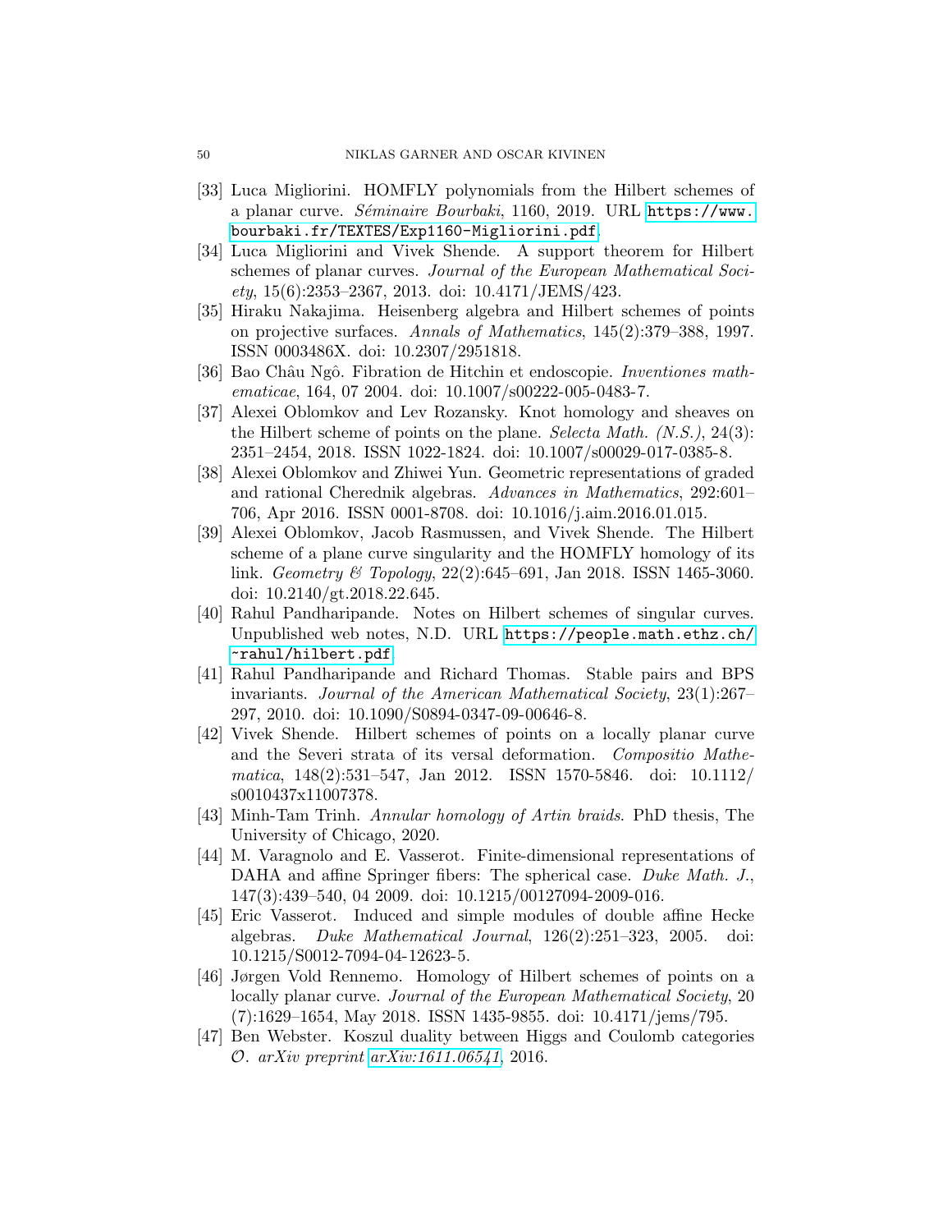[33] Luca Migliorini. HOMFLY polynomials from the Hilbert schemes of a planar curve. *Séminaire Bourbaki*, 1160, 2019. URL https://www.bourbaki.fr/TEXTES/Exp1160-Migliorini.pdf.

[34] Luca Migliorini and Vivek Shende. A support theorem for Hilbert schemes of planar curves. *Journal of the European Mathematical Society*, 15(6):2353–2367, 2013. doi: 10.4171/JEMS/423.

[35] Hiraku Nakajima. Heisenberg algebra and Hilbert schemes of points on projective surfaces. *Annals of Mathematics*, 145(2):379–388, 1997. ISSN 0003486X. doi: 10.2307/2951818.

[36] Bao Châu Ngô. Fibration de Hitchin et endoscopie. *Inventiones mathematicae*, 164, 07 2004. doi: 10.1007/s00222-005-0483-7.

[37] Alexei Oblomkov and Lev Rozansky. Knot homology and sheaves on the Hilbert scheme of points on the plane. *Selecta Math. (N.S.)*, 24(3): 2351–2454, 2018. ISSN 1022-1824. doi: 10.1007/s00029-017-0385-8.

[38] Alexei Oblomkov and Zhiwei Yun. Geometric representations of graded and rational Cherednik algebras. *Advances in Mathematics*, 292:601–706, Apr 2016. ISSN 0001-8708. doi: 10.1016/j.aim.2016.01.015.

[39] Alexei Oblomkov, Jacob Rasmussen, and Vivek Shende. The Hilbert scheme of a plane curve singularity and the HOMFLY homology of its link. *Geometry & Topology*, 22(2):645–691, Jan 2018. ISSN 1465-3060. doi: 10.2140/gt.2018.22.645.

[40] Rahul Pandharipande. Notes on Hilbert schemes of singular curves. Unpublished web notes, N.D. URL https://people.math.ethz.ch/~rahul/hilbert.pdf.

[41] Rahul Pandharipande and Richard Thomas. Stable pairs and BPS invariants. *Journal of the American Mathematical Society*, 23(1):267–297, 2010. doi: 10.1090/S0894-0347-09-00646-8.

[42] Vivek Shende. Hilbert schemes of points on a locally planar curve and the Severi strata of its versal deformation. *Compositio Mathematica*, 148(2):531–547, Jan 2012. ISSN 1570-5846. doi: 10.1112/s0010437x11007378.

[43] Minh-Tam Trinh. *Annular homology of Artin braids*. PhD thesis, The University of Chicago, 2020.

[44] M. Varagnolo and E. Vasserot. Finite-dimensional representations of DAHA and affine Springer fibers: The spherical case. *Duke Math. J.*, 147(3):439–540, 04 2009. doi: 10.1215/00127094-2009-016.

[45] Eric Vasserot. Induced and simple modules of double affine Hecke algebras. *Duke Mathematical Journal*, 126(2):251–323, 2005. doi: 10.1215/S0012-7094-04-12623-5.

[46] Jørgen Vold Rennemo. Homology of Hilbert schemes of points on a locally planar curve. *Journal of the European Mathematical Society*, 20 (7):1629–1654, May 2018. ISSN 1435-9855. doi: 10.4171/jems/795.

[47] Ben Webster. Koszul duality between Higgs and Coulomb categories $\mathcal{O}$. *arXiv preprint arXiv:1611.06541*, 2016.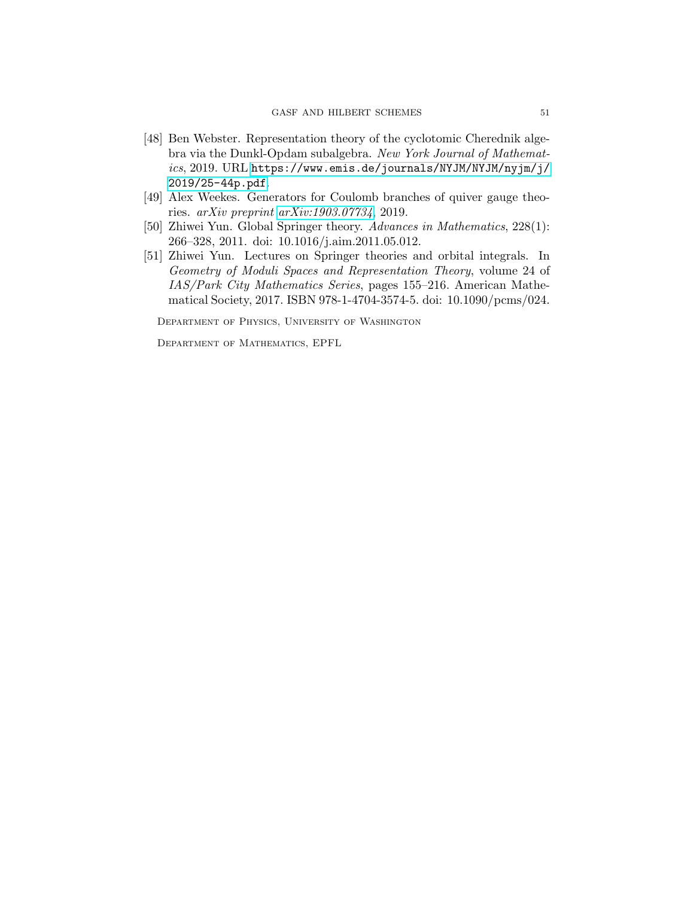[48] Ben Webster. Representation theory of the cyclotomic Cherednik algebra via the Dunkl-Opdam subalgebra. *New York Journal of Mathematics*, 2019. URL https://www.emis.de/journals/NYJM/NYJM/nyjm/j/2019/25-44p.pdf.

[49] Alex Weekes. Generators for Coulomb branches of quiver gauge theories. *arXiv preprint arXiv:1903.07734*, 2019.

[50] Zhiwei Yun. Global Springer theory. *Advances in Mathematics*, 228(1): 266–328, 2011. doi: 10.1016/j.aim.2011.05.012.

[51] Zhiwei Yun. Lectures on Springer theories and orbital integrals. In *Geometry of Moduli Spaces and Representation Theory*, volume 24 of *IAS/Park City Mathematics Series*, pages 155–216. American Mathematical Society, 2017. ISBN 978-1-4704-3574-5. doi: 10.1090/pcms/024.

Department of Physics, University of Washington

Department of Mathematics, EPFL